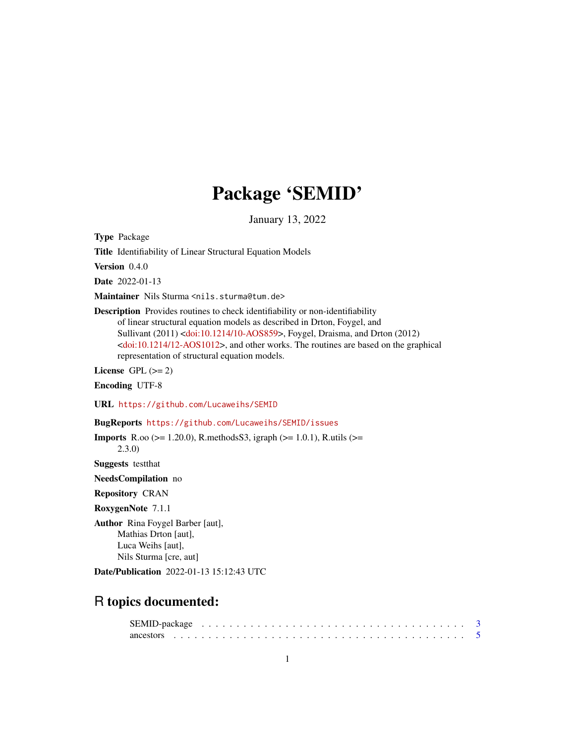# Package 'SEMID'

January 13, 2022

**Type** Package

**Title** Identifiability of Linear Structural Equation Models

**Version** 0.4.0

**Date** 2022-01-13

**Maintainer** Nils Sturma <nils.sturma@tum.de>

**Description** Provides routines to check identifiability or non-identifiability of linear structural equation models as described in Drton, Foygel, and Sullivant (2011) <doi:10.1214/10-AOS859>, Foygel, Draisma, and Drton (2012) <doi:10.1214/12-AOS1012>, and other works. The routines are based on the graphical representation of structural equation models.

**License** GPL (>= 2)

**Encoding** UTF-8

**URL** https://github.com/Lucaweihs/SEMID

**BugReports** https://github.com/Lucaweihs/SEMID/issues

**Imports** R.oo (>= 1.20.0), R.methodsS3, igraph (>= 1.0.1), R.utils (>= 2.3.0)

**Suggests** testthat

**NeedsCompilation** no

**Repository** CRAN

**RoxygenNote** 7.1.1

**Author** Rina Foygel Barber [aut],
Mathias Drton [aut],
Luca Weihs [aut],
Nils Sturma [cre, aut]

**Date/Publication** 2022-01-13 15:12:43 UTC

## R topics documented:

SEMID-package . . . . . . . . . . . . . . . . . . . . . . . . . . . . . . . . . . . . 3
ancestors . . . . . . . . . . . . . . . . . . . . . . . . . . . . . . . . . . . . . . . 5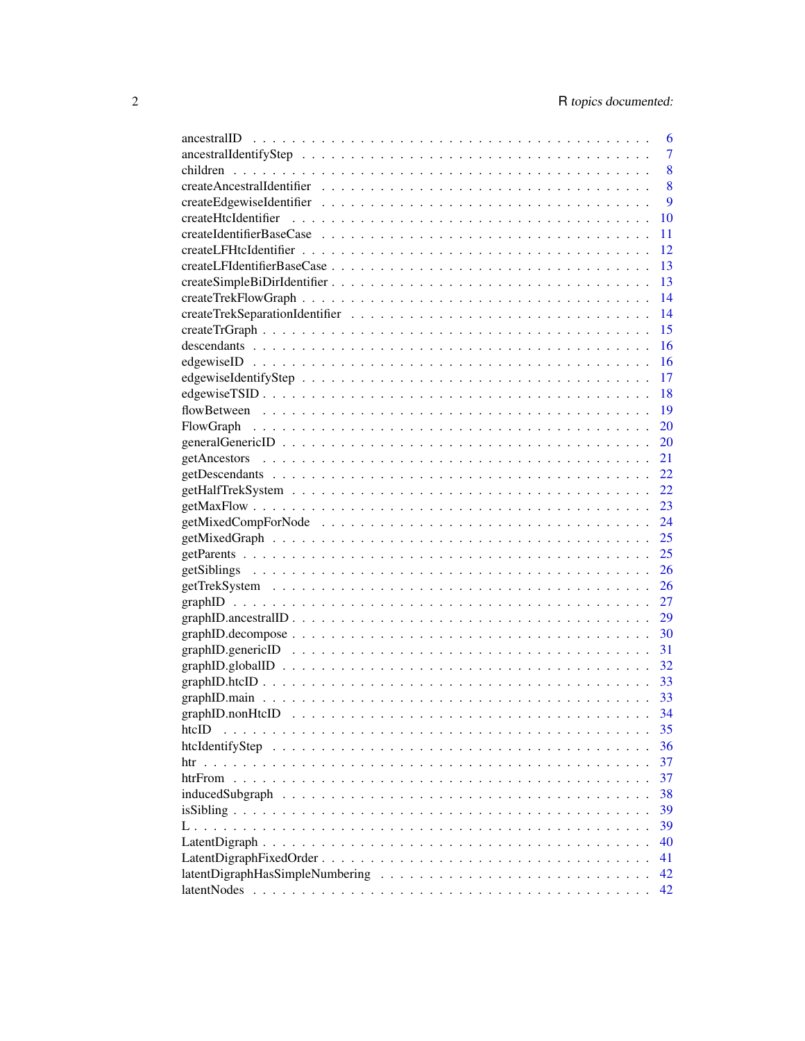| | |
|---|---|
| ancestralID | 6 |
| ancestralIdentifyStep | 7 |
| children | 8 |
| createAncestralIdentifier | 8 |
| createEdgewiseIdentifier | 9 |
| createHtcIdentifier | 10 |
| createIdentifierBaseCase | 11 |
| createLFHtcIdentifier | 12 |
| createLFIdentifierBaseCase | 13 |
| createSimpleBiDirIdentifier | 13 |
| createTrekFlowGraph | 14 |
| createTrekSeparationIdentifier | 14 |
| createTrGraph | 15 |
| descendants | 16 |
| edgewiseID | 16 |
| edgewiseIdentifyStep | 17 |
| edgewiseTSID | 18 |
| flowBetween | 19 |
| FlowGraph | 20 |
| generalGenericID | 20 |
| getAncestors | 21 |
| getDescendants | 22 |
| getHalfTrekSystem | 22 |
| getMaxFlow | 23 |
| getMixedCompForNode | 24 |
| getMixedGraph | 25 |
| getParents | 25 |
| getSiblings | 26 |
| getTrekSystem | 26 |
| graphID | 27 |
| graphID.ancestralID | 29 |
| graphID.decompose | 30 |
| graphID.genericID | 31 |
| graphID.globalID | 32 |
| graphID.htcID | 33 |
| graphID.main | 33 |
| graphID.nonHtcID | 34 |
| htcID | 35 |
| htcIdentifyStep | 36 |
| htr | 37 |
| htrFrom | 37 |
| inducedSubgraph | 38 |
| isSibling | 39 |
| L | 39 |
| LatentDigraph | 40 |
| LatentDigraphFixedOrder | 41 |
| latentDigraphHasSimpleNumbering | 42 |
| latentNodes | 42 |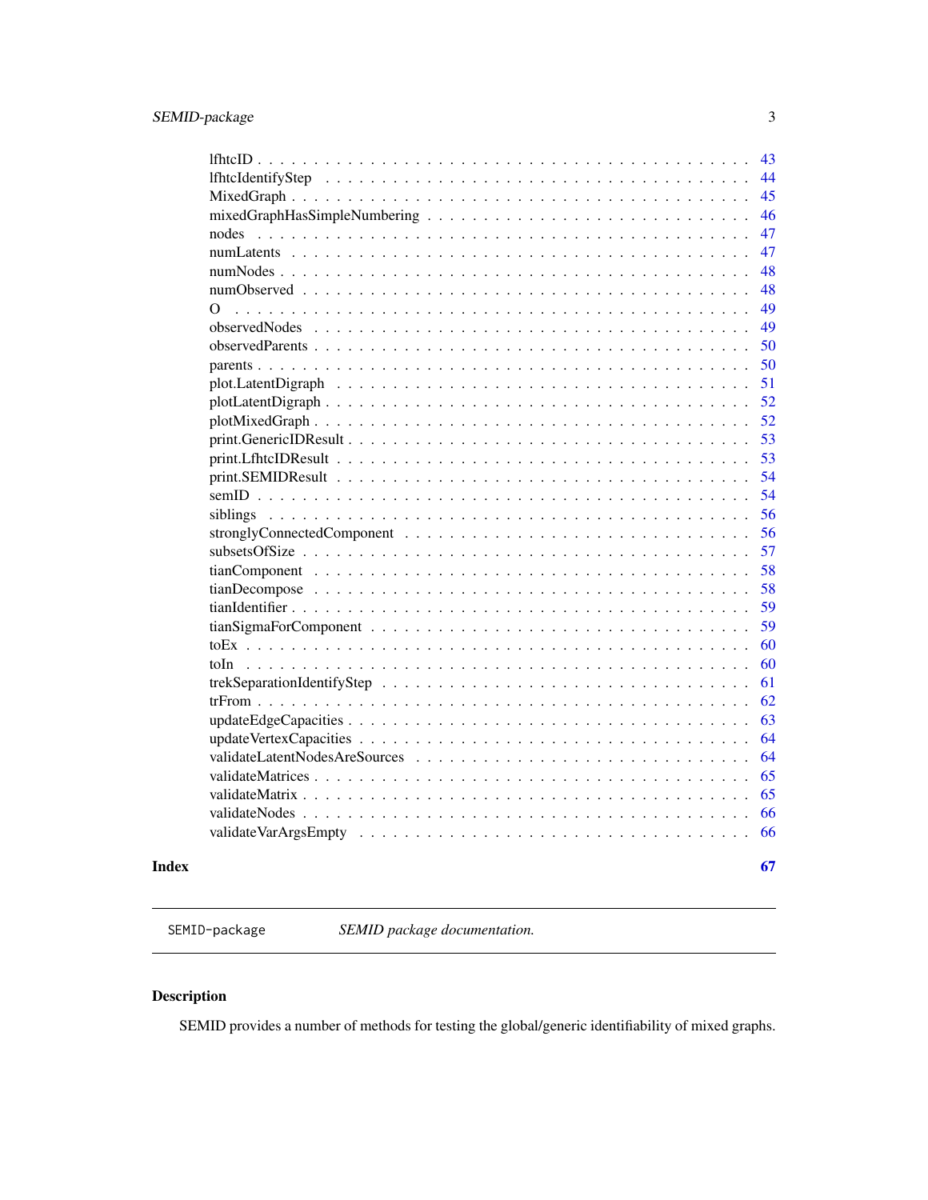| | |
|---|---|
| lfhtcID | 43 |
| lfhtcIdentifyStep | 44 |
| MixedGraph | 45 |
| mixedGraphHasSimpleNumbering | 46 |
| nodes | 47 |
| numLatents | 47 |
| numNodes | 48 |
| numObserved | 48 |
| O | 49 |
| observedNodes | 49 |
| observedParents | 50 |
| parents | 50 |
| plot.LatentDigraph | 51 |
| plotLatentDigraph | 52 |
| plotMixedGraph | 52 |
| print.GenericIDResult | 53 |
| print.LfhtcIDResult | 53 |
| print.SEMIDResult | 54 |
| semID | 54 |
| siblings | 56 |
| stronglyConnectedComponent | 56 |
| subsetsOfSize | 57 |
| tianComponent | 58 |
| tianDecompose | 58 |
| tianIdentifier | 59 |
| tianSigmaForComponent | 59 |
| toEx | 60 |
| toIn | 60 |
| trekSeparationIdentifyStep | 61 |
| trFrom | 62 |
| updateEdgeCapacities | 63 |
| updateVertexCapacities | 64 |
| validateLatentNodesAreSources | 64 |
| validateMatrices | 65 |
| validateMatrix | 65 |
| validateNodes | 66 |
| validateVarArgsEmpty | 66 |

**Index** **67**

---

SEMID-package *SEMID package documentation.*

---

## Description

SEMID provides a number of methods for testing the global/generic identifiability of mixed graphs.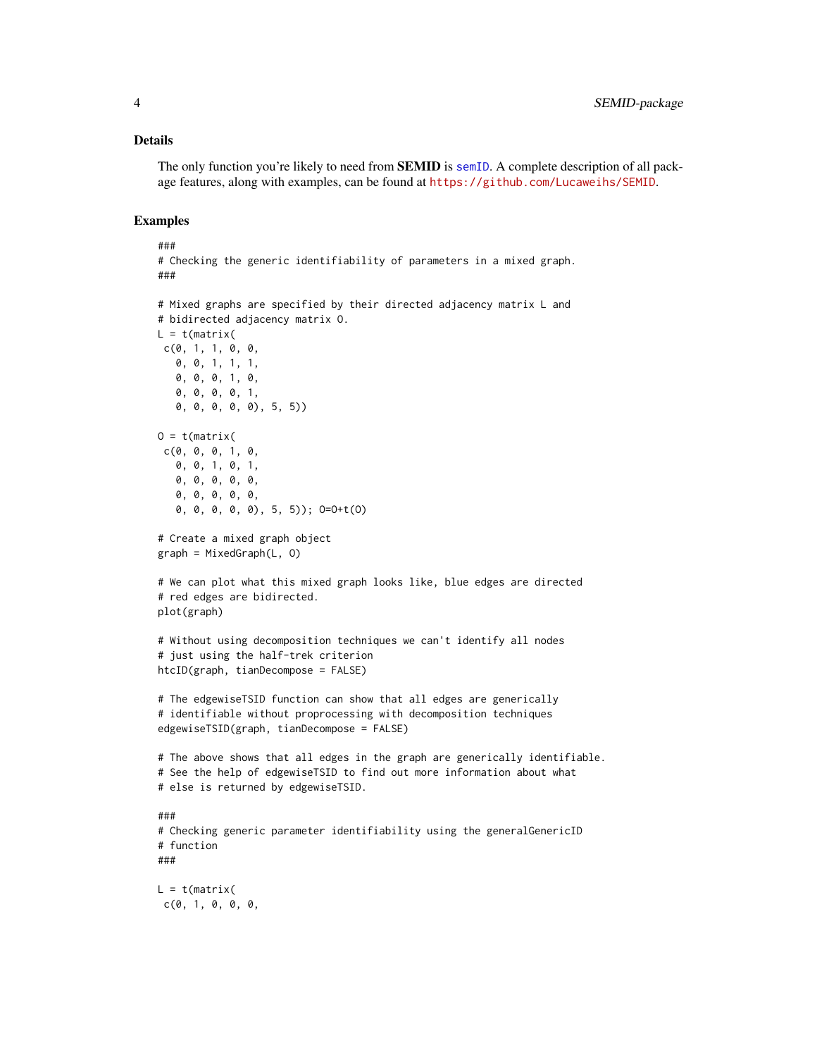## Details

The only function you're likely to need from **SEMID** is semID. A complete description of all package features, along with examples, can be found at https://github.com/Lucaweihs/SEMID.

## Examples

```
###
# Checking the generic identifiability of parameters in a mixed graph.
###

# Mixed graphs are specified by their directed adjacency matrix L and
# bidirected adjacency matrix O.
L = t(matrix(
 c(0, 1, 1, 0, 0,
   0, 0, 1, 1, 1,
   0, 0, 0, 1, 0,
   0, 0, 0, 0, 1,
   0, 0, 0, 0, 0), 5, 5))

O = t(matrix(
 c(0, 0, 0, 1, 0,
   0, 0, 1, 0, 1,
   0, 0, 0, 0, 0,
   0, 0, 0, 0, 0,
   0, 0, 0, 0, 0), 5, 5)); O=O+t(O)

# Create a mixed graph object
graph = MixedGraph(L, O)

# We can plot what this mixed graph looks like, blue edges are directed
# red edges are bidirected.
plot(graph)

# Without using decomposition techniques we can't identify all nodes
# just using the half-trek criterion
htcID(graph, tianDecompose = FALSE)

# The edgewiseTSID function can show that all edges are generically
# identifiable without proprocessing with decomposition techniques
edgewiseTSID(graph, tianDecompose = FALSE)

# The above shows that all edges in the graph are generically identifiable.
# See the help of edgewiseTSID to find out more information about what
# else is returned by edgewiseTSID.

###
# Checking generic parameter identifiability using the generalGenericID
# function
###

L = t(matrix(
 c(0, 1, 0, 0, 0,
```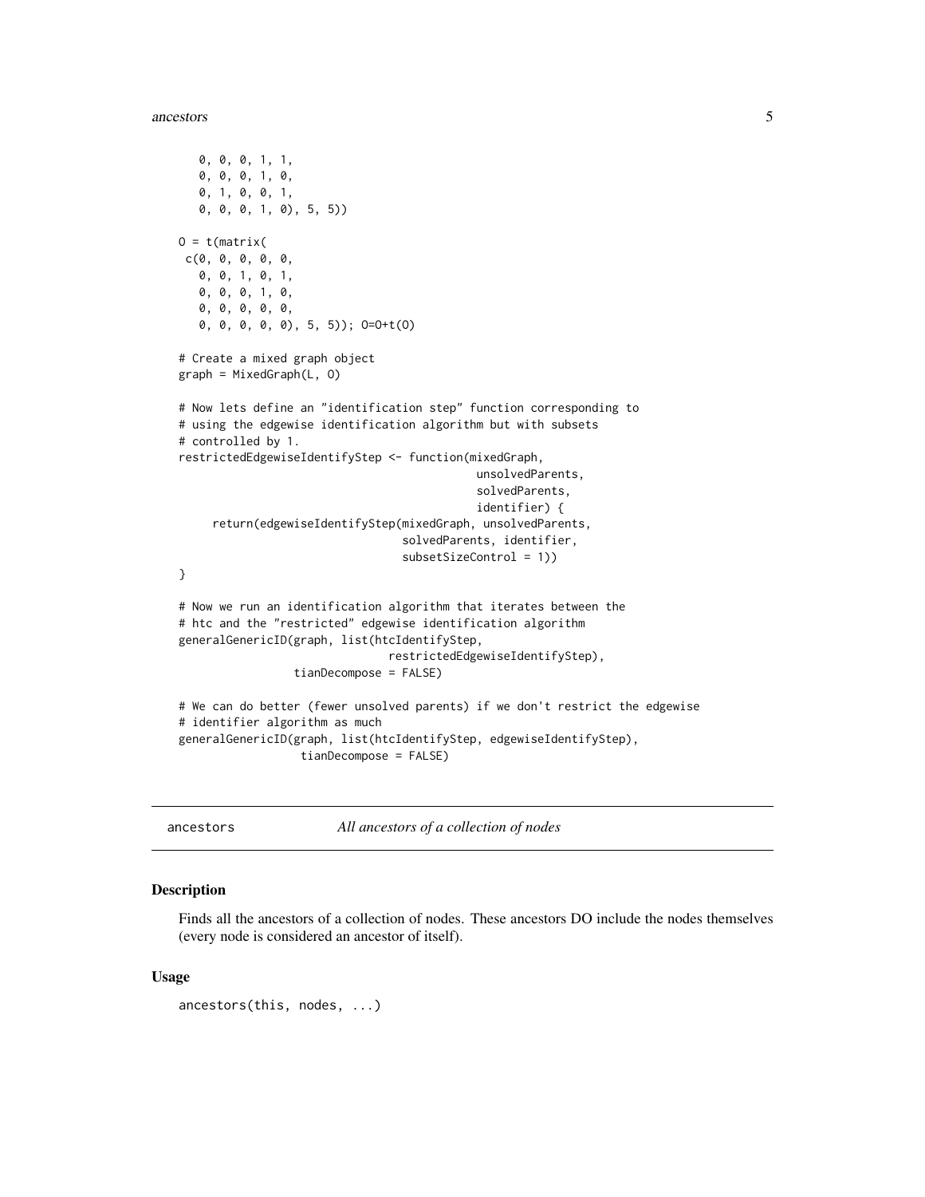```
    0, 0, 0, 1, 1,
    0, 0, 0, 1, 0,
    0, 1, 0, 0, 1,
    0, 0, 0, 1, 0), 5, 5))

O = t(matrix(
 c(0, 0, 0, 0, 0,
   0, 0, 1, 0, 1,
   0, 0, 0, 1, 0,
   0, 0, 0, 0, 0,
   0, 0, 0, 0, 0), 5, 5)); O=O+t(O)

# Create a mixed graph object
graph = MixedGraph(L, O)

# Now lets define an "identification step" function corresponding to
# using the edgewise identification algorithm but with subsets
# controlled by 1.
restrictedEdgewiseIdentifyStep <- function(mixedGraph,
                                            unsolvedParents,
                                            solvedParents,
                                            identifier) {
     return(edgewiseIdentifyStep(mixedGraph, unsolvedParents,
                                 solvedParents, identifier,
                                 subsetSizeControl = 1))
}

# Now we run an identification algorithm that iterates between the
# htc and the "restricted" edgewise identification algorithm
generalGenericID(graph, list(htcIdentifyStep,
                             restrictedEdgewiseIdentifyStep),
                 tianDecompose = FALSE)

# We can do better (fewer unsolved parents) if we don't restrict the edgewise
# identifier algorithm as much
generalGenericID(graph, list(htcIdentifyStep, edgewiseIdentifyStep),
                  tianDecompose = FALSE)
```

## ancestors — *All ancestors of a collection of nodes*

### Description

Finds all the ancestors of a collection of nodes. These ancestors DO include the nodes themselves (every node is considered an ancestor of itself).

### Usage

```
ancestors(this, nodes, ...)
```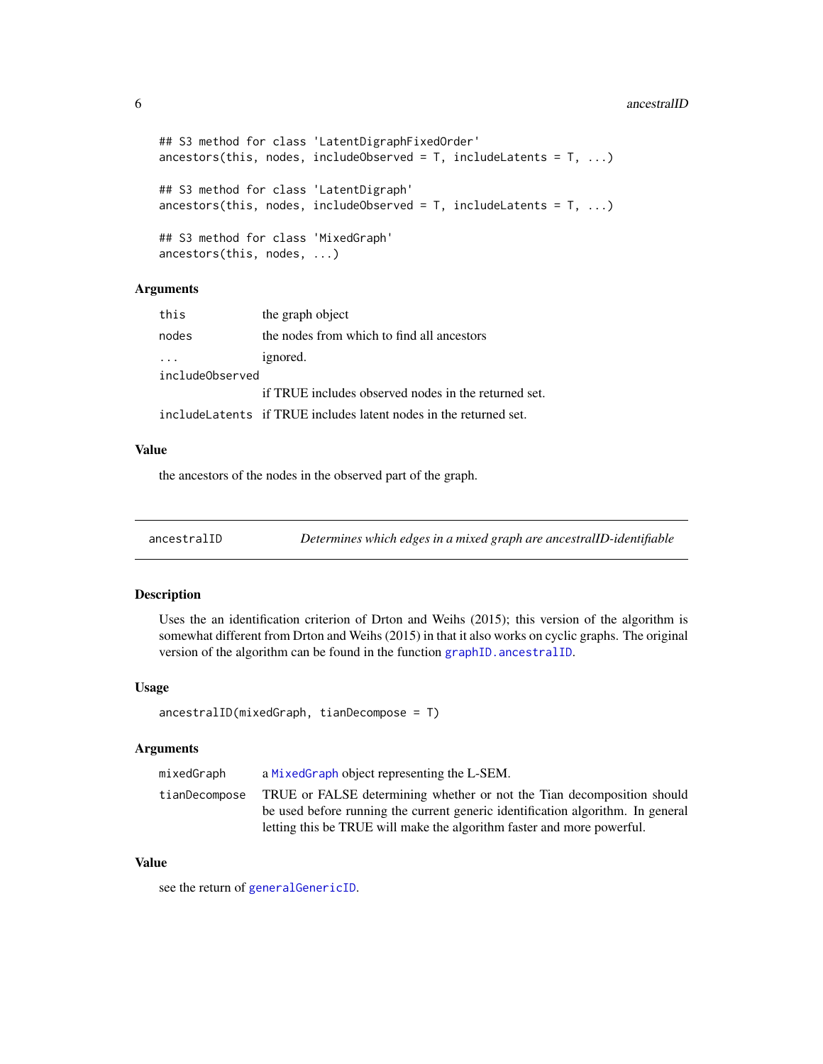```
## S3 method for class 'LatentDigraphFixedOrder'
ancestors(this, nodes, includeObserved = T, includeLatents = T, ...)

## S3 method for class 'LatentDigraph'
ancestors(this, nodes, includeObserved = T, includeLatents = T, ...)

## S3 method for class 'MixedGraph'
ancestors(this, nodes, ...)
```

### Arguments

| | |
|---|---|
| `this` | the graph object |
| `nodes` | the nodes from which to find all ancestors |
| `...` | ignored. |
| `includeObserved` | if TRUE includes observed nodes in the returned set. |
| `includeLatents` | if TRUE includes latent nodes in the returned set. |

### Value

the ancestors of the nodes in the observed part of the graph.

---

## ancestralID — *Determines which edges in a mixed graph are ancestralID-identifiable*

---

### Description

Uses the an identification criterion of Drton and Weihs (2015); this version of the algorithm is somewhat different from Drton and Weihs (2015) in that it also works on cyclic graphs. The original version of the algorithm can be found in the function `graphID.ancestralID`.

### Usage

```
ancestralID(mixedGraph, tianDecompose = T)
```

### Arguments

| | |
|---|---|
| `mixedGraph` | a `MixedGraph` object representing the L-SEM. |
| `tianDecompose` | TRUE or FALSE determining whether or not the Tian decomposition should be used before running the current generic identification algorithm. In general letting this be TRUE will make the algorithm faster and more powerful. |

### Value

see the return of `generalGenericID`.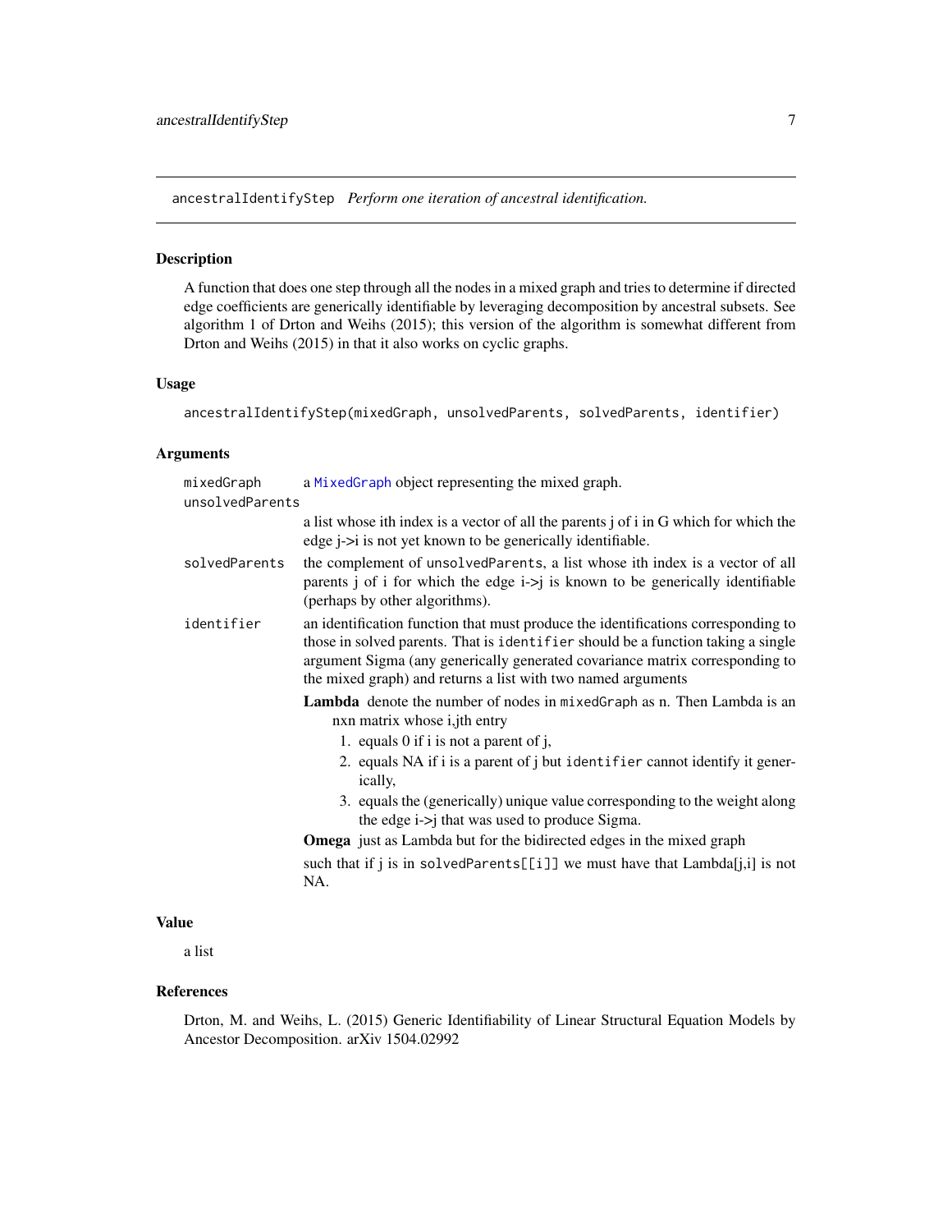## ancestralIdentifyStep *Perform one iteration of ancestral identification.*

### Description

A function that does one step through all the nodes in a mixed graph and tries to determine if directed edge coefficients are generically identifiable by leveraging decomposition by ancestral subsets. See algorithm 1 of Drton and Weihs (2015); this version of the algorithm is somewhat different from Drton and Weihs (2015) in that it also works on cyclic graphs.

### Usage

```
ancestralIdentifyStep(mixedGraph, unsolvedParents, solvedParents, identifier)
```

### Arguments

- `mixedGraph` a `MixedGraph` object representing the mixed graph.
- `unsolvedParents` a list whose ith index is a vector of all the parents j of i in G which for which the edge j->i is not yet known to be generically identifiable.
- `solvedParents` the complement of `unsolvedParents`, a list whose ith index is a vector of all parents j of i for which the edge i->j is known to be generically identifiable (perhaps by other algorithms).
- `identifier` an identification function that must produce the identifications corresponding to those in solved parents. That is `identifier` should be a function taking a single argument Sigma (any generically generated covariance matrix corresponding to the mixed graph) and returns a list with two named arguments

  **Lambda** denote the number of nodes in `mixedGraph` as n. Then Lambda is an nxn matrix whose i,jth entry

  1. equals 0 if i is not a parent of j,
  2. equals NA if i is a parent of j but `identifier` cannot identify it generically,
  3. equals the (generically) unique value corresponding to the weight along the edge i->j that was used to produce Sigma.

  **Omega** just as Lambda but for the bidirected edges in the mixed graph

  such that if j is in `solvedParents[[i]]` we must have that Lambda[j,i] is not NA.

### Value

a list

### References

Drton, M. and Weihs, L. (2015) Generic Identifiability of Linear Structural Equation Models by Ancestor Decomposition. arXiv 1504.02992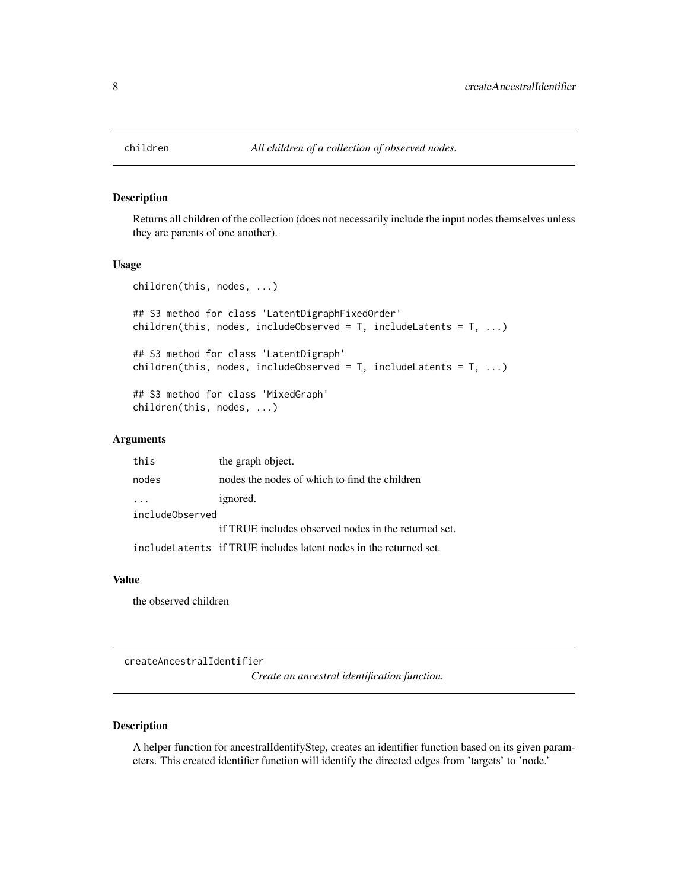## children — *All children of a collection of observed nodes.*

### Description

Returns all children of the collection (does not necessarily include the input nodes themselves unless they are parents of one another).

### Usage

```
children(this, nodes, ...)

## S3 method for class 'LatentDigraphFixedOrder'
children(this, nodes, includeObserved = T, includeLatents = T, ...)

## S3 method for class 'LatentDigraph'
children(this, nodes, includeObserved = T, includeLatents = T, ...)

## S3 method for class 'MixedGraph'
children(this, nodes, ...)
```

### Arguments

| | |
|---|---|
| `this` | the graph object. |
| `nodes` | nodes the nodes of which to find the children |
| `...` | ignored. |
| `includeObserved` | if TRUE includes observed nodes in the returned set. |
| `includeLatents` | if TRUE includes latent nodes in the returned set. |

### Value

the observed children

## createAncestralIdentifier — *Create an ancestral identification function.*

### Description

A helper function for ancestralIdentifyStep, creates an identifier function based on its given parameters. This created identifier function will identify the directed edges from 'targets' to 'node.'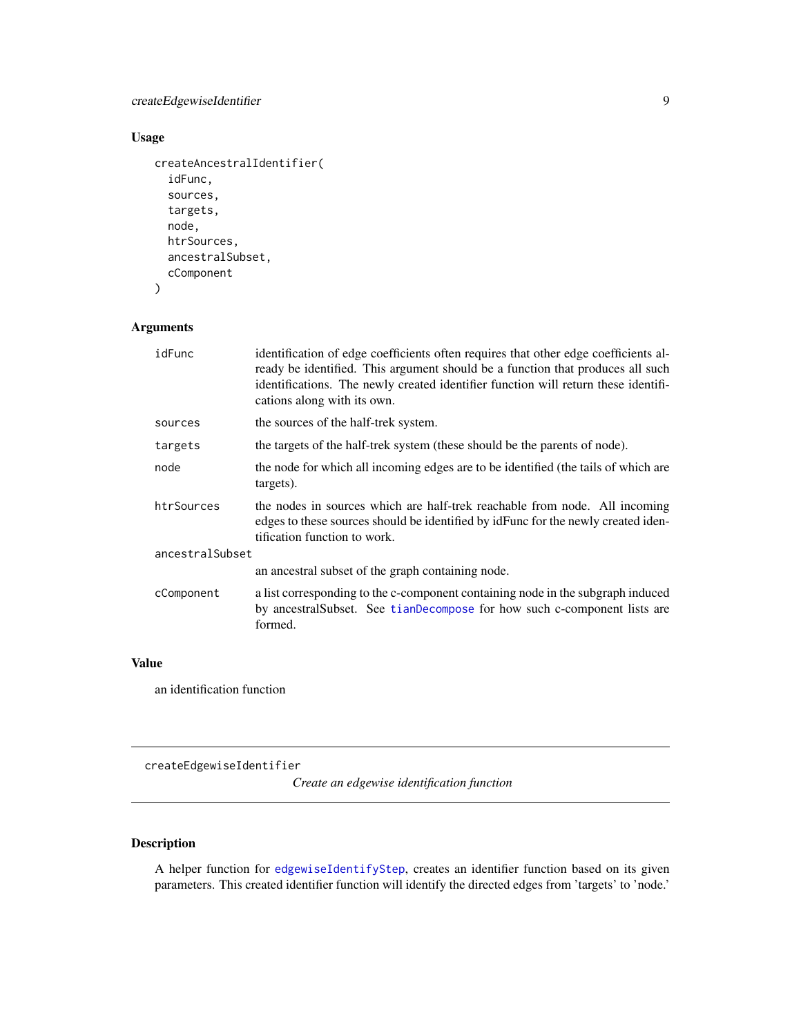## Usage

```
createAncestralIdentifier(
  idFunc,
  sources,
  targets,
  node,
  htrSources,
  ancestralSubset,
  cComponent
)
```

## Arguments

| | |
|---|---|
| idFunc | identification of edge coefficients often requires that other edge coefficients already be identified. This argument should be a function that produces all such identifications. The newly created identifier function will return these identifications along with its own. |
| sources | the sources of the half-trek system. |
| targets | the targets of the half-trek system (these should be the parents of node). |
| node | the node for which all incoming edges are to be identified (the tails of which are targets). |
| htrSources | the nodes in sources which are half-trek reachable from node. All incoming edges to these sources should be identified by idFunc for the newly created identification function to work. |
| ancestralSubset | an ancestral subset of the graph containing node. |
| cComponent | a list corresponding to the c-component containing node in the subgraph induced by ancestralSubset. See tianDecompose for how such c-component lists are formed. |

## Value

an identification function

---

# createEdgewiseIdentifier

*Create an edgewise identification function*

## Description

A helper function for edgewiseIdentifyStep, creates an identifier function based on its given parameters. This created identifier function will identify the directed edges from 'targets' to 'node.'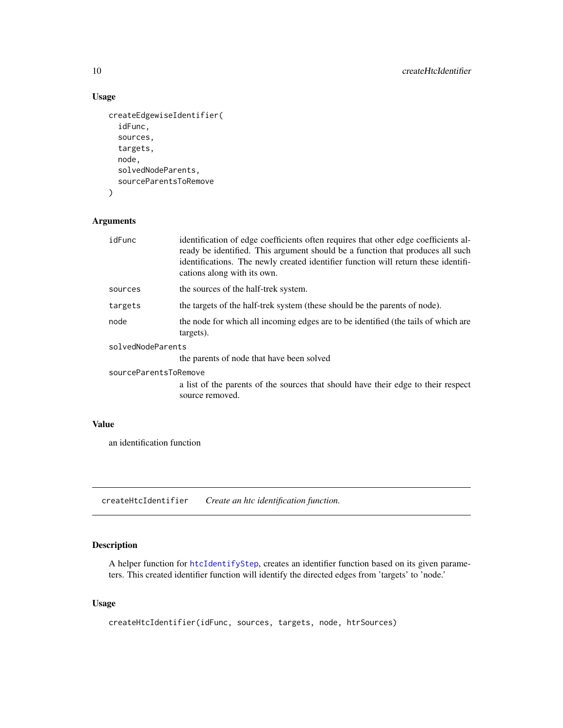### Usage

```
createEdgewiseIdentifier(
  idFunc,
  sources,
  targets,
  node,
  solvedNodeParents,
  sourceParentsToRemove
)
```

### Arguments

| | |
|---|---|
| idFunc | identification of edge coefficients often requires that other edge coefficients already be identified. This argument should be a function that produces all such identifications. The newly created identifier function will return these identifications along with its own. |
| sources | the sources of the half-trek system. |
| targets | the targets of the half-trek system (these should be the parents of node). |
| node | the node for which all incoming edges are to be identified (the tails of which are targets). |
| solvedNodeParents | the parents of node that have been solved |
| sourceParentsToRemove | a list of the parents of the sources that should have their edge to their respect source removed. |

### Value

an identification function

---

## createHtcIdentifier *Create an htc identification function.*

---

### Description

A helper function for htcIdentifyStep, creates an identifier function based on its given parameters. This created identifier function will identify the directed edges from 'targets' to 'node.'

### Usage

```
createHtcIdentifier(idFunc, sources, targets, node, htrSources)
```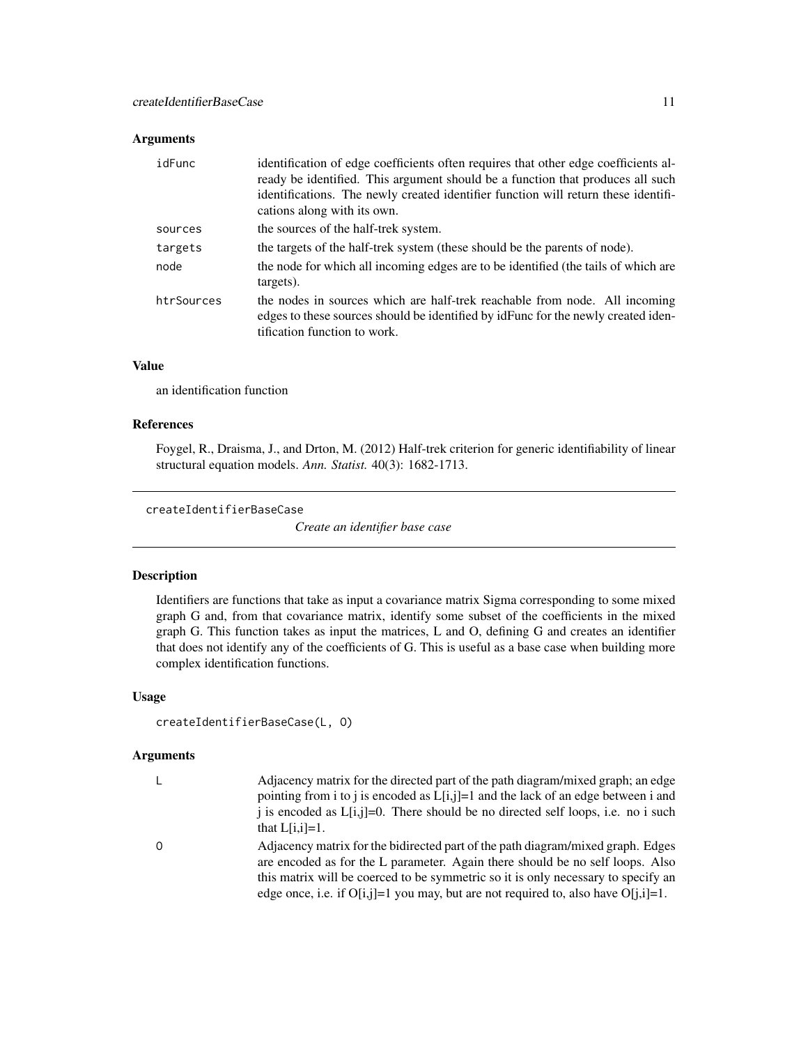### Arguments

| | |
|---|---|
| idFunc | identification of edge coefficients often requires that other edge coefficients already be identified. This argument should be a function that produces all such identifications. The newly created identifier function will return these identifications along with its own. |
| sources | the sources of the half-trek system. |
| targets | the targets of the half-trek system (these should be the parents of node). |
| node | the node for which all incoming edges are to be identified (the tails of which are targets). |
| htrSources | the nodes in sources which are half-trek reachable from node. All incoming edges to these sources should be identified by idFunc for the newly created identification function to work. |

### Value

an identification function

### References

Foygel, R., Draisma, J., and Drton, M. (2012) Half-trek criterion for generic identifiability of linear structural equation models. *Ann. Statist.* 40(3): 1682-1713.

---

## createIdentifierBaseCase

*Create an identifier base case*

### Description

Identifiers are functions that take as input a covariance matrix Sigma corresponding to some mixed graph G and, from that covariance matrix, identify some subset of the coefficients in the mixed graph G. This function takes as input the matrices, L and O, defining G and creates an identifier that does not identify any of the coefficients of G. This is useful as a base case when building more complex identification functions.

### Usage

```
createIdentifierBaseCase(L, O)
```

### Arguments

| | |
|---|---|
| L | Adjacency matrix for the directed part of the path diagram/mixed graph; an edge pointing from i to j is encoded as L[i,j]=1 and the lack of an edge between i and j is encoded as L[i,j]=0. There should be no directed self loops, i.e. no i such that L[i,i]=1. |
| O | Adjacency matrix for the bidirected part of the path diagram/mixed graph. Edges are encoded as for the L parameter. Again there should be no self loops. Also this matrix will be coerced to be symmetric so it is only necessary to specify an edge once, i.e. if O[i,j]=1 you may, but are not required to, also have O[j,i]=1. |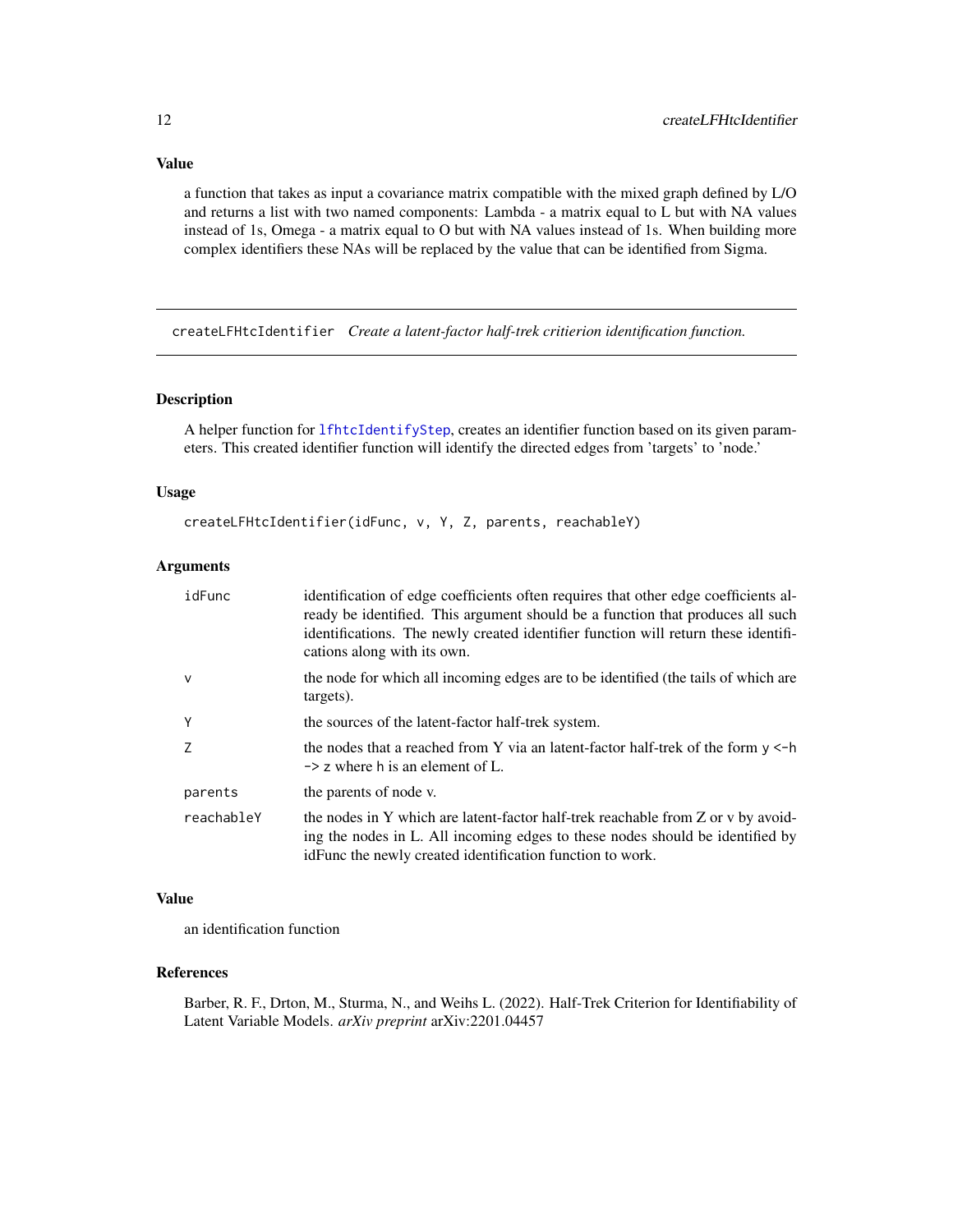### Value

a function that takes as input a covariance matrix compatible with the mixed graph defined by L/O and returns a list with two named components: Lambda - a matrix equal to L but with NA values instead of 1s, Omega - a matrix equal to O but with NA values instead of 1s. When building more complex identifiers these NAs will be replaced by the value that can be identified from Sigma.

---

## createLFHtcIdentifier *Create a latent-factor half-trek critierion identification function.*

### Description

A helper function for `lfhtcIdentifyStep`, creates an identifier function based on its given parameters. This created identifier function will identify the directed edges from 'targets' to 'node.'

### Usage

```
createLFHtcIdentifier(idFunc, v, Y, Z, parents, reachableY)
```

### Arguments

| | |
|---|---|
| `idFunc` | identification of edge coefficients often requires that other edge coefficients already be identified. This argument should be a function that produces all such identifications. The newly created identifier function will return these identifications along with its own. |
| `v` | the node for which all incoming edges are to be identified (the tails of which are targets). |
| `Y` | the sources of the latent-factor half-trek system. |
| `Z` | the nodes that a reached from Y via an latent-factor half-trek of the form `y <-h -> z` where `h` is an element of L. |
| `parents` | the parents of node v. |
| `reachableY` | the nodes in Y which are latent-factor half-trek reachable from Z or v by avoiding the nodes in L. All incoming edges to these nodes should be identified by idFunc the newly created identification function to work. |

### Value

an identification function

### References

Barber, R. F., Drton, M., Sturma, N., and Weihs L. (2022). Half-Trek Criterion for Identifiability of Latent Variable Models. *arXiv preprint* arXiv:2201.04457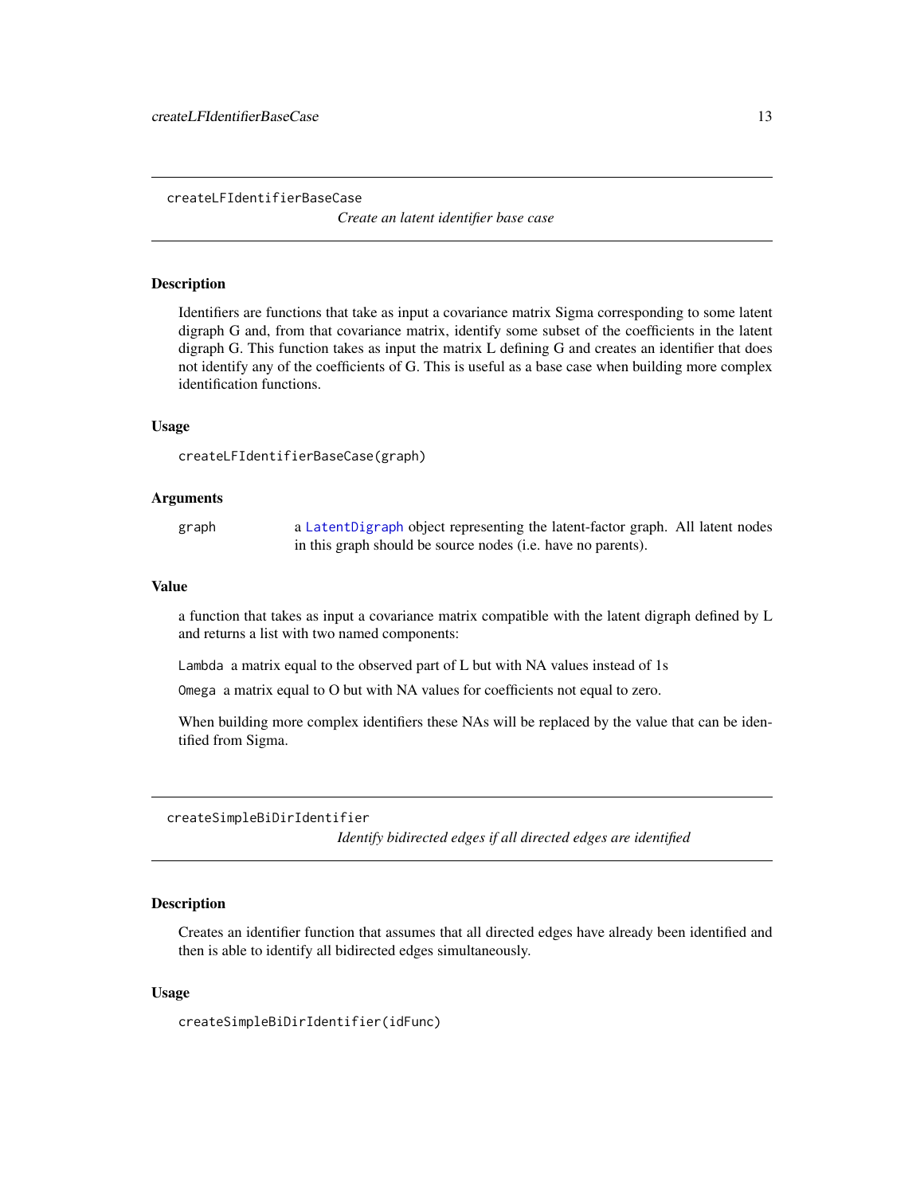## createLFIdentifierBaseCase

*Create an latent identifier base case*

### Description

Identifiers are functions that take as input a covariance matrix Sigma corresponding to some latent digraph G and, from that covariance matrix, identify some subset of the coefficients in the latent digraph G. This function takes as input the matrix L defining G and creates an identifier that does not identify any of the coefficients of G. This is useful as a base case when building more complex identification functions.

### Usage

```
createLFIdentifierBaseCase(graph)
```

### Arguments

| | |
|---|---|
| graph | a LatentDigraph object representing the latent-factor graph. All latent nodes in this graph should be source nodes (i.e. have no parents). |

### Value

a function that takes as input a covariance matrix compatible with the latent digraph defined by L and returns a list with two named components:

`Lambda` a matrix equal to the observed part of L but with NA values instead of 1s

`Omega` a matrix equal to O but with NA values for coefficients not equal to zero.

When building more complex identifiers these NAs will be replaced by the value that can be identified from Sigma.

## createSimpleBiDirIdentifier

*Identify bidirected edges if all directed edges are identified*

### Description

Creates an identifier function that assumes that all directed edges have already been identified and then is able to identify all bidirected edges simultaneously.

### Usage

```
createSimpleBiDirIdentifier(idFunc)
```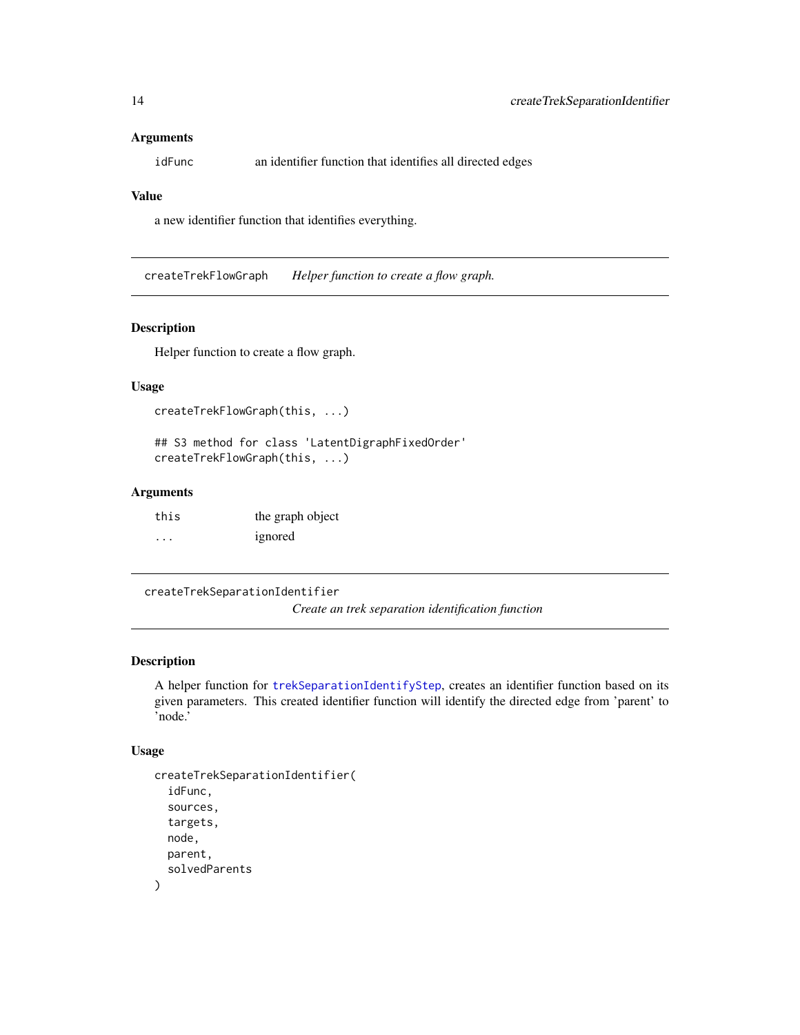### Arguments

| | |
|---|---|
| idFunc | an identifier function that identifies all directed edges |

### Value

a new identifier function that identifies everything.

## createTrekFlowGraph *Helper function to create a flow graph.*

### Description

Helper function to create a flow graph.

### Usage

```
createTrekFlowGraph(this, ...)

## S3 method for class 'LatentDigraphFixedOrder'
createTrekFlowGraph(this, ...)
```

### Arguments

| | |
|---|---|
| this | the graph object |
| ... | ignored |

## createTrekSeparationIdentifier *Create an trek separation identification function*

### Description

A helper function for trekSeparationIdentifyStep, creates an identifier function based on its given parameters. This created identifier function will identify the directed edge from 'parent' to 'node.'

### Usage

```
createTrekSeparationIdentifier(
  idFunc,
  sources,
  targets,
  node,
  parent,
  solvedParents
)
```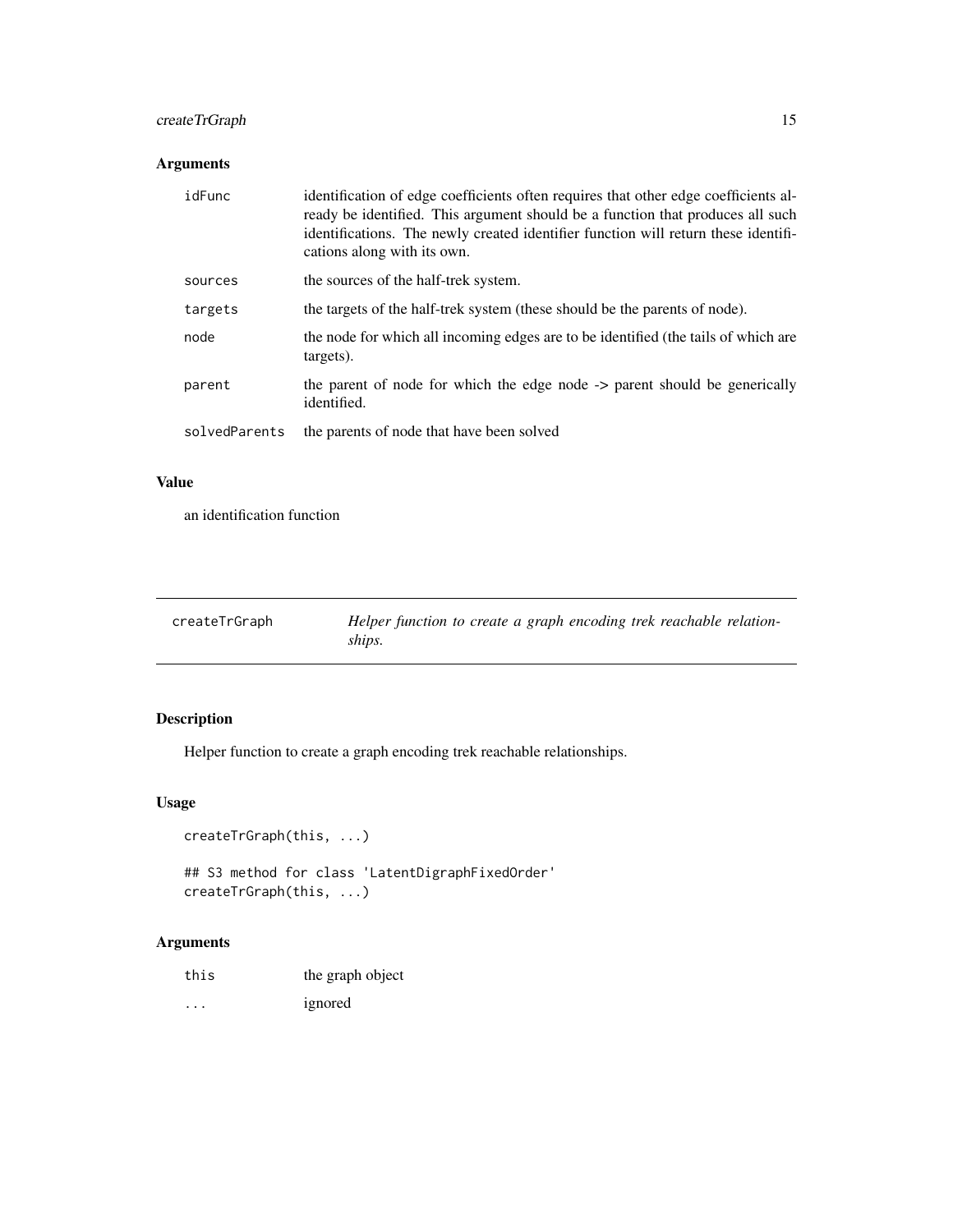## Arguments

| | |
|---|---|
| idFunc | identification of edge coefficients often requires that other edge coefficients already be identified. This argument should be a function that produces all such identifications. The newly created identifier function will return these identifications along with its own. |
| sources | the sources of the half-trek system. |
| targets | the targets of the half-trek system (these should be the parents of node). |
| node | the node for which all incoming edges are to be identified (the tails of which are targets). |
| parent | the parent of node for which the edge node -> parent should be generically identified. |
| solvedParents | the parents of node that have been solved |

## Value

an identification function

---

# createTrGraph — *Helper function to create a graph encoding trek reachable relationships.*

---

## Description

Helper function to create a graph encoding trek reachable relationships.

## Usage

```
createTrGraph(this, ...)

## S3 method for class 'LatentDigraphFixedOrder'
createTrGraph(this, ...)
```

## Arguments

| | |
|---|---|
| this | the graph object |
| ... | ignored |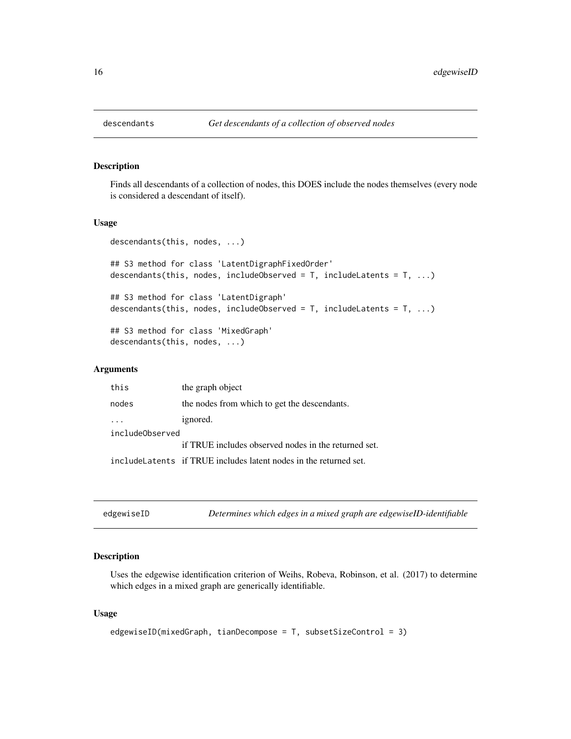## descendants    *Get descendants of a collection of observed nodes*

### Description

Finds all descendants of a collection of nodes, this DOES include the nodes themselves (every node is considered a descendant of itself).

### Usage

```
descendants(this, nodes, ...)

## S3 method for class 'LatentDigraphFixedOrder'
descendants(this, nodes, includeObserved = T, includeLatents = T, ...)

## S3 method for class 'LatentDigraph'
descendants(this, nodes, includeObserved = T, includeLatents = T, ...)

## S3 method for class 'MixedGraph'
descendants(this, nodes, ...)
```

### Arguments

| | |
|---|---|
| `this` | the graph object |
| `nodes` | the nodes from which to get the descendants. |
| `...` | ignored. |
| `includeObserved` | if TRUE includes observed nodes in the returned set. |
| `includeLatents` | if TRUE includes latent nodes in the returned set. |

## edgewiseID    *Determines which edges in a mixed graph are edgewiseID-identifiable*

### Description

Uses the edgewise identification criterion of Weihs, Robeva, Robinson, et al. (2017) to determine which edges in a mixed graph are generically identifiable.

### Usage

```
edgewiseID(mixedGraph, tianDecompose = T, subsetSizeControl = 3)
```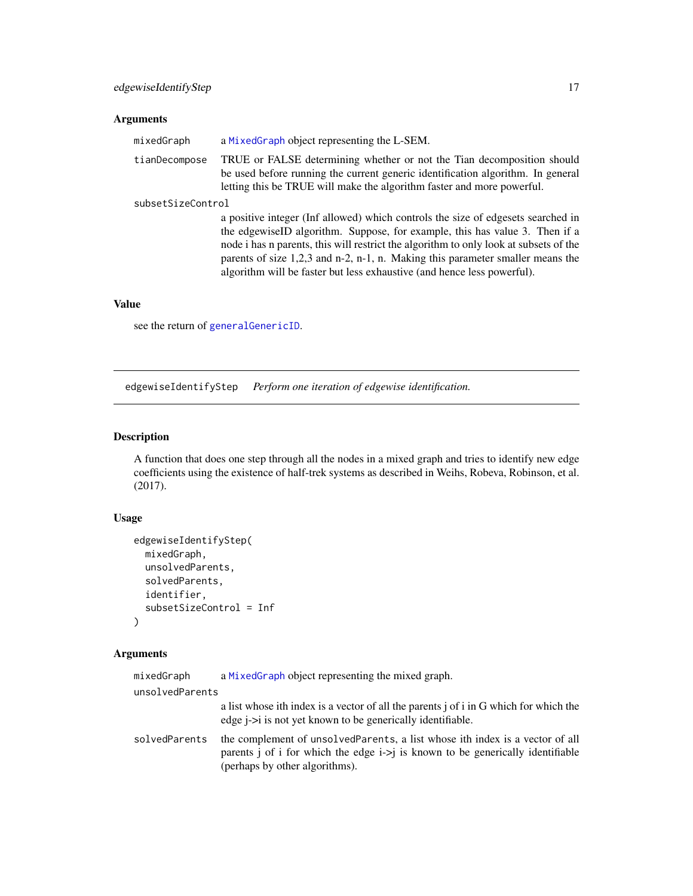### Arguments

- `mixedGraph` — a `MixedGraph` object representing the L-SEM.
- `tianDecompose` — TRUE or FALSE determining whether or not the Tian decomposition should be used before running the current generic identification algorithm. In general letting this be TRUE will make the algorithm faster and more powerful.
- `subsetSizeControl` — a positive integer (Inf allowed) which controls the size of edgesets searched in the edgewiseID algorithm. Suppose, for example, this has value 3. Then if a node i has n parents, this will restrict the algorithm to only look at subsets of the parents of size 1,2,3 and n-2, n-1, n. Making this parameter smaller means the algorithm will be faster but less exhaustive (and hence less powerful).

### Value

see the return of `generalGenericID`.

---

## edgewiseIdentifyStep — *Perform one iteration of edgewise identification.*

### Description

A function that does one step through all the nodes in a mixed graph and tries to identify new edge coefficients using the existence of half-trek systems as described in Weihs, Robeva, Robinson, et al. (2017).

### Usage

```
edgewiseIdentifyStep(
  mixedGraph,
  unsolvedParents,
  solvedParents,
  identifier,
  subsetSizeControl = Inf
)
```

### Arguments

- `mixedGraph` — a `MixedGraph` object representing the mixed graph.
- `unsolvedParents` — a list whose ith index is a vector of all the parents j of i in G which for which the edge j->i is not yet known to be generically identifiable.
- `solvedParents` — the complement of `unsolvedParents`, a list whose ith index is a vector of all parents j of i for which the edge i->j is known to be generically identifiable (perhaps by other algorithms).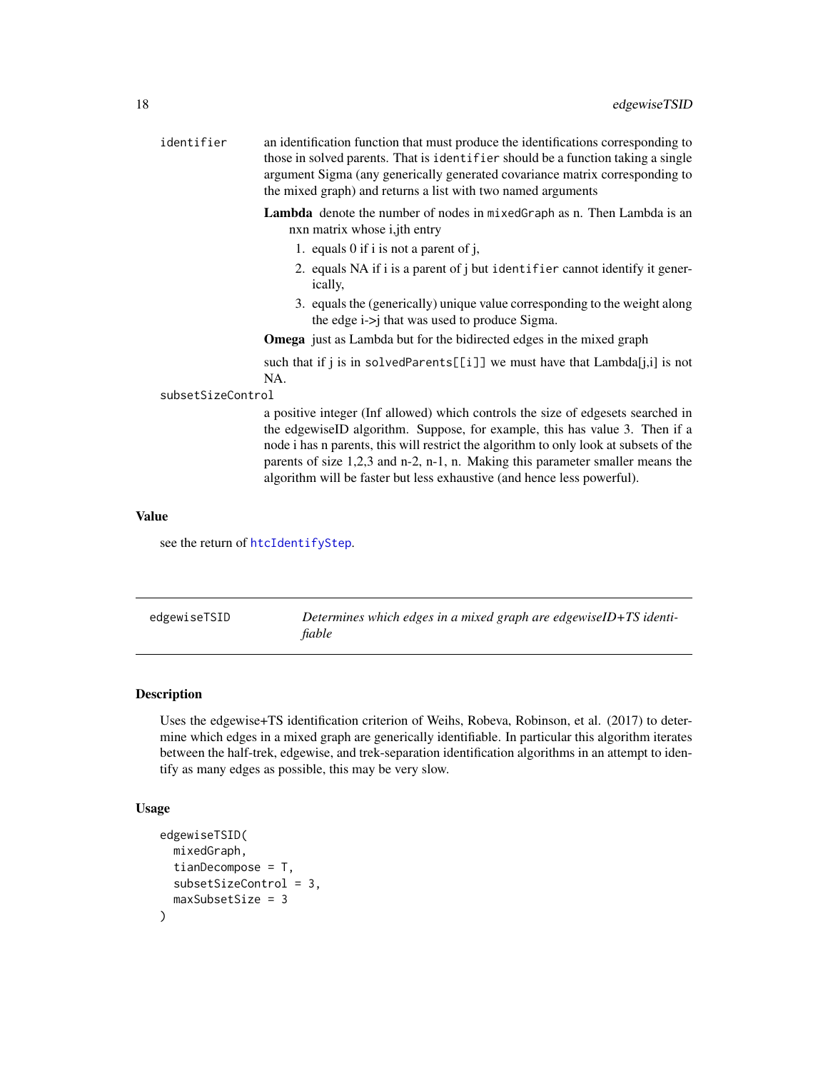identifier
: an identification function that must produce the identifications corresponding to those in solved parents. That is `identifier` should be a function taking a single argument Sigma (any generically generated covariance matrix corresponding to the mixed graph) and returns a list with two named arguments

  **Lambda** denote the number of nodes in `mixedGraph` as n. Then Lambda is an nxn matrix whose i,jth entry

  1. equals 0 if i is not a parent of j,
  2. equals NA if i is a parent of j but `identifier` cannot identify it generically,
  3. equals the (generically) unique value corresponding to the weight along the edge i->j that was used to produce Sigma.

  **Omega** just as Lambda but for the bidirected edges in the mixed graph

  such that if j is in `solvedParents[[i]]` we must have that Lambda[j,i] is not NA.

subsetSizeControl
: a positive integer (Inf allowed) which controls the size of edgesets searched in the edgewiseID algorithm. Suppose, for example, this has value 3. Then if a node i has n parents, this will restrict the algorithm to only look at subsets of the parents of size 1,2,3 and n-2, n-1, n. Making this parameter smaller means the algorithm will be faster but less exhaustive (and hence less powerful).

### Value

see the return of `htcIdentifyStep`.

---

## edgewiseTSID — *Determines which edges in a mixed graph are edgewiseID+TS identifiable*

### Description

Uses the edgewise+TS identification criterion of Weihs, Robeva, Robinson, et al. (2017) to determine which edges in a mixed graph are generically identifiable. In particular this algorithm iterates between the half-trek, edgewise, and trek-separation identification algorithms in an attempt to identify as many edges as possible, this may be very slow.

### Usage

```
edgewiseTSID(
  mixedGraph,
  tianDecompose = T,
  subsetSizeControl = 3,
  maxSubsetSize = 3
)
```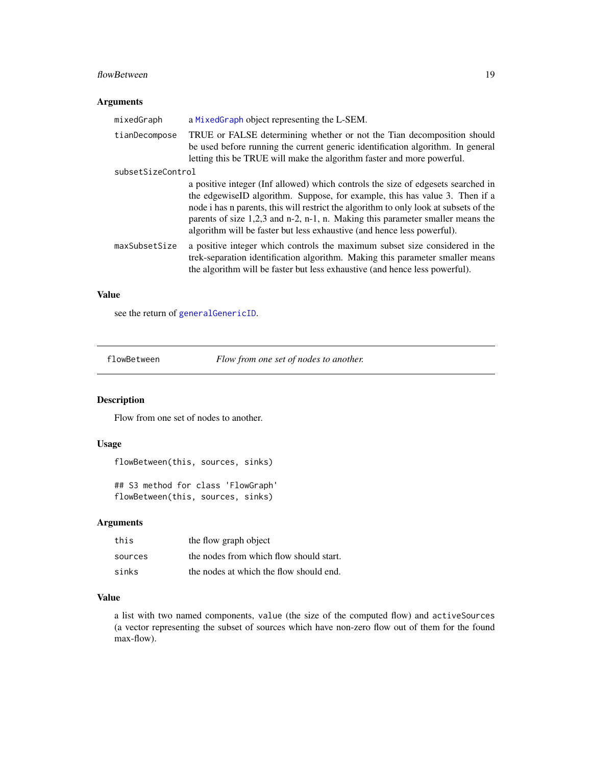### Arguments

| | |
|---|---|
| mixedGraph | a MixedGraph object representing the L-SEM. |
| tianDecompose | TRUE or FALSE determining whether or not the Tian decomposition should be used before running the current generic identification algorithm. In general letting this be TRUE will make the algorithm faster and more powerful. |
| subsetSizeControl | a positive integer (Inf allowed) which controls the size of edgesets searched in the edgewiseID algorithm. Suppose, for example, this has value 3. Then if a node i has n parents, this will restrict the algorithm to only look at subsets of the parents of size 1,2,3 and n-2, n-1, n. Making this parameter smaller means the algorithm will be faster but less exhaustive (and hence less powerful). |
| maxSubsetSize | a positive integer which controls the maximum subset size considered in the trek-separation identification algorithm. Making this parameter smaller means the algorithm will be faster but less exhaustive (and hence less powerful). |

### Value

see the return of generalGenericID.

---

## flowBetween — *Flow from one set of nodes to another.*

### Description

Flow from one set of nodes to another.

### Usage

```
flowBetween(this, sources, sinks)

## S3 method for class 'FlowGraph'
flowBetween(this, sources, sinks)
```

### Arguments

| | |
|---|---|
| this | the flow graph object |
| sources | the nodes from which flow should start. |
| sinks | the nodes at which the flow should end. |

### Value

a list with two named components, value (the size of the computed flow) and activeSources (a vector representing the subset of sources which have non-zero flow out of them for the found max-flow).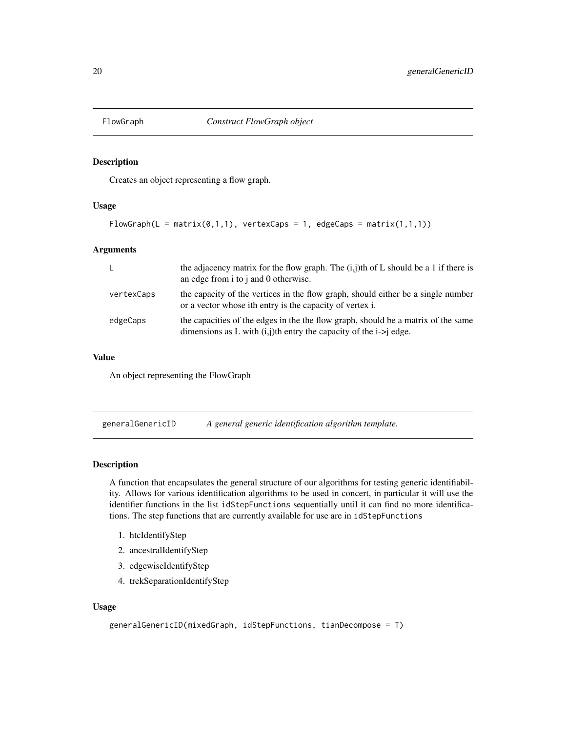## FlowGraph *Construct FlowGraph object*

### Description

Creates an object representing a flow graph.

### Usage

```
FlowGraph(L = matrix(0,1,1), vertexCaps = 1, edgeCaps = matrix(1,1,1))
```

### Arguments

| | |
|---|---|
| L | the adjacency matrix for the flow graph. The (i,j)th of L should be a 1 if there is an edge from i to j and 0 otherwise. |
| vertexCaps | the capacity of the vertices in the flow graph, should either be a single number or a vector whose ith entry is the capacity of vertex i. |
| edgeCaps | the capacities of the edges in the the flow graph, should be a matrix of the same dimensions as L with (i,j)th entry the capacity of the i->j edge. |

### Value

An object representing the FlowGraph

## generalGenericID *A general generic identification algorithm template.*

### Description

A function that encapsulates the general structure of our algorithms for testing generic identifiability. Allows for various identification algorithms to be used in concert, in particular it will use the identifier functions in the list `idStepFunctions` sequentially until it can find no more identifications. The step functions that are currently available for use are in `idStepFunctions`

1. htcIdentifyStep
2. ancestralIdentifyStep
3. edgewiseIdentifyStep
4. trekSeparationIdentifyStep

### Usage

```
generalGenericID(mixedGraph, idStepFunctions, tianDecompose = T)
```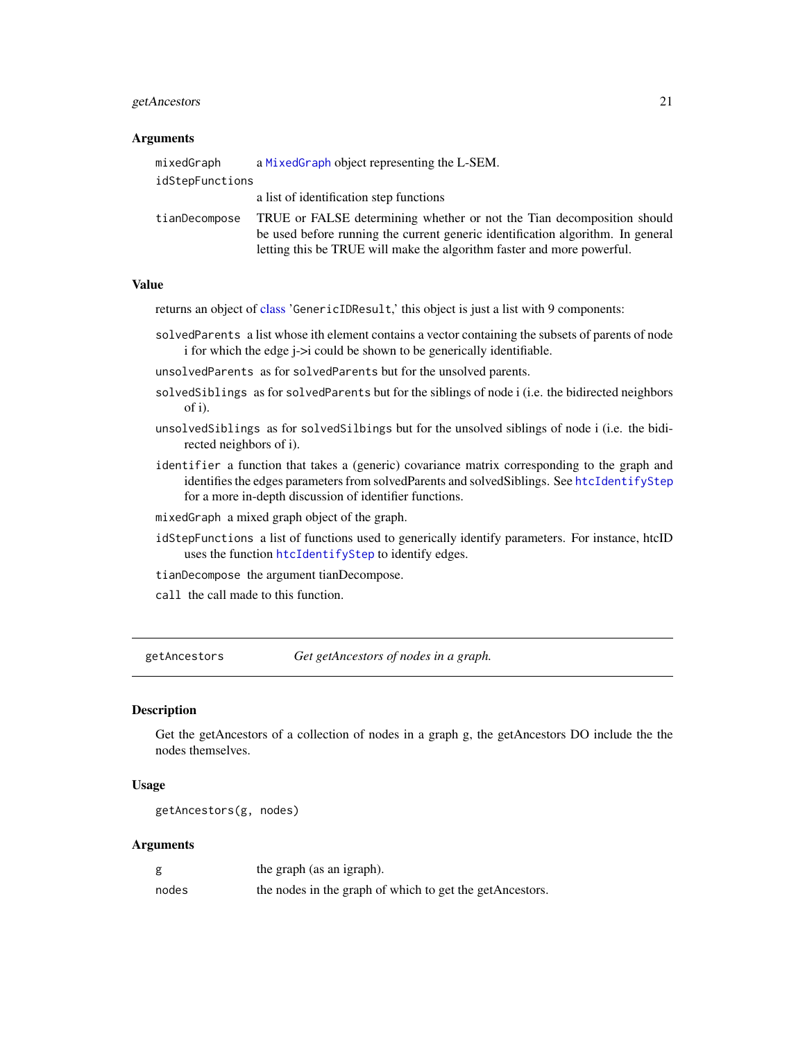### Arguments

| | |
|---|---|
| mixedGraph | a MixedGraph object representing the L-SEM. |
| idStepFunctions | a list of identification step functions |
| tianDecompose | TRUE or FALSE determining whether or not the Tian decomposition should be used before running the current generic identification algorithm. In general letting this be TRUE will make the algorithm faster and more powerful. |

### Value

returns an object of class 'GenericIDResult,' this object is just a list with 9 components:

- `solvedParents` a list whose ith element contains a vector containing the subsets of parents of node i for which the edge j->i could be shown to be generically identifiable.
- `unsolvedParents` as for `solvedParents` but for the unsolved parents.
- `solvedSiblings` as for `solvedParents` but for the siblings of node i (i.e. the bidirected neighbors of i).
- `unsolvedSiblings` as for `solvedSilbings` but for the unsolved siblings of node i (i.e. the bidirected neighbors of i).
- `identifier` a function that takes a (generic) covariance matrix corresponding to the graph and identifies the edges parameters from solvedParents and solvedSiblings. See `htcIdentifyStep` for a more in-depth discussion of identifier functions.
- `mixedGraph` a mixed graph object of the graph.
- `idStepFunctions` a list of functions used to generically identify parameters. For instance, htcID uses the function `htcIdentifyStep` to identify edges.
- `tianDecompose` the argument tianDecompose.
- `call` the call made to this function.

---

## getAncestors *Get getAncestors of nodes in a graph.*

### Description

Get the getAncestors of a collection of nodes in a graph g, the getAncestors DO include the the nodes themselves.

### Usage

```
getAncestors(g, nodes)
```

### Arguments

| | |
|---|---|
| g | the graph (as an igraph). |
| nodes | the nodes in the graph of which to get the getAncestors. |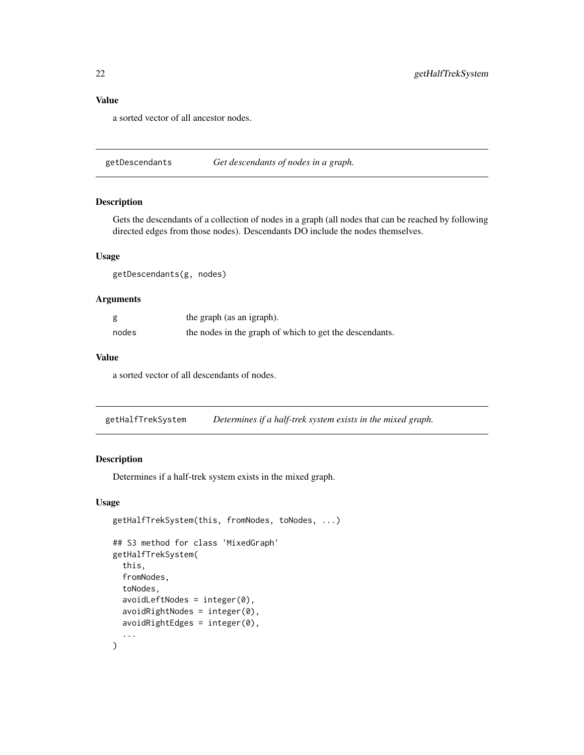### Value

a sorted vector of all ancestor nodes.

## getDescendants — *Get descendants of nodes in a graph.*

### Description

Gets the descendants of a collection of nodes in a graph (all nodes that can be reached by following directed edges from those nodes). Descendants DO include the nodes themselves.

### Usage

```
getDescendants(g, nodes)
```

### Arguments

| | |
|---|---|
| g | the graph (as an igraph). |
| nodes | the nodes in the graph of which to get the descendants. |

### Value

a sorted vector of all descendants of nodes.

## getHalfTrekSystem — *Determines if a half-trek system exists in the mixed graph.*

### Description

Determines if a half-trek system exists in the mixed graph.

### Usage

```
getHalfTrekSystem(this, fromNodes, toNodes, ...)

## S3 method for class 'MixedGraph'
getHalfTrekSystem(
  this,
  fromNodes,
  toNodes,
  avoidLeftNodes = integer(0),
  avoidRightNodes = integer(0),
  avoidRightEdges = integer(0),
  ...
)
```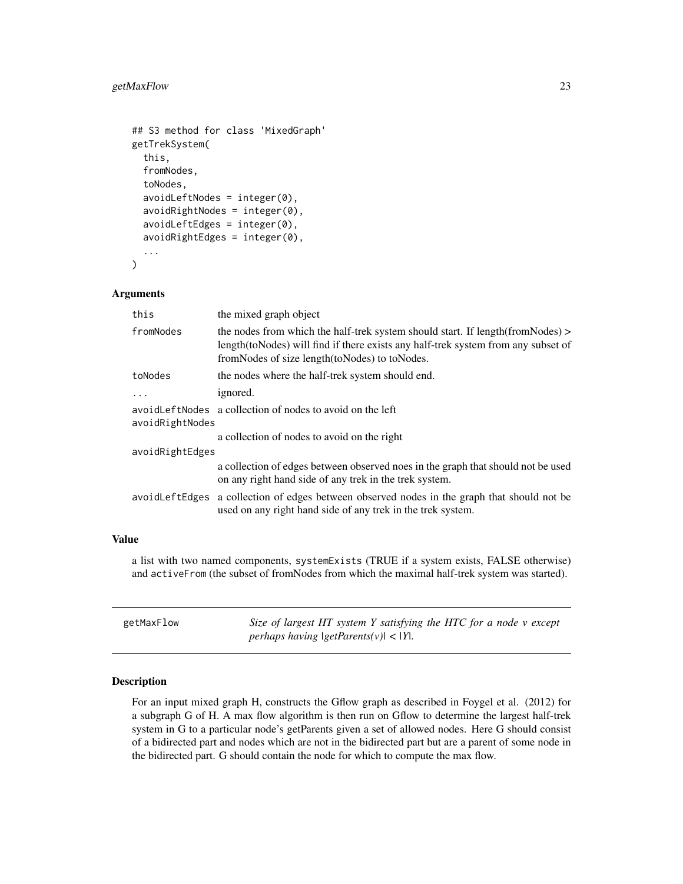```
## S3 method for class 'MixedGraph'
getTrekSystem(
  this,
  fromNodes,
  toNodes,
  avoidLeftNodes = integer(0),
  avoidRightNodes = integer(0),
  avoidLeftEdges = integer(0),
  avoidRightEdges = integer(0),
  ...
)
```

### Arguments

| | |
|---|---|
| this | the mixed graph object |
| fromNodes | the nodes from which the half-trek system should start. If length(fromNodes) > length(toNodes) will find if there exists any half-trek system from any subset of fromNodes of size length(toNodes) to toNodes. |
| toNodes | the nodes where the half-trek system should end. |
| ... | ignored. |
| avoidLeftNodes | a collection of nodes to avoid on the left |
| avoidRightNodes | a collection of nodes to avoid on the right |
| avoidRightEdges | a collection of edges between observed noes in the graph that should not be used on any right hand side of any trek in the trek system. |
| avoidLeftEdges | a collection of edges between observed nodes in the graph that should not be used on any right hand side of any trek in the trek system. |

### Value

a list with two named components, systemExists (TRUE if a system exists, FALSE otherwise) and activeFrom (the subset of fromNodes from which the maximal half-trek system was started).

---

## getMaxFlow — *Size of largest HT system Y satisfying the HTC for a node v except perhaps having |getParents(v)| < |Y|.*

### Description

For an input mixed graph H, constructs the Gflow graph as described in Foygel et al. (2012) for a subgraph G of H. A max flow algorithm is then run on Gflow to determine the largest half-trek system in G to a particular node's getParents given a set of allowed nodes. Here G should consist of a bidirected part and nodes which are not in the bidirected part but are a parent of some node in the bidirected part. G should contain the node for which to compute the max flow.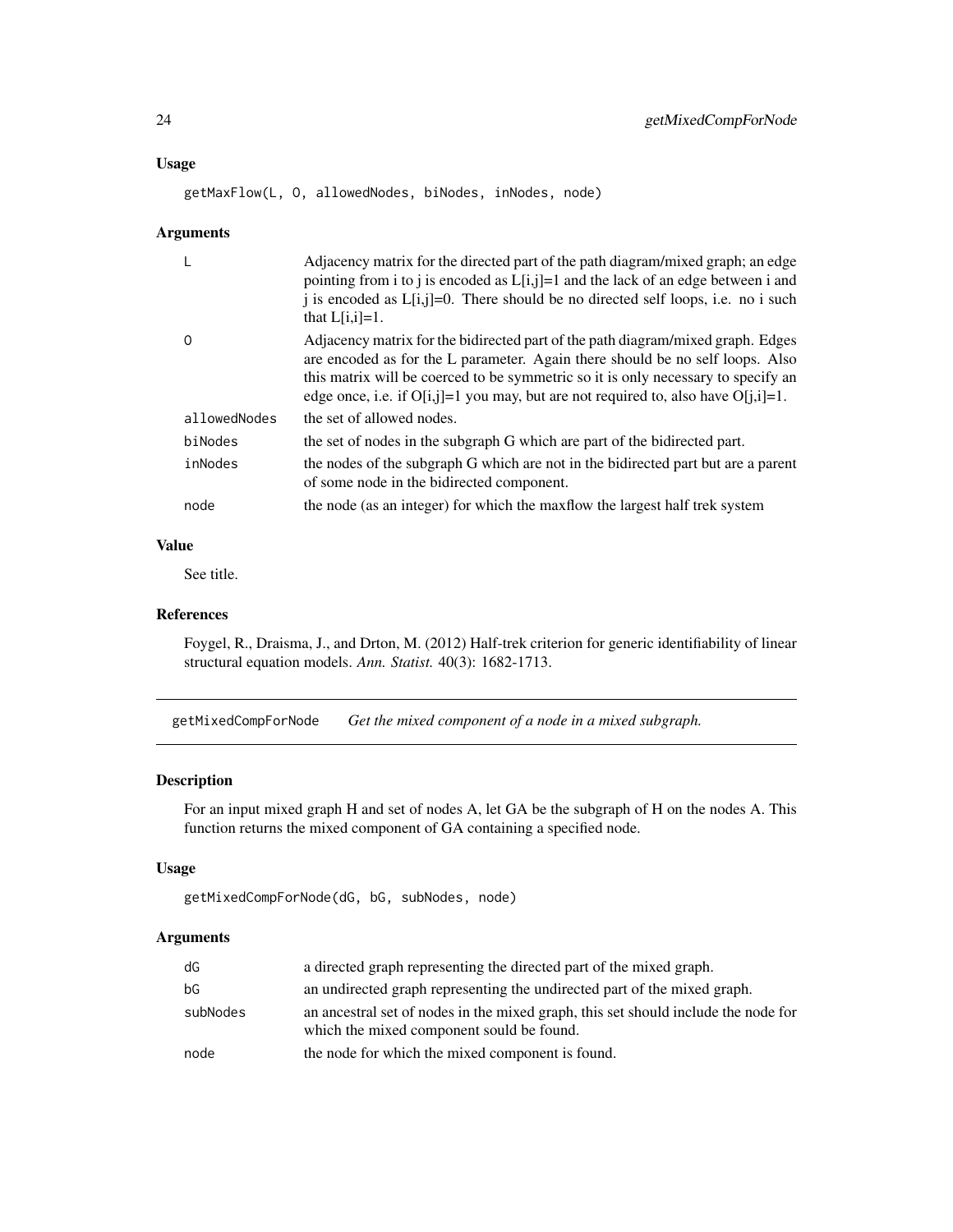### Usage

```
getMaxFlow(L, O, allowedNodes, biNodes, inNodes, node)
```

### Arguments

| | |
|---|---|
| L | Adjacency matrix for the directed part of the path diagram/mixed graph; an edge pointing from i to j is encoded as L[i,j]=1 and the lack of an edge between i and j is encoded as L[i,j]=0. There should be no directed self loops, i.e. no i such that L[i,i]=1. |
| O | Adjacency matrix for the bidirected part of the path diagram/mixed graph. Edges are encoded as for the L parameter. Again there should be no self loops. Also this matrix will be coerced to be symmetric so it is only necessary to specify an edge once, i.e. if O[i,j]=1 you may, but are not required to, also have O[j,i]=1. |
| allowedNodes | the set of allowed nodes. |
| biNodes | the set of nodes in the subgraph G which are part of the bidirected part. |
| inNodes | the nodes of the subgraph G which are not in the bidirected part but are a parent of some node in the bidirected component. |
| node | the node (as an integer) for which the maxflow the largest half trek system |

### Value

See title.

### References

Foygel, R., Draisma, J., and Drton, M. (2012) Half-trek criterion for generic identifiability of linear structural equation models. *Ann. Statist.* 40(3): 1682-1713.

---

## getMixedCompForNode — *Get the mixed component of a node in a mixed subgraph.*

### Description

For an input mixed graph H and set of nodes A, let GA be the subgraph of H on the nodes A. This function returns the mixed component of GA containing a specified node.

### Usage

```
getMixedCompForNode(dG, bG, subNodes, node)
```

### Arguments

| | |
|---|---|
| dG | a directed graph representing the directed part of the mixed graph. |
| bG | an undirected graph representing the undirected part of the mixed graph. |
| subNodes | an ancestral set of nodes in the mixed graph, this set should include the node for which the mixed component sould be found. |
| node | the node for which the mixed component is found. |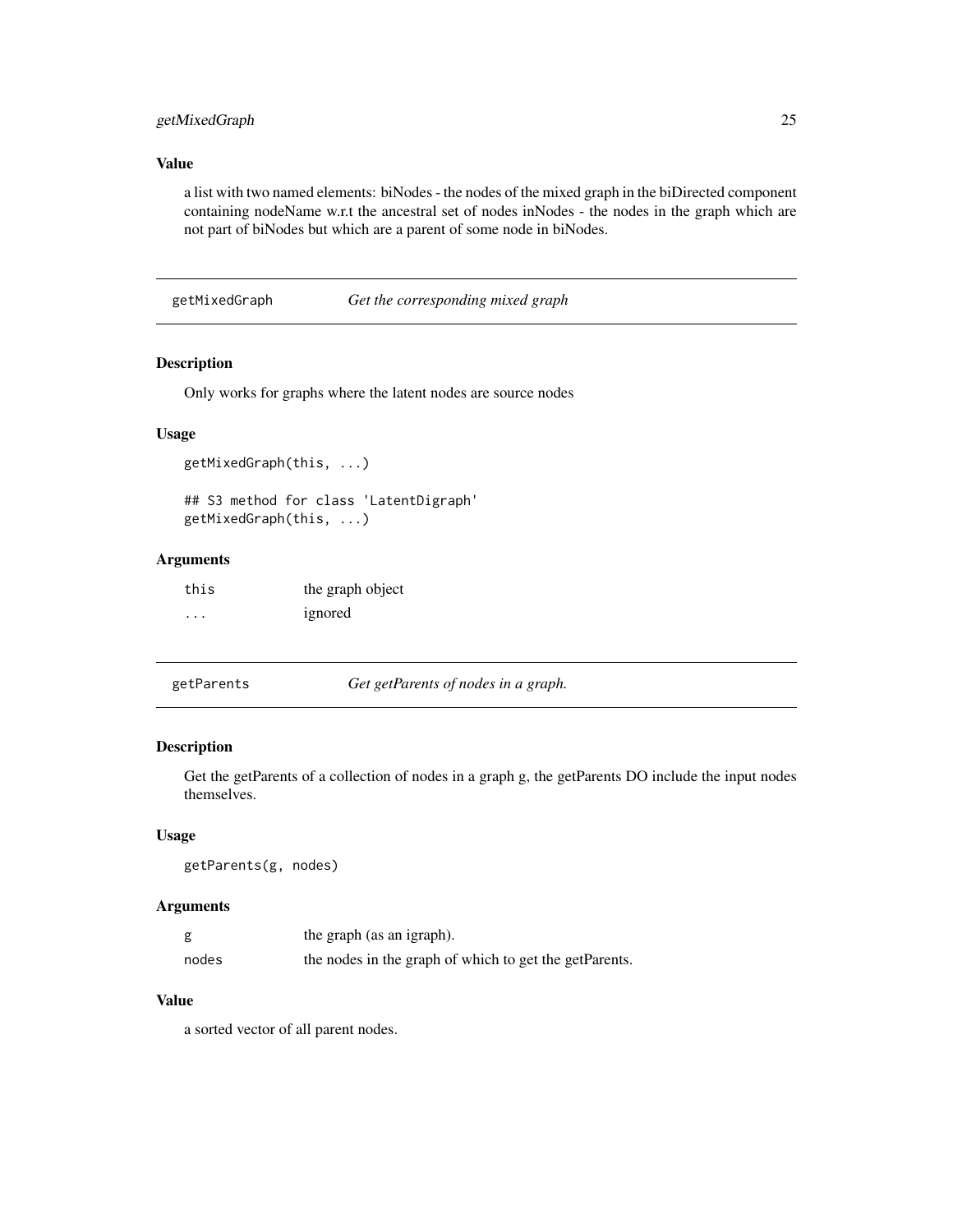### Value

a list with two named elements: biNodes - the nodes of the mixed graph in the biDirected component containing nodeName w.r.t the ancestral set of nodes inNodes - the nodes in the graph which are not part of biNodes but which are a parent of some node in biNodes.

## getMixedGraph — *Get the corresponding mixed graph*

### Description

Only works for graphs where the latent nodes are source nodes

### Usage

```
getMixedGraph(this, ...)

## S3 method for class 'LatentDigraph'
getMixedGraph(this, ...)
```

### Arguments

| | |
|---|---|
| this | the graph object |
| ... | ignored |

## getParents — *Get getParents of nodes in a graph.*

### Description

Get the getParents of a collection of nodes in a graph g, the getParents DO include the input nodes themselves.

### Usage

```
getParents(g, nodes)
```

### Arguments

| | |
|---|---|
| g | the graph (as an igraph). |
| nodes | the nodes in the graph of which to get the getParents. |

### Value

a sorted vector of all parent nodes.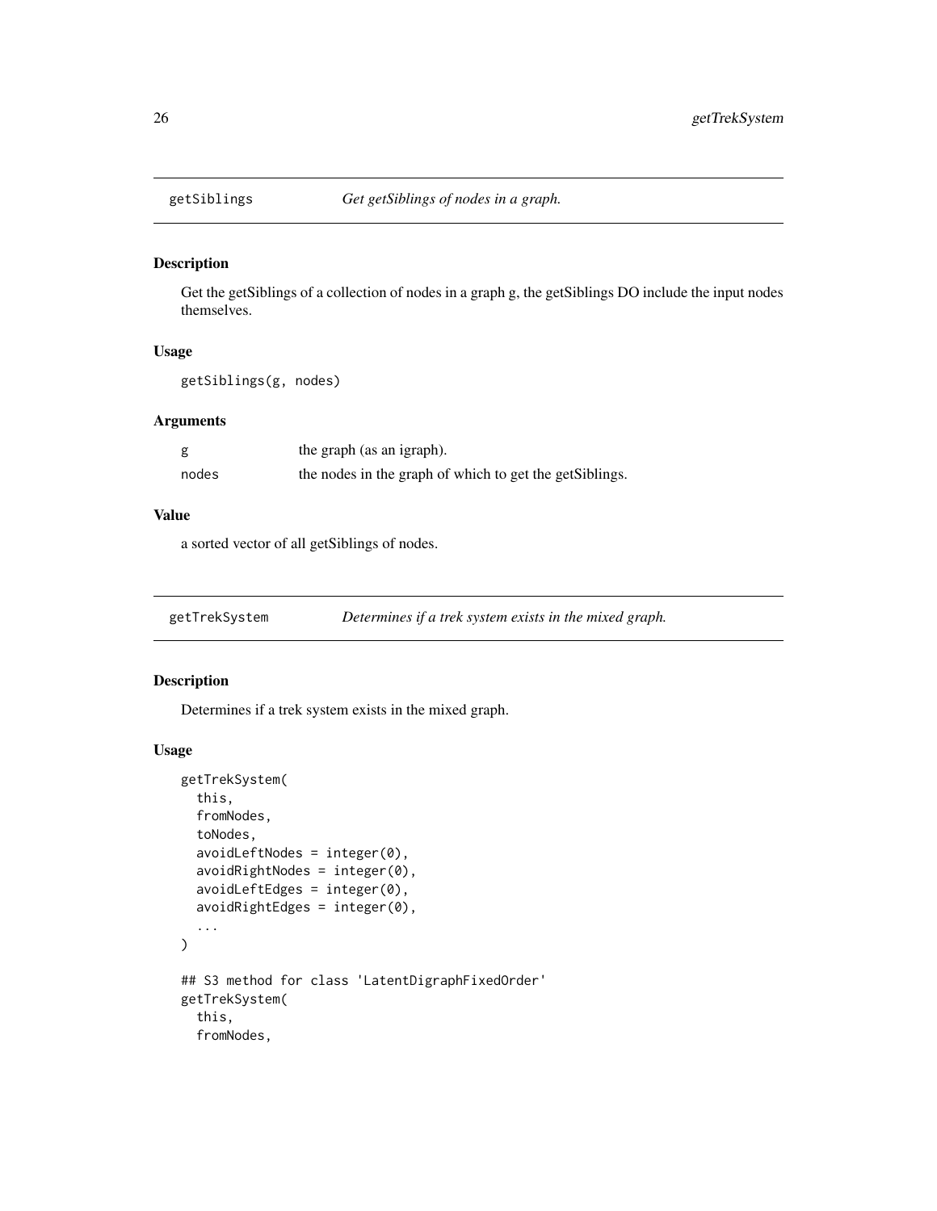## getSiblings *Get getSiblings of nodes in a graph.*

### Description

Get the getSiblings of a collection of nodes in a graph g, the getSiblings DO include the input nodes themselves.

### Usage

```
getSiblings(g, nodes)
```

### Arguments

| | |
|---|---|
| g | the graph (as an igraph). |
| nodes | the nodes in the graph of which to get the getSiblings. |

### Value

a sorted vector of all getSiblings of nodes.

## getTrekSystem *Determines if a trek system exists in the mixed graph.*

### Description

Determines if a trek system exists in the mixed graph.

### Usage

```
getTrekSystem(
  this,
  fromNodes,
  toNodes,
  avoidLeftNodes = integer(0),
  avoidRightNodes = integer(0),
  avoidLeftEdges = integer(0),
  avoidRightEdges = integer(0),
  ...
)

## S3 method for class 'LatentDigraphFixedOrder'
getTrekSystem(
  this,
  fromNodes,
```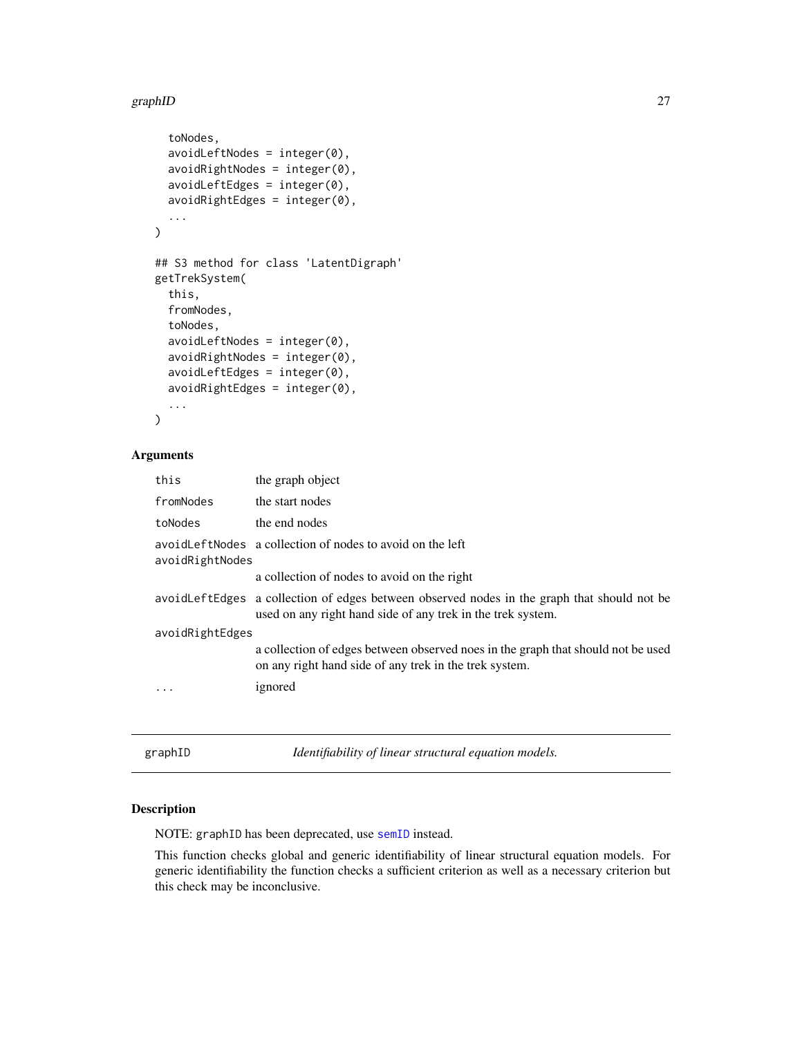```
  toNodes,
  avoidLeftNodes = integer(0),
  avoidRightNodes = integer(0),
  avoidLeftEdges = integer(0),
  avoidRightEdges = integer(0),
  ...
)

## S3 method for class 'LatentDigraph'
getTrekSystem(
  this,
  fromNodes,
  toNodes,
  avoidLeftNodes = integer(0),
  avoidRightNodes = integer(0),
  avoidLeftEdges = integer(0),
  avoidRightEdges = integer(0),
  ...
)
```

### Arguments

| | |
|---|---|
| `this` | the graph object |
| `fromNodes` | the start nodes |
| `toNodes` | the end nodes |
| `avoidLeftNodes` | a collection of nodes to avoid on the left |
| `avoidRightNodes` | a collection of nodes to avoid on the right |
| `avoidLeftEdges` | a collection of edges between observed nodes in the graph that should not be used on any right hand side of any trek in the trek system. |
| `avoidRightEdges` | a collection of edges between observed noes in the graph that should not be used on any right hand side of any trek in the trek system. |
| `...` | ignored |

## graphID — *Identifiability of linear structural equation models.*

### Description

NOTE: `graphID` has been deprecated, use `semID` instead.

This function checks global and generic identifiability of linear structural equation models. For generic identifiability the function checks a sufficient criterion as well as a necessary criterion but this check may be inconclusive.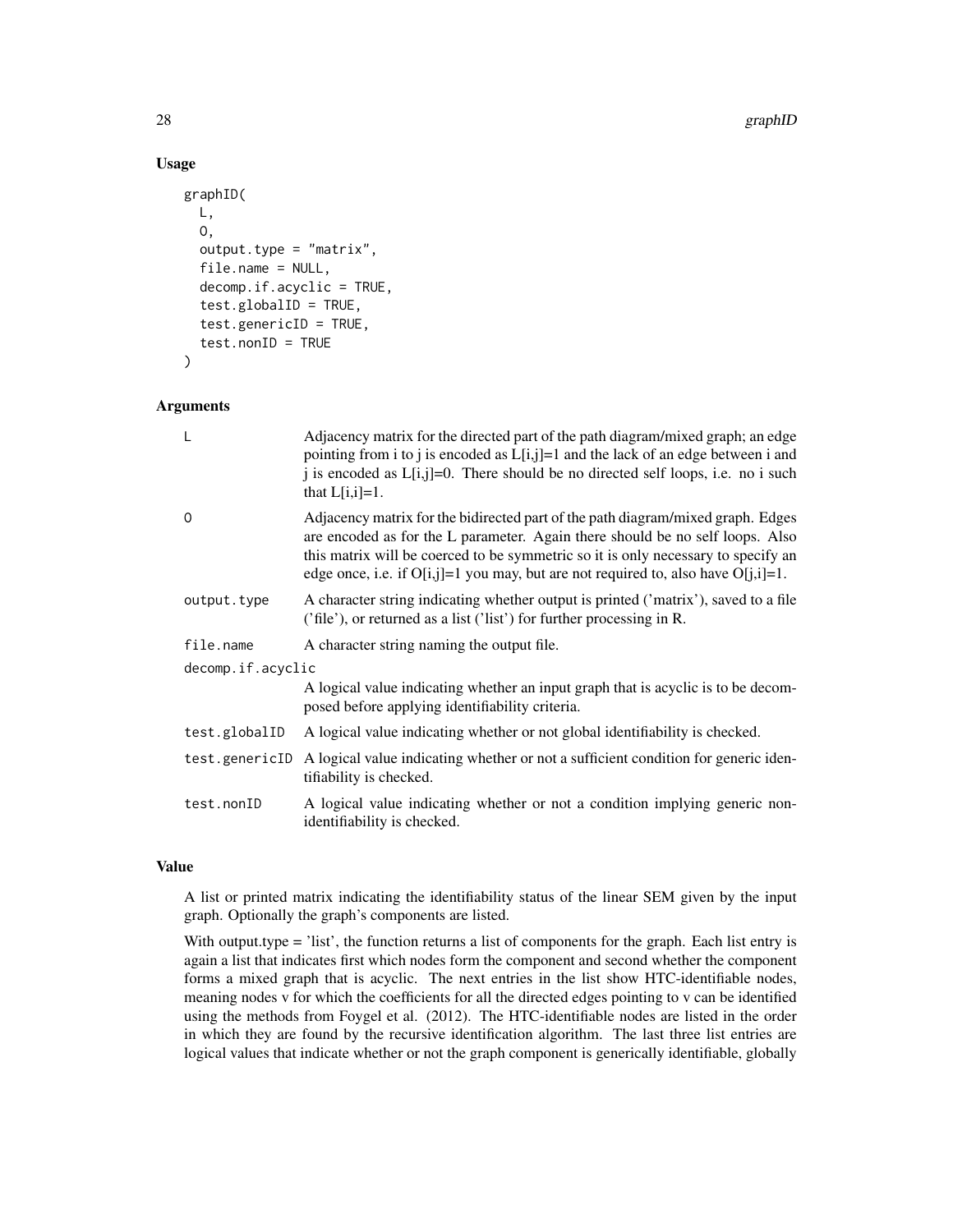### Usage

```
graphID(
  L,
  O,
  output.type = "matrix",
  file.name = NULL,
  decomp.if.acyclic = TRUE,
  test.globalID = TRUE,
  test.genericID = TRUE,
  test.nonID = TRUE
)
```

### Arguments

| | |
|---|---|
| L | Adjacency matrix for the directed part of the path diagram/mixed graph; an edge pointing from i to j is encoded as L[i,j]=1 and the lack of an edge between i and j is encoded as L[i,j]=0. There should be no directed self loops, i.e. no i such that L[i,i]=1. |
| O | Adjacency matrix for the bidirected part of the path diagram/mixed graph. Edges are encoded as for the L parameter. Again there should be no self loops. Also this matrix will be coerced to be symmetric so it is only necessary to specify an edge once, i.e. if O[i,j]=1 you may, but are not required to, also have O[j,i]=1. |
| output.type | A character string indicating whether output is printed ('matrix'), saved to a file ('file'), or returned as a list ('list') for further processing in R. |
| file.name | A character string naming the output file. |
| decomp.if.acyclic | A logical value indicating whether an input graph that is acyclic is to be decomposed before applying identifiability criteria. |
| test.globalID | A logical value indicating whether or not global identifiability is checked. |
| test.genericID | A logical value indicating whether or not a sufficient condition for generic identifiability is checked. |
| test.nonID | A logical value indicating whether or not a condition implying generic non-identifiability is checked. |

### Value

A list or printed matrix indicating the identifiability status of the linear SEM given by the input graph. Optionally the graph's components are listed.

With output.type = 'list', the function returns a list of components for the graph. Each list entry is again a list that indicates first which nodes form the component and second whether the component forms a mixed graph that is acyclic. The next entries in the list show HTC-identifiable nodes, meaning nodes v for which the coefficients for all the directed edges pointing to v can be identified using the methods from Foygel et al. (2012). The HTC-identifiable nodes are listed in the order in which they are found by the recursive identification algorithm. The last three list entries are logical values that indicate whether or not the graph component is generically identifiable, globally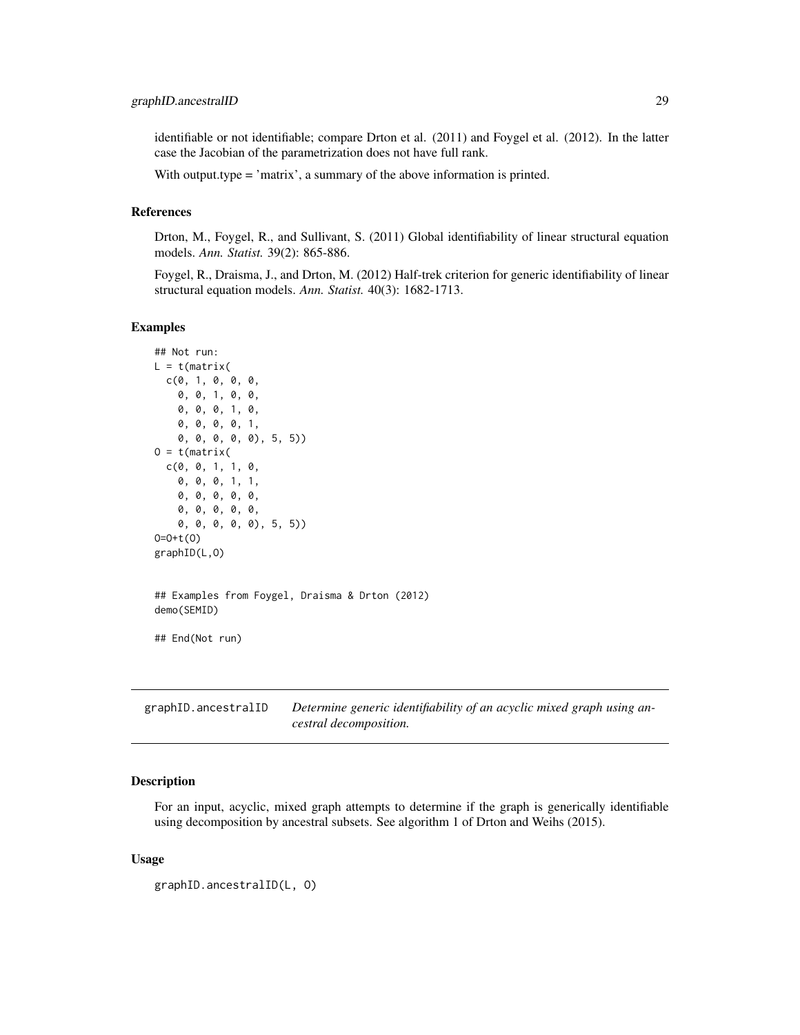identifiable or not identifiable; compare Drton et al. (2011) and Foygel et al. (2012). In the latter case the Jacobian of the parametrization does not have full rank.

With output.type = 'matrix', a summary of the above information is printed.

### References

Drton, M., Foygel, R., and Sullivant, S. (2011) Global identifiability of linear structural equation models. *Ann. Statist.* 39(2): 865-886.

Foygel, R., Draisma, J., and Drton, M. (2012) Half-trek criterion for generic identifiability of linear structural equation models. *Ann. Statist.* 40(3): 1682-1713.

### Examples

```
## Not run:
L = t(matrix(
  c(0, 1, 0, 0, 0,
    0, 0, 1, 0, 0,
    0, 0, 0, 1, 0,
    0, 0, 0, 0, 1,
    0, 0, 0, 0, 0), 5, 5))
O = t(matrix(
  c(0, 0, 1, 1, 0,
    0, 0, 0, 1, 1,
    0, 0, 0, 0, 0,
    0, 0, 0, 0, 0,
    0, 0, 0, 0, 0), 5, 5))
O=O+t(O)
graphID(L,O)


## Examples from Foygel, Draisma & Drton (2012)
demo(SEMID)

## End(Not run)
```

---

## graphID.ancestralID — *Determine generic identifiability of an acyclic mixed graph using ancestral decomposition.*

---

### Description

For an input, acyclic, mixed graph attempts to determine if the graph is generically identifiable using decomposition by ancestral subsets. See algorithm 1 of Drton and Weihs (2015).

### Usage

```
graphID.ancestralID(L, O)
```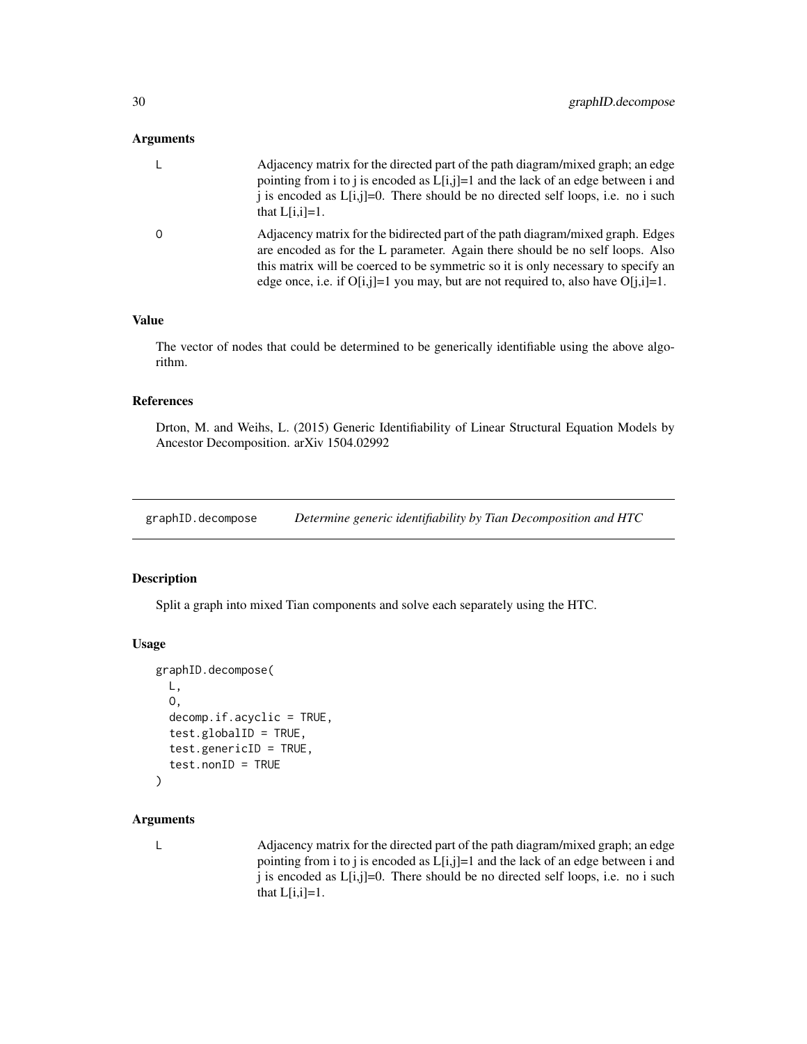### Arguments

- `L` Adjacency matrix for the directed part of the path diagram/mixed graph; an edge pointing from i to j is encoded as L[i,j]=1 and the lack of an edge between i and j is encoded as L[i,j]=0. There should be no directed self loops, i.e. no i such that L[i,i]=1.
- `O` Adjacency matrix for the bidirected part of the path diagram/mixed graph. Edges are encoded as for the L parameter. Again there should be no self loops. Also this matrix will be coerced to be symmetric so it is only necessary to specify an edge once, i.e. if O[i,j]=1 you may, but are not required to, also have O[j,i]=1.

### Value

The vector of nodes that could be determined to be generically identifiable using the above algorithm.

### References

Drton, M. and Weihs, L. (2015) Generic Identifiability of Linear Structural Equation Models by Ancestor Decomposition. arXiv 1504.02992

---

## graphID.decompose — *Determine generic identifiability by Tian Decomposition and HTC*

### Description

Split a graph into mixed Tian components and solve each separately using the HTC.

### Usage

```
graphID.decompose(
  L,
  O,
  decomp.if.acyclic = TRUE,
  test.globalID = TRUE,
  test.genericID = TRUE,
  test.nonID = TRUE
)
```

### Arguments

- `L` Adjacency matrix for the directed part of the path diagram/mixed graph; an edge pointing from i to j is encoded as L[i,j]=1 and the lack of an edge between i and j is encoded as L[i,j]=0. There should be no directed self loops, i.e. no i such that L[i,i]=1.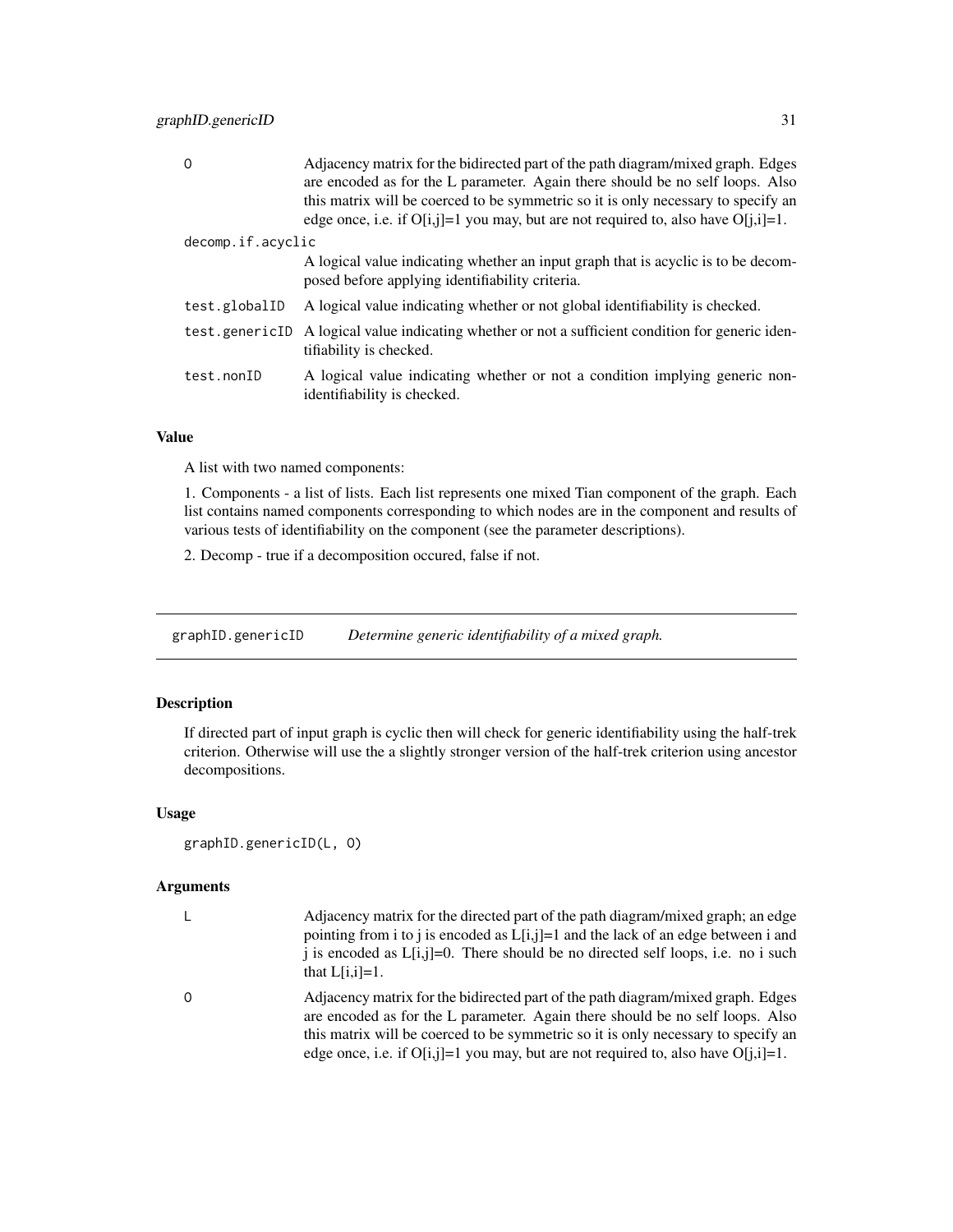| | |
|---|---|
| O | Adjacency matrix for the bidirected part of the path diagram/mixed graph. Edges are encoded as for the L parameter. Again there should be no self loops. Also this matrix will be coerced to be symmetric so it is only necessary to specify an edge once, i.e. if O[i,j]=1 you may, but are not required to, also have O[j,i]=1. |
| decomp.if.acyclic | A logical value indicating whether an input graph that is acyclic is to be decomposed before applying identifiability criteria. |
| test.globalID | A logical value indicating whether or not global identifiability is checked. |
| test.genericID | A logical value indicating whether or not a sufficient condition for generic identifiability is checked. |
| test.nonID | A logical value indicating whether or not a condition implying generic non-identifiability is checked. |

### Value

A list with two named components:

1. Components - a list of lists. Each list represents one mixed Tian component of the graph. Each list contains named components corresponding to which nodes are in the component and results of various tests of identifiability on the component (see the parameter descriptions).

2. Decomp - true if a decomposition occured, false if not.

---

## graphID.genericID *Determine generic identifiability of a mixed graph.*

---

### Description

If directed part of input graph is cyclic then will check for generic identifiability using the half-trek criterion. Otherwise will use the a slightly stronger version of the half-trek criterion using ancestor decompositions.

### Usage

```
graphID.genericID(L, O)
```

### Arguments

| | |
|---|---|
| L | Adjacency matrix for the directed part of the path diagram/mixed graph; an edge pointing from i to j is encoded as L[i,j]=1 and the lack of an edge between i and j is encoded as L[i,j]=0. There should be no directed self loops, i.e. no i such that L[i,i]=1. |
| O | Adjacency matrix for the bidirected part of the path diagram/mixed graph. Edges are encoded as for the L parameter. Again there should be no self loops. Also this matrix will be coerced to be symmetric so it is only necessary to specify an edge once, i.e. if O[i,j]=1 you may, but are not required to, also have O[j,i]=1. |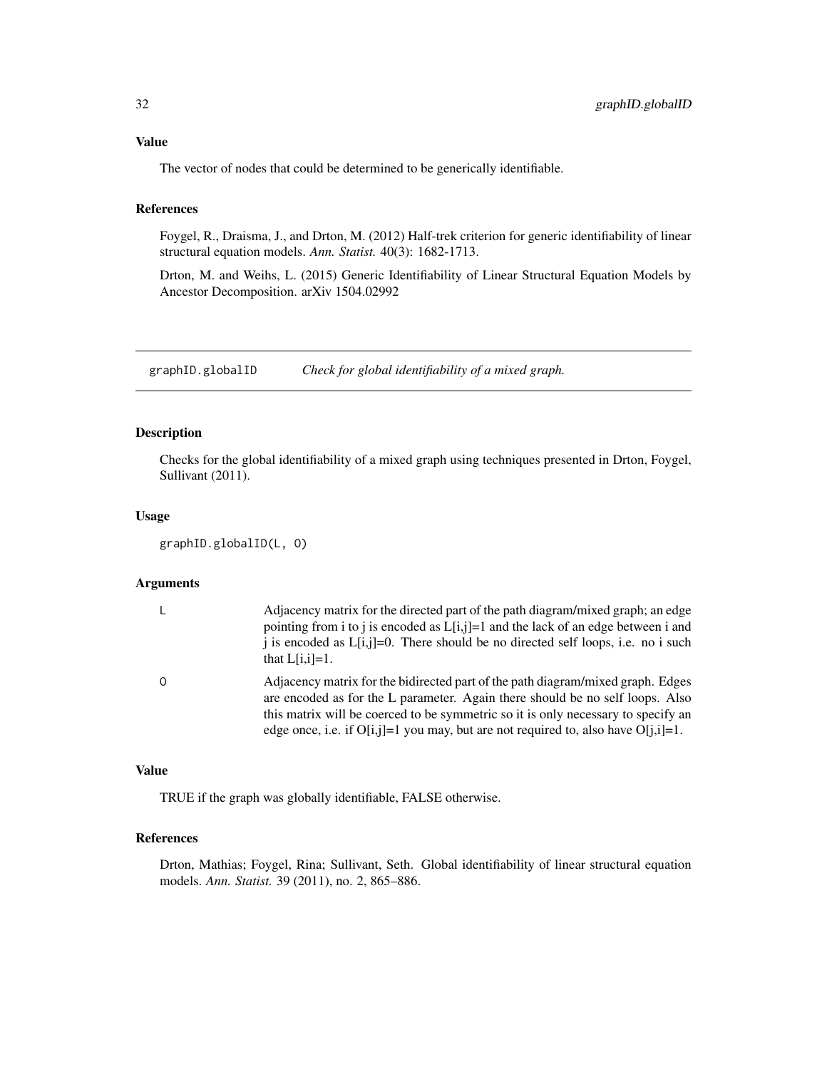### Value

The vector of nodes that could be determined to be generically identifiable.

### References

Foygel, R., Draisma, J., and Drton, M. (2012) Half-trek criterion for generic identifiability of linear structural equation models. *Ann. Statist.* 40(3): 1682-1713.

Drton, M. and Weihs, L. (2015) Generic Identifiability of Linear Structural Equation Models by Ancestor Decomposition. arXiv 1504.02992

---

## graphID.globalID — *Check for global identifiability of a mixed graph.*

---

### Description

Checks for the global identifiability of a mixed graph using techniques presented in Drton, Foygel, Sullivant (2011).

### Usage

```
graphID.globalID(L, O)
```

### Arguments

| | |
|---|---|
| L | Adjacency matrix for the directed part of the path diagram/mixed graph; an edge pointing from i to j is encoded as L[i,j]=1 and the lack of an edge between i and j is encoded as L[i,j]=0. There should be no directed self loops, i.e. no i such that L[i,i]=1. |
| O | Adjacency matrix for the bidirected part of the path diagram/mixed graph. Edges are encoded as for the L parameter. Again there should be no self loops. Also this matrix will be coerced to be symmetric so it is only necessary to specify an edge once, i.e. if O[i,j]=1 you may, but are not required to, also have O[j,i]=1. |

### Value

TRUE if the graph was globally identifiable, FALSE otherwise.

### References

Drton, Mathias; Foygel, Rina; Sullivant, Seth. Global identifiability of linear structural equation models. *Ann. Statist.* 39 (2011), no. 2, 865–886.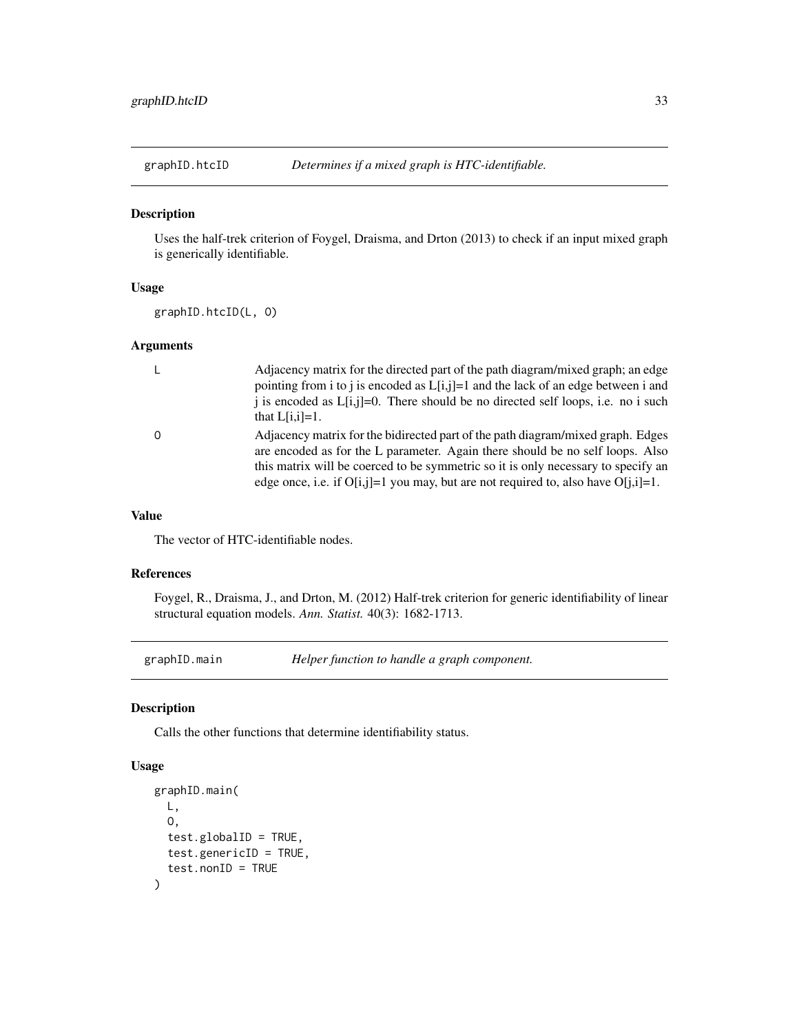## graphID.htcID — *Determines if a mixed graph is HTC-identifiable.*

### Description

Uses the half-trek criterion of Foygel, Draisma, and Drton (2013) to check if an input mixed graph is generically identifiable.

### Usage

```
graphID.htcID(L, O)
```

### Arguments

- `L` — Adjacency matrix for the directed part of the path diagram/mixed graph; an edge pointing from i to j is encoded as L[i,j]=1 and the lack of an edge between i and j is encoded as L[i,j]=0. There should be no directed self loops, i.e. no i such that L[i,i]=1.
- `O` — Adjacency matrix for the bidirected part of the path diagram/mixed graph. Edges are encoded as for the L parameter. Again there should be no self loops. Also this matrix will be coerced to be symmetric so it is only necessary to specify an edge once, i.e. if O[i,j]=1 you may, but are not required to, also have O[j,i]=1.

### Value

The vector of HTC-identifiable nodes.

### References

Foygel, R., Draisma, J., and Drton, M. (2012) Half-trek criterion for generic identifiability of linear structural equation models. *Ann. Statist.* 40(3): 1682-1713.

## graphID.main — *Helper function to handle a graph component.*

### Description

Calls the other functions that determine identifiability status.

### Usage

```
graphID.main(
  L,
  O,
  test.globalID = TRUE,
  test.genericID = TRUE,
  test.nonID = TRUE
)
```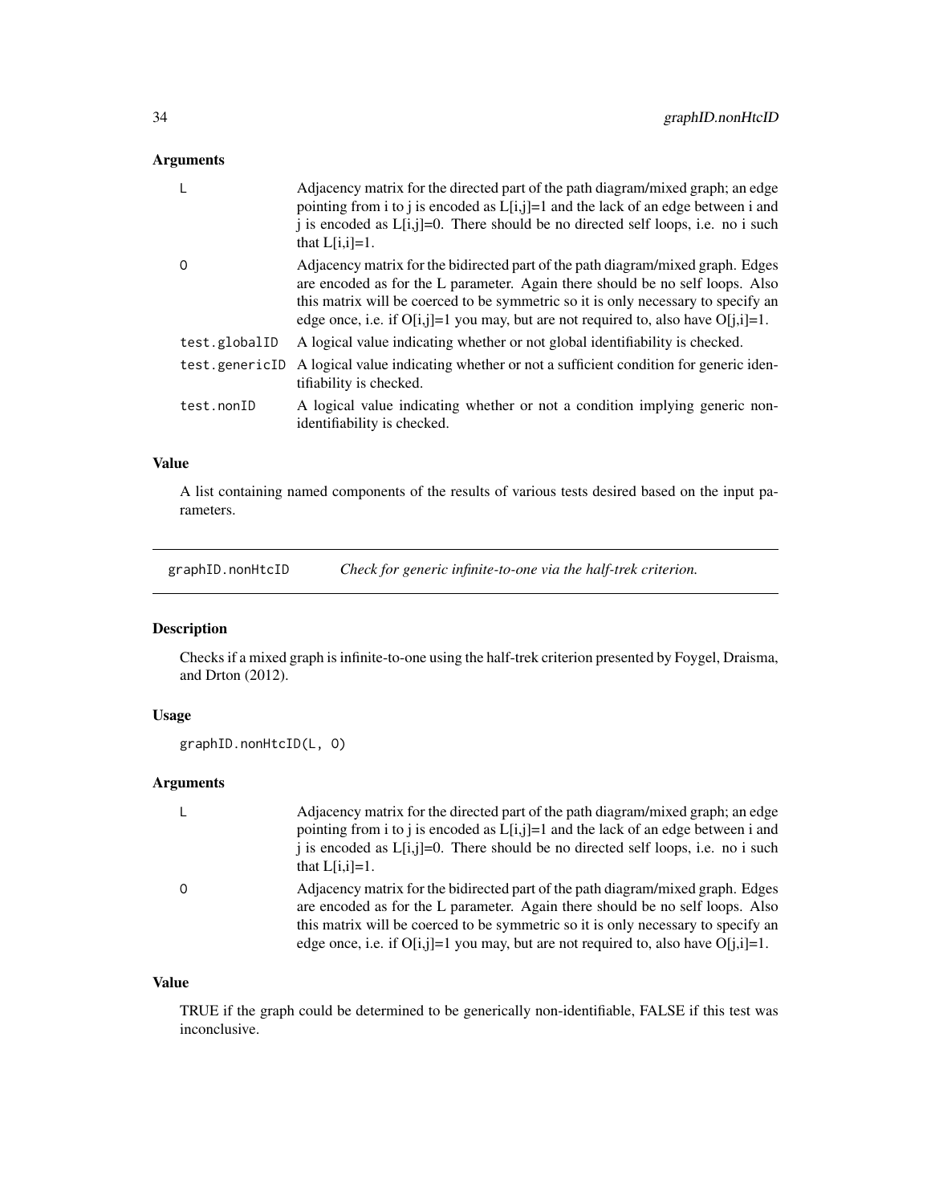### Arguments

| | |
|---|---|
| L | Adjacency matrix for the directed part of the path diagram/mixed graph; an edge pointing from i to j is encoded as L[i,j]=1 and the lack of an edge between i and j is encoded as L[i,j]=0. There should be no directed self loops, i.e. no i such that L[i,i]=1. |
| O | Adjacency matrix for the bidirected part of the path diagram/mixed graph. Edges are encoded as for the L parameter. Again there should be no self loops. Also this matrix will be coerced to be symmetric so it is only necessary to specify an edge once, i.e. if O[i,j]=1 you may, but are not required to, also have O[j,i]=1. |
| test.globalID | A logical value indicating whether or not global identifiability is checked. |
| test.genericID | A logical value indicating whether or not a sufficient condition for generic identifiability is checked. |
| test.nonID | A logical value indicating whether or not a condition implying generic non-identifiability is checked. |

### Value

A list containing named components of the results of various tests desired based on the input parameters.

---

## graphID.nonHtcID    *Check for generic infinite-to-one via the half-trek criterion.*

---

### Description

Checks if a mixed graph is infinite-to-one using the half-trek criterion presented by Foygel, Draisma, and Drton (2012).

### Usage

```
graphID.nonHtcID(L, O)
```

### Arguments

| | |
|---|---|
| L | Adjacency matrix for the directed part of the path diagram/mixed graph; an edge pointing from i to j is encoded as L[i,j]=1 and the lack of an edge between i and j is encoded as L[i,j]=0. There should be no directed self loops, i.e. no i such that L[i,i]=1. |
| O | Adjacency matrix for the bidirected part of the path diagram/mixed graph. Edges are encoded as for the L parameter. Again there should be no self loops. Also this matrix will be coerced to be symmetric so it is only necessary to specify an edge once, i.e. if O[i,j]=1 you may, but are not required to, also have O[j,i]=1. |

### Value

TRUE if the graph could be determined to be generically non-identifiable, FALSE if this test was inconclusive.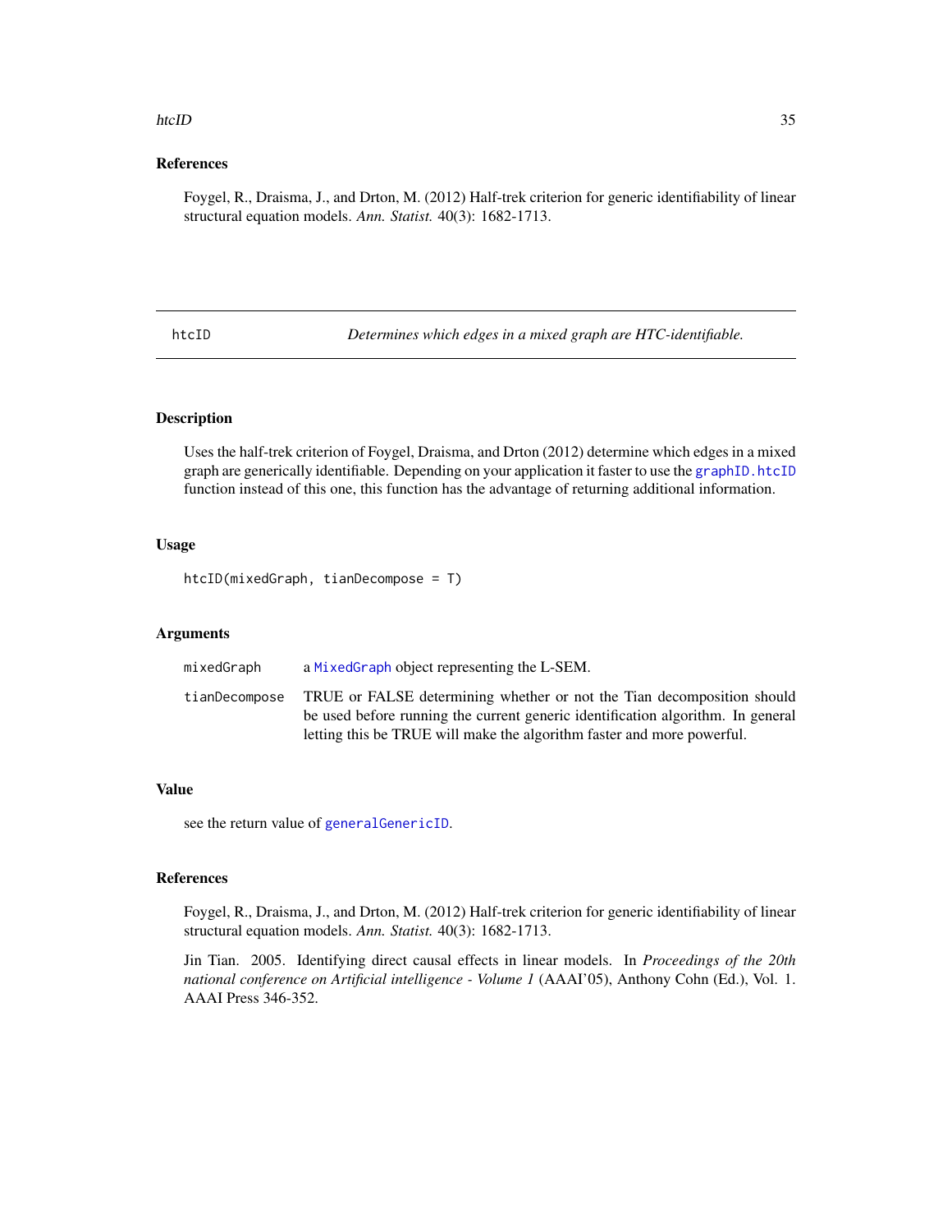### References

Foygel, R., Draisma, J., and Drton, M. (2012) Half-trek criterion for generic identifiability of linear structural equation models. *Ann. Statist.* 40(3): 1682-1713.

---

## htcID — *Determines which edges in a mixed graph are HTC-identifiable.*

---

### Description

Uses the half-trek criterion of Foygel, Draisma, and Drton (2012) determine which edges in a mixed graph are generically identifiable. Depending on your application it faster to use the `graphID.htcID` function instead of this one, this function has the advantage of returning additional information.

### Usage

```
htcID(mixedGraph, tianDecompose = T)
```

### Arguments

| | |
|---|---|
| `mixedGraph` | a `MixedGraph` object representing the L-SEM. |
| `tianDecompose` | TRUE or FALSE determining whether or not the Tian decomposition should be used before running the current generic identification algorithm. In general letting this be TRUE will make the algorithm faster and more powerful. |

### Value

see the return value of `generalGenericID`.

### References

Foygel, R., Draisma, J., and Drton, M. (2012) Half-trek criterion for generic identifiability of linear structural equation models. *Ann. Statist.* 40(3): 1682-1713.

Jin Tian. 2005. Identifying direct causal effects in linear models. In *Proceedings of the 20th national conference on Artificial intelligence - Volume 1* (AAAI'05), Anthony Cohn (Ed.), Vol. 1. AAAI Press 346-352.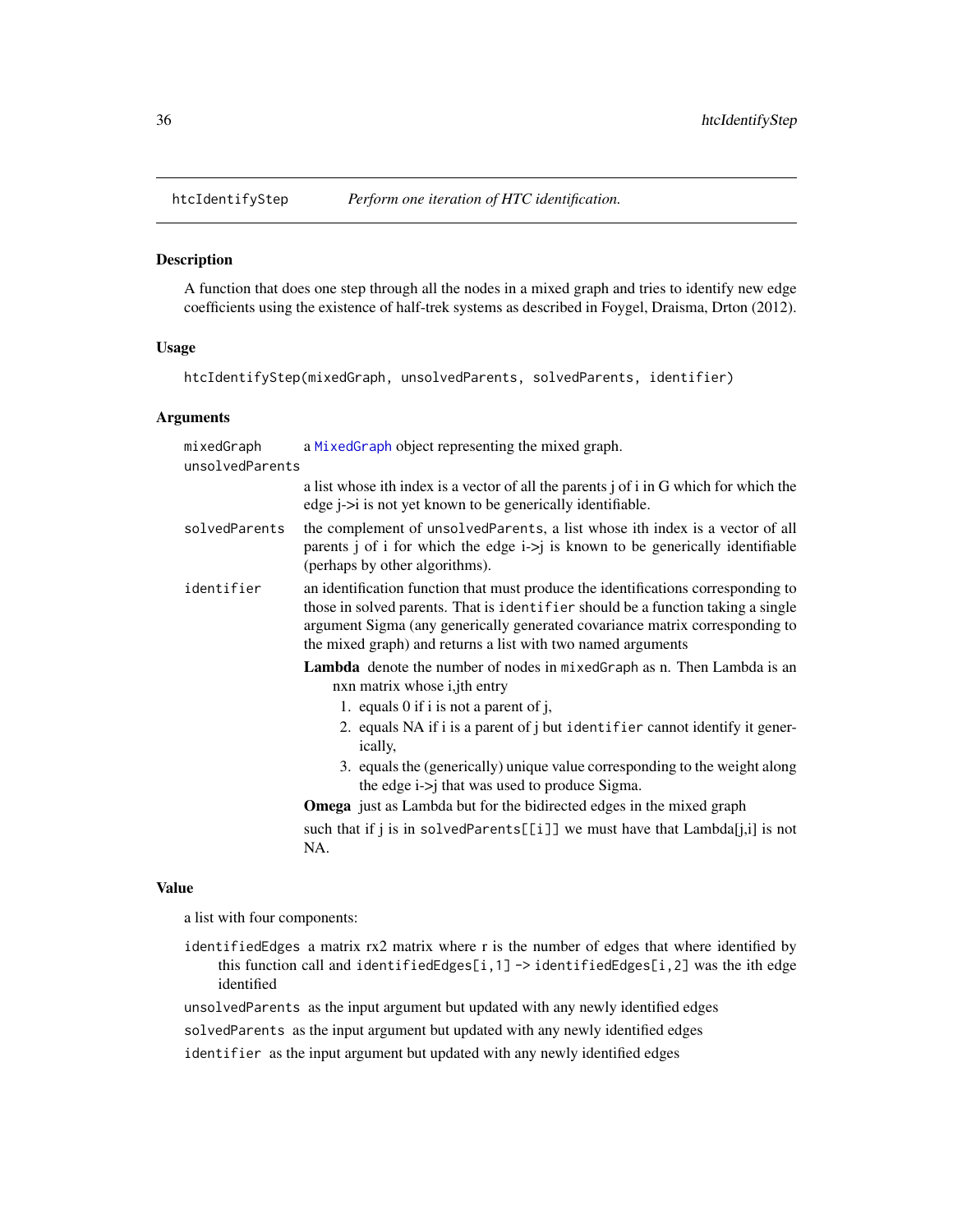## htcIdentifyStep — *Perform one iteration of HTC identification.*

### Description

A function that does one step through all the nodes in a mixed graph and tries to identify new edge coefficients using the existence of half-trek systems as described in Foygel, Draisma, Drton (2012).

### Usage

```
htcIdentifyStep(mixedGraph, unsolvedParents, solvedParents, identifier)
```

### Arguments

- `mixedGraph` — a `MixedGraph` object representing the mixed graph.
- `unsolvedParents` — a list whose ith index is a vector of all the parents j of i in G which for which the edge j->i is not yet known to be generically identifiable.
- `solvedParents` — the complement of `unsolvedParents`, a list whose ith index is a vector of all parents j of i for which the edge i->j is known to be generically identifiable (perhaps by other algorithms).
- `identifier` — an identification function that must produce the identifications corresponding to those in solved parents. That is `identifier` should be a function taking a single argument Sigma (any generically generated covariance matrix corresponding to the mixed graph) and returns a list with two named arguments

  **Lambda** denote the number of nodes in `mixedGraph` as n. Then Lambda is an nxn matrix whose i,jth entry
  1. equals 0 if i is not a parent of j,
  2. equals NA if i is a parent of j but `identifier` cannot identify it generically,
  3. equals the (generically) unique value corresponding to the weight along the edge i->j that was used to produce Sigma.

  **Omega** just as Lambda but for the bidirected edges in the mixed graph

  such that if j is in `solvedParents[[i]]` we must have that Lambda[j,i] is not NA.

### Value

a list with four components:

- `identifiedEdges` a matrix rx2 matrix where r is the number of edges that where identified by this function call and `identifiedEdges[i,1]` -> `identifiedEdges[i,2]` was the ith edge identified
- `unsolvedParents` as the input argument but updated with any newly identified edges
- `solvedParents` as the input argument but updated with any newly identified edges
- `identifier` as the input argument but updated with any newly identified edges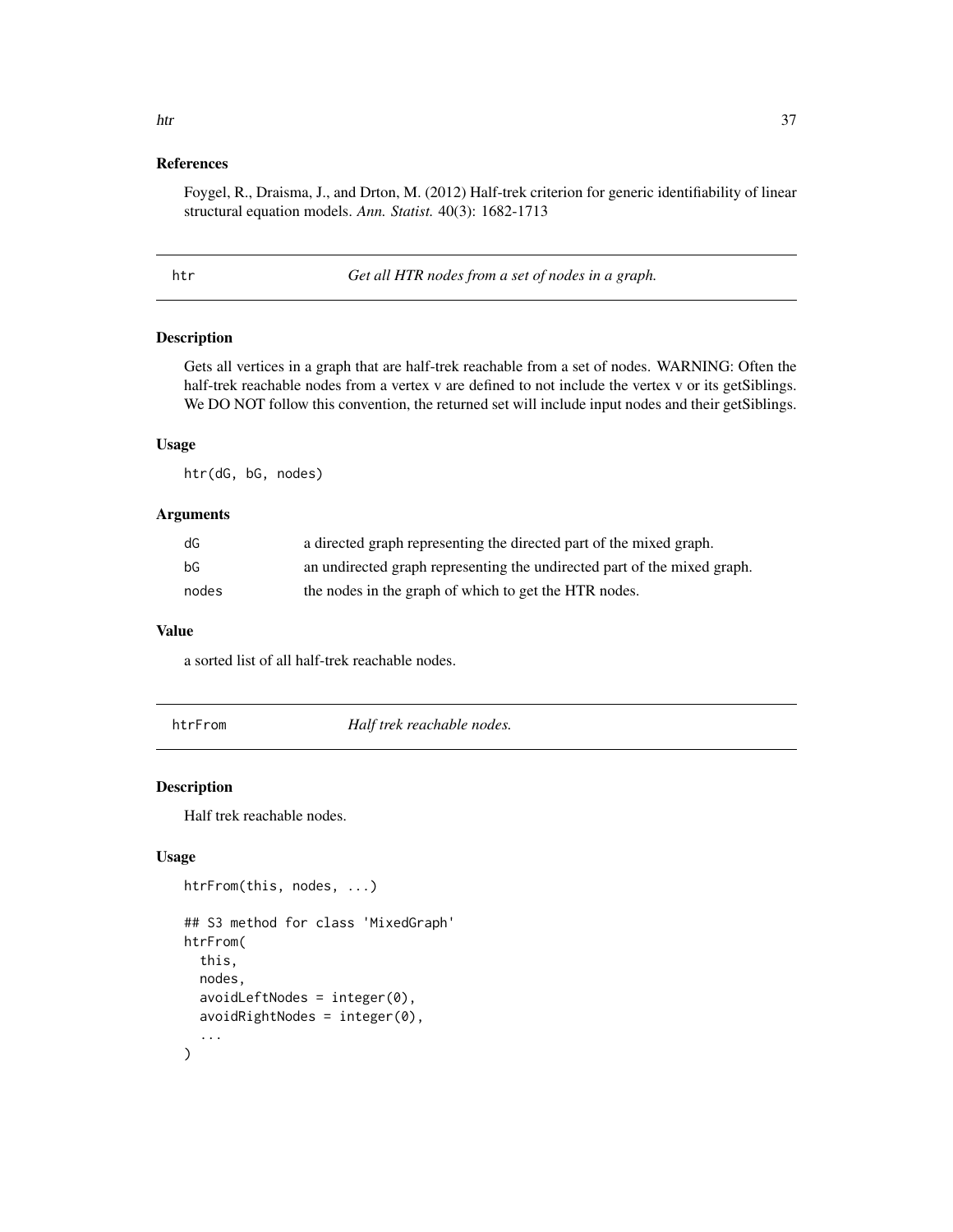### References

Foygel, R., Draisma, J., and Drton, M. (2012) Half-trek criterion for generic identifiability of linear structural equation models. *Ann. Statist.* 40(3): 1682-1713

## htr — *Get all HTR nodes from a set of nodes in a graph.*

### Description

Gets all vertices in a graph that are half-trek reachable from a set of nodes. WARNING: Often the half-trek reachable nodes from a vertex v are defined to not include the vertex v or its getSiblings. We DO NOT follow this convention, the returned set will include input nodes and their getSiblings.

### Usage

```
htr(dG, bG, nodes)
```

### Arguments

| | |
|---|---|
| dG | a directed graph representing the directed part of the mixed graph. |
| bG | an undirected graph representing the undirected part of the mixed graph. |
| nodes | the nodes in the graph of which to get the HTR nodes. |

### Value

a sorted list of all half-trek reachable nodes.

## htrFrom — *Half trek reachable nodes.*

### Description

Half trek reachable nodes.

### Usage

```
htrFrom(this, nodes, ...)

## S3 method for class 'MixedGraph'
htrFrom(
  this,
  nodes,
  avoidLeftNodes = integer(0),
  avoidRightNodes = integer(0),
  ...
)
```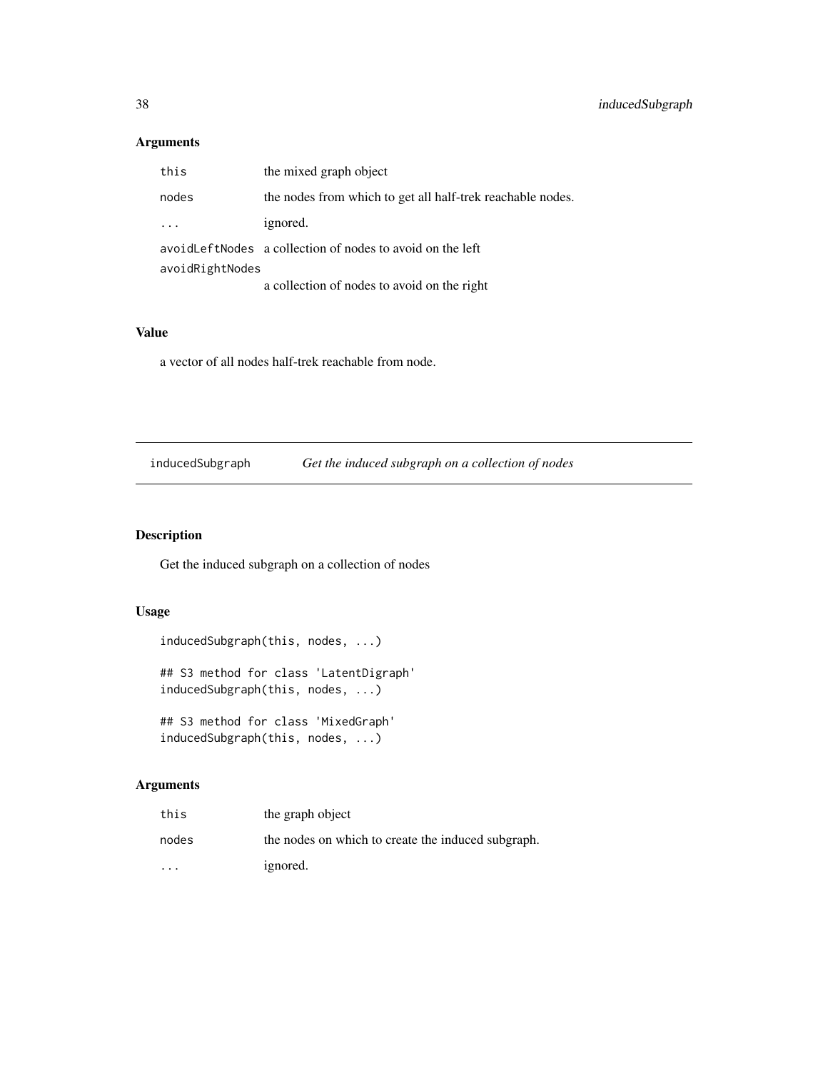### Arguments

| | |
|---|---|
| this | the mixed graph object |
| nodes | the nodes from which to get all half-trek reachable nodes. |
| ... | ignored. |
| avoidLeftNodes | a collection of nodes to avoid on the left |
| avoidRightNodes | a collection of nodes to avoid on the right |

### Value

a vector of all nodes half-trek reachable from node.

---

## inducedSubgraph — *Get the induced subgraph on a collection of nodes*

### Description

Get the induced subgraph on a collection of nodes

### Usage

```
inducedSubgraph(this, nodes, ...)

## S3 method for class 'LatentDigraph'
inducedSubgraph(this, nodes, ...)

## S3 method for class 'MixedGraph'
inducedSubgraph(this, nodes, ...)
```

### Arguments

| | |
|---|---|
| this | the graph object |
| nodes | the nodes on which to create the induced subgraph. |
| ... | ignored. |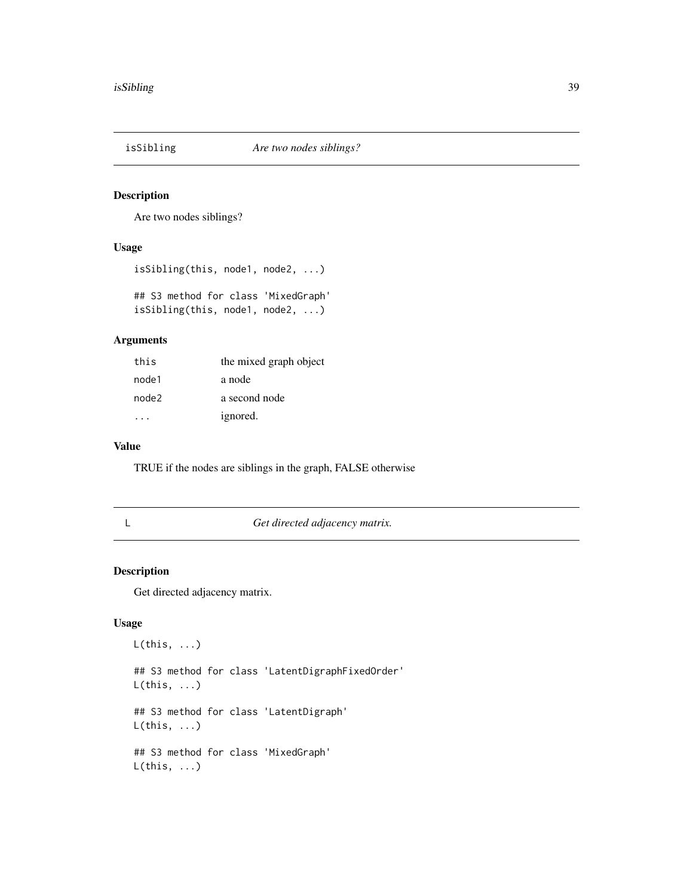## isSibling *Are two nodes siblings?*

### Description

Are two nodes siblings?

### Usage

```
isSibling(this, node1, node2, ...)

## S3 method for class 'MixedGraph'
isSibling(this, node1, node2, ...)
```

### Arguments

| | |
|---|---|
| this | the mixed graph object |
| node1 | a node |
| node2 | a second node |
| ... | ignored. |

### Value

TRUE if the nodes are siblings in the graph, FALSE otherwise

## L *Get directed adjacency matrix.*

### Description

Get directed adjacency matrix.

### Usage

```
L(this, ...)

## S3 method for class 'LatentDigraphFixedOrder'
L(this, ...)

## S3 method for class 'LatentDigraph'
L(this, ...)

## S3 method for class 'MixedGraph'
L(this, ...)
```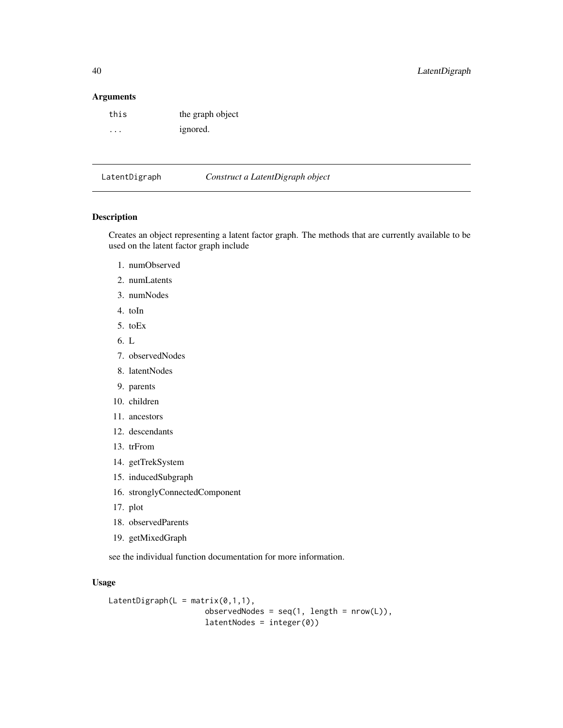## Arguments

| | |
|---|---|
| this | the graph object |
| ... | ignored. |

---

## LatentDigraph — *Construct a LatentDigraph object*

### Description

Creates an object representing a latent factor graph. The methods that are currently available to be used on the latent factor graph include

1. numObserved
2. numLatents
3. numNodes
4. toIn
5. toEx
6. L
7. observedNodes
8. latentNodes
9. parents
10. children
11. ancestors
12. descendants
13. trFrom
14. getTrekSystem
15. inducedSubgraph
16. stronglyConnectedComponent
17. plot
18. observedParents
19. getMixedGraph

see the individual function documentation for more information.

### Usage

```
LatentDigraph(L = matrix(0,1,1),
                    observedNodes = seq(1, length = nrow(L)),
                    latentNodes = integer(0))
```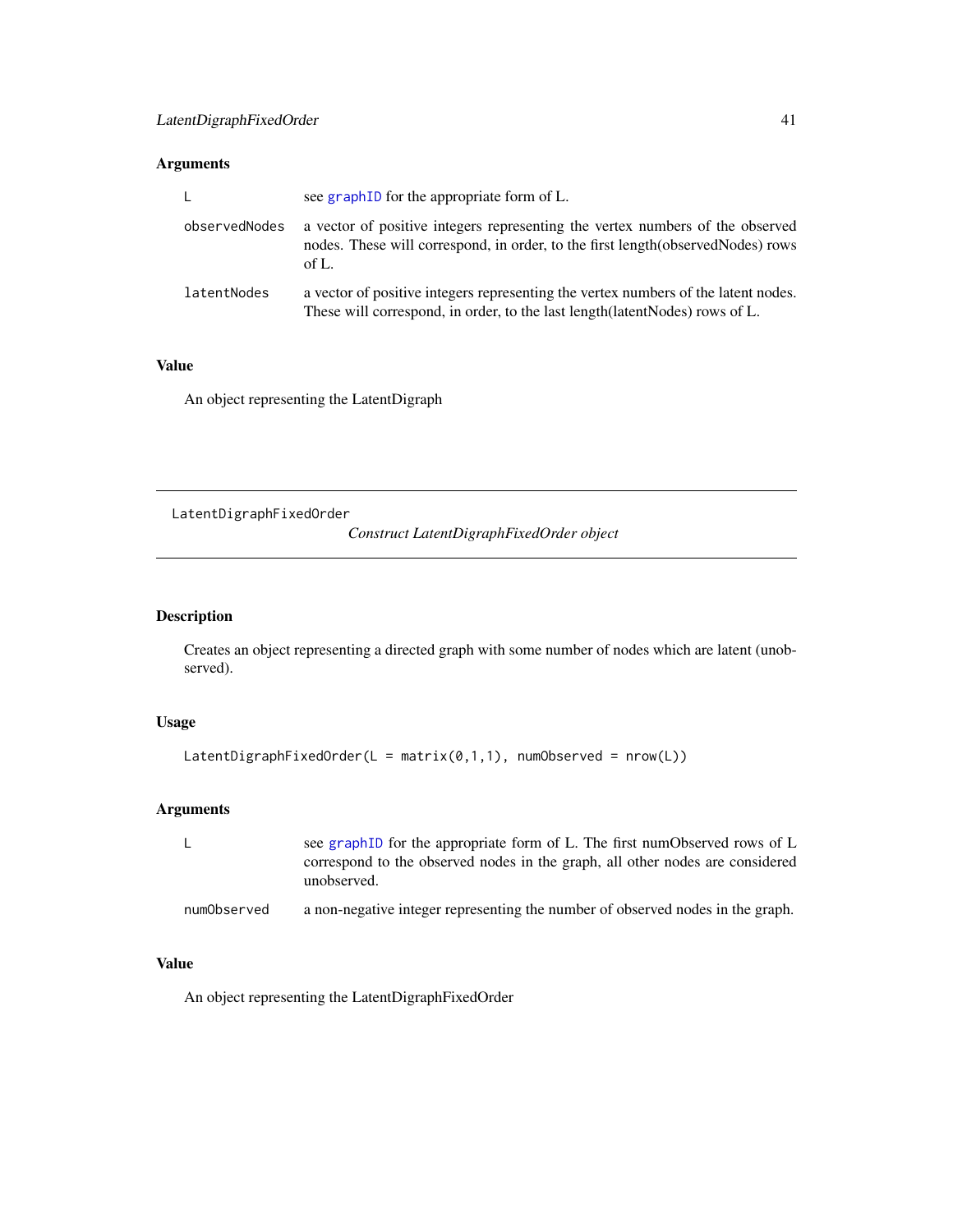### Arguments

| | |
|---|---|
| `L` | see graphID for the appropriate form of L. |
| `observedNodes` | a vector of positive integers representing the vertex numbers of the observed nodes. These will correspond, in order, to the first length(observedNodes) rows of L. |
| `latentNodes` | a vector of positive integers representing the vertex numbers of the latent nodes. These will correspond, in order, to the last length(latentNodes) rows of L. |

### Value

An object representing the LatentDigraph

---

## LatentDigraphFixedOrder

*Construct LatentDigraphFixedOrder object*

---

### Description

Creates an object representing a directed graph with some number of nodes which are latent (unobserved).

### Usage

```
LatentDigraphFixedOrder(L = matrix(0,1,1), numObserved = nrow(L))
```

### Arguments

| | |
|---|---|
| `L` | see graphID for the appropriate form of L. The first numObserved rows of L correspond to the observed nodes in the graph, all other nodes are considered unobserved. |
| `numObserved` | a non-negative integer representing the number of observed nodes in the graph. |

### Value

An object representing the LatentDigraphFixedOrder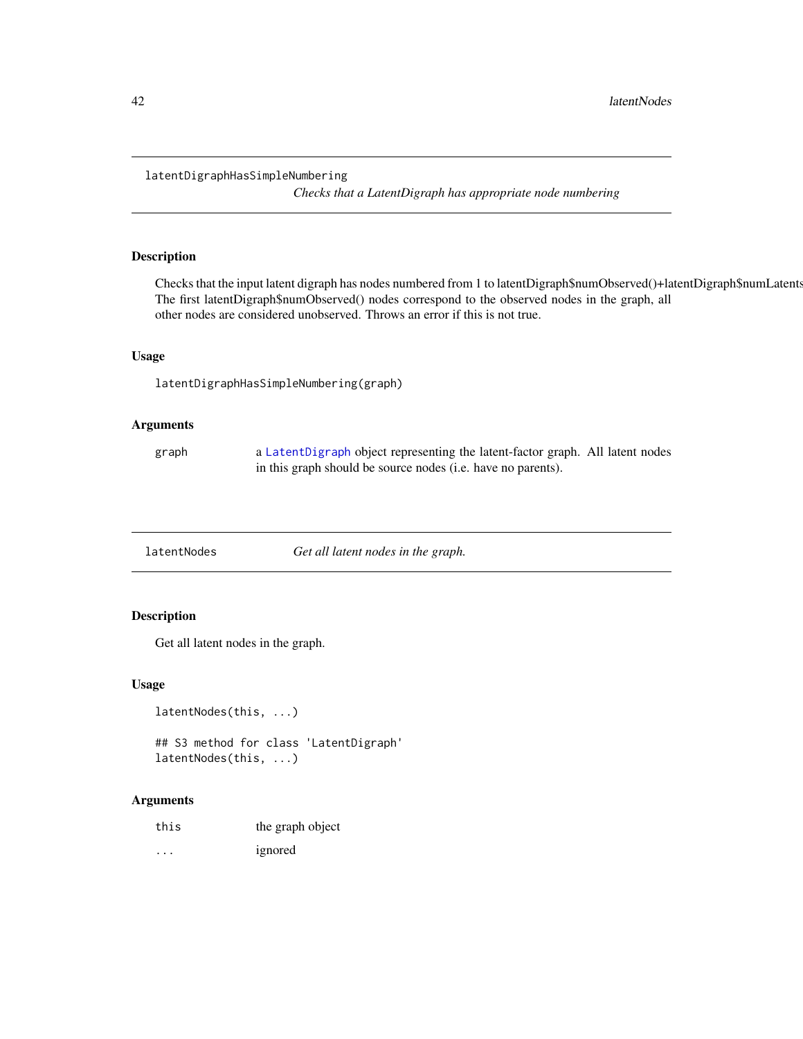## latentDigraphHasSimpleNumbering

*Checks that a LatentDigraph has appropriate node numbering*

### Description

Checks that the input latent digraph has nodes numbered from 1 to latentDigraph$numObserved()+latentDigraph$numLatents
The first latentDigraph$numObserved() nodes correspond to the observed nodes in the graph, all other nodes are considered unobserved. Throws an error if this is not true.

### Usage

```
latentDigraphHasSimpleNumbering(graph)
```

### Arguments

| | |
|---|---|
| graph | a LatentDigraph object representing the latent-factor graph. All latent nodes in this graph should be source nodes (i.e. have no parents). |

## latentNodes

*Get all latent nodes in the graph.*

### Description

Get all latent nodes in the graph.

### Usage

```
latentNodes(this, ...)

## S3 method for class 'LatentDigraph'
latentNodes(this, ...)
```

### Arguments

| | |
|---|---|
| this | the graph object |
| ... | ignored |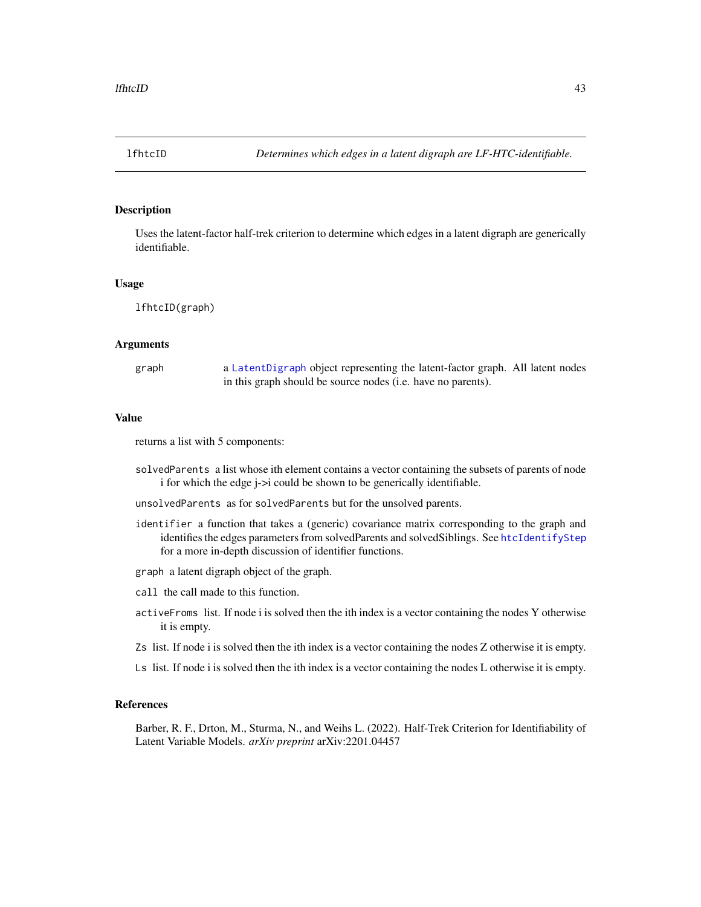## lfhtcID — *Determines which edges in a latent digraph are LF-HTC-identifiable.*

### Description

Uses the latent-factor half-trek criterion to determine which edges in a latent digraph are generically identifiable.

### Usage

```
lfhtcID(graph)
```

### Arguments

| | |
|---|---|
| `graph` | a `LatentDigraph` object representing the latent-factor graph. All latent nodes in this graph should be source nodes (i.e. have no parents). |

### Value

returns a list with 5 components:

- `solvedParents` a list whose ith element contains a vector containing the subsets of parents of node i for which the edge j->i could be shown to be generically identifiable.
- `unsolvedParents` as for `solvedParents` but for the unsolved parents.
- `identifier` a function that takes a (generic) covariance matrix corresponding to the graph and identifies the edges parameters from solvedParents and solvedSiblings. See `htcIdentifyStep` for a more in-depth discussion of identifier functions.
- `graph` a latent digraph object of the graph.
- `call` the call made to this function.
- `activeFroms` list. If node i is solved then the ith index is a vector containing the nodes Y otherwise it is empty.
- `Zs` list. If node i is solved then the ith index is a vector containing the nodes Z otherwise it is empty.
- `Ls` list. If node i is solved then the ith index is a vector containing the nodes L otherwise it is empty.

### References

Barber, R. F., Drton, M., Sturma, N., and Weihs L. (2022). Half-Trek Criterion for Identifiability of Latent Variable Models. *arXiv preprint* arXiv:2201.04457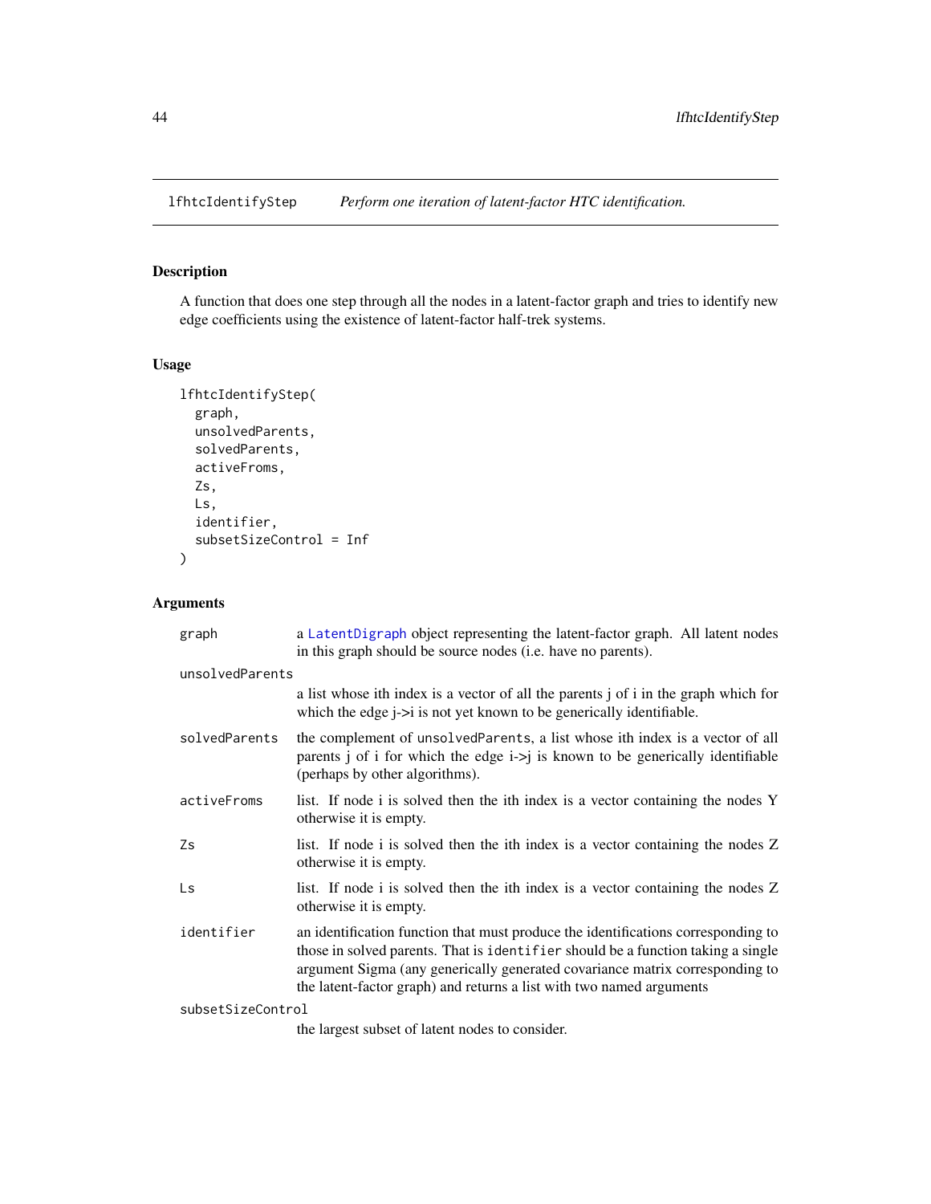# lfhtcIdentifyStep — *Perform one iteration of latent-factor HTC identification.*

## Description

A function that does one step through all the nodes in a latent-factor graph and tries to identify new edge coefficients using the existence of latent-factor half-trek systems.

## Usage

```
lfhtcIdentifyStep(
  graph,
  unsolvedParents,
  solvedParents,
  activeFroms,
  Zs,
  Ls,
  identifier,
  subsetSizeControl = Inf
)
```

## Arguments

| | |
|---|---|
| graph | a LatentDigraph object representing the latent-factor graph. All latent nodes in this graph should be source nodes (i.e. have no parents). |
| unsolvedParents | a list whose ith index is a vector of all the parents j of i in the graph which for which the edge j->i is not yet known to be generically identifiable. |
| solvedParents | the complement of unsolvedParents, a list whose ith index is a vector of all parents j of i for which the edge i->j is known to be generically identifiable (perhaps by other algorithms). |
| activeFroms | list. If node i is solved then the ith index is a vector containing the nodes Y otherwise it is empty. |
| Zs | list. If node i is solved then the ith index is a vector containing the nodes Z otherwise it is empty. |
| Ls | list. If node i is solved then the ith index is a vector containing the nodes Z otherwise it is empty. |
| identifier | an identification function that must produce the identifications corresponding to those in solved parents. That is identifier should be a function taking a single argument Sigma (any generically generated covariance matrix corresponding to the latent-factor graph) and returns a list with two named arguments |
| subsetSizeControl | the largest subset of latent nodes to consider. |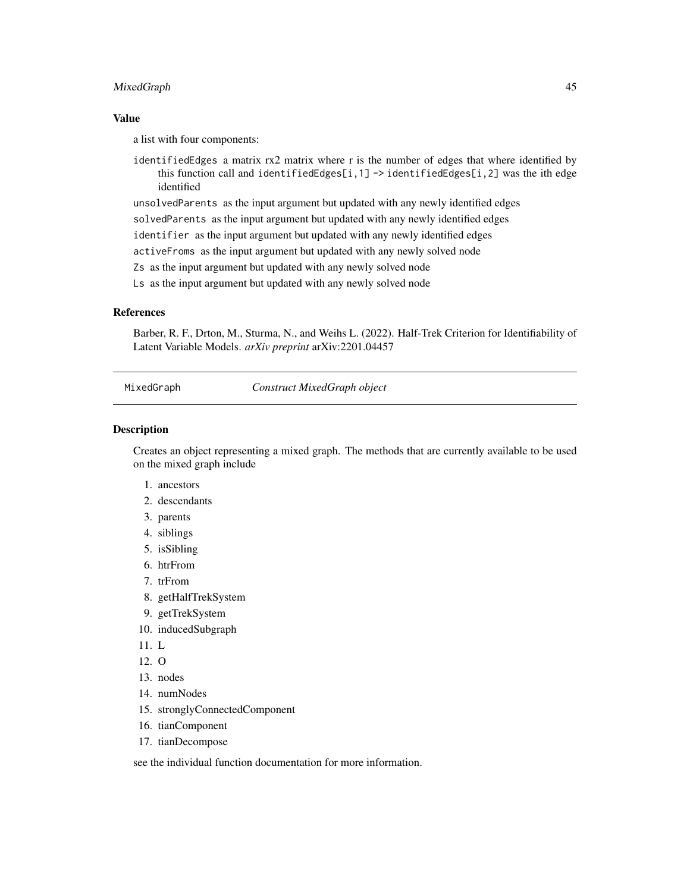### Value

a list with four components:

`identifiedEdges` a matrix rx2 matrix where r is the number of edges that where identified by this function call and `identifiedEdges[i,1]` -> `identifiedEdges[i,2]` was the ith edge identified

`unsolvedParents` as the input argument but updated with any newly identified edges

`solvedParents` as the input argument but updated with any newly identified edges

`identifier` as the input argument but updated with any newly identified edges

`activeFroms` as the input argument but updated with any newly solved node

`Zs` as the input argument but updated with any newly solved node

`Ls` as the input argument but updated with any newly solved node

### References

Barber, R. F., Drton, M., Sturma, N., and Weihs L. (2022). Half-Trek Criterion for Identifiability of Latent Variable Models. *arXiv preprint* arXiv:2201.04457

---

## MixedGraph &emsp; *Construct MixedGraph object*

---

### Description

Creates an object representing a mixed graph. The methods that are currently available to be used on the mixed graph include

1. ancestors
2. descendants
3. parents
4. siblings
5. isSibling
6. htrFrom
7. trFrom
8. getHalfTrekSystem
9. getTrekSystem
10. inducedSubgraph
11. L
12. O
13. nodes
14. numNodes
15. stronglyConnectedComponent
16. tianComponent
17. tianDecompose

see the individual function documentation for more information.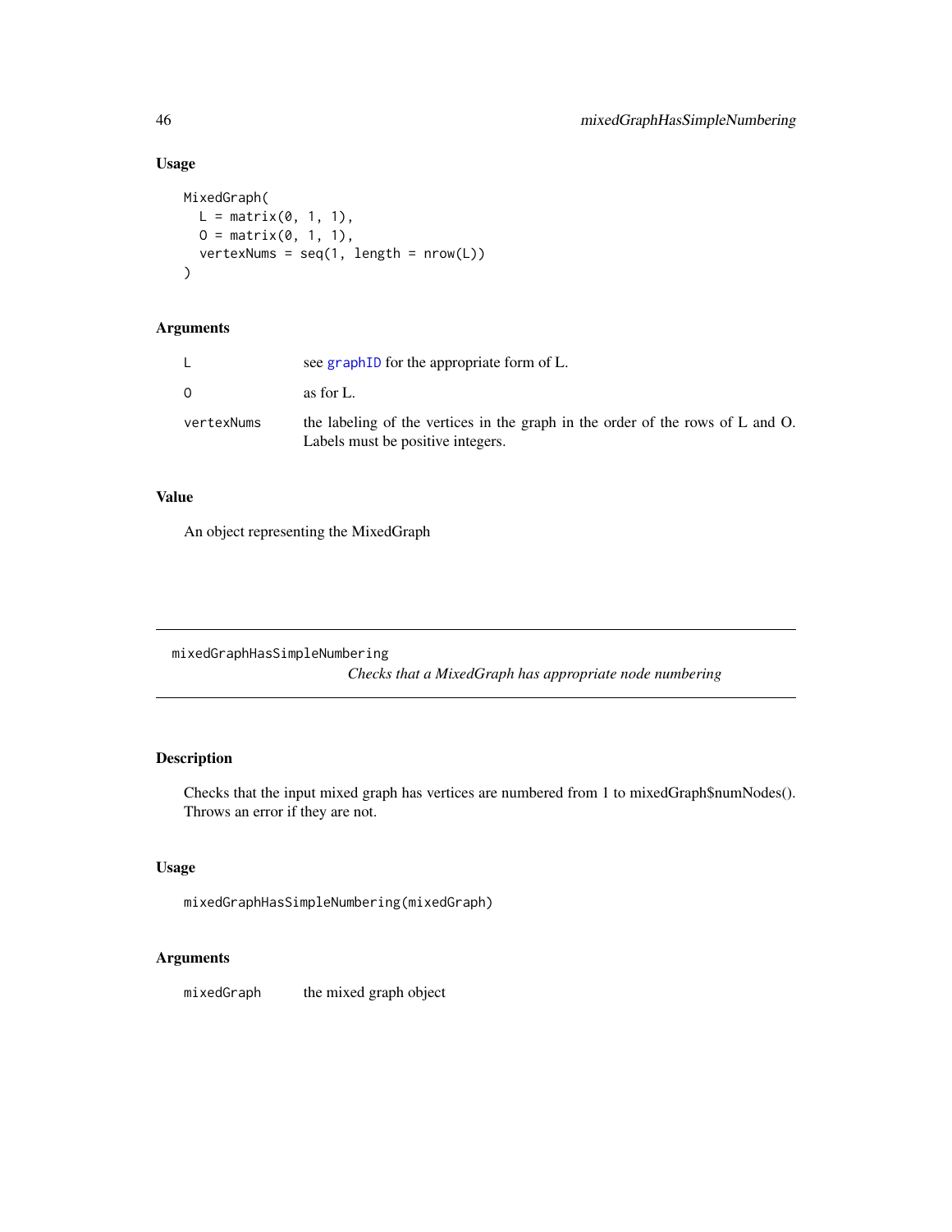## Usage

```
MixedGraph(
  L = matrix(0, 1, 1),
  O = matrix(0, 1, 1),
  vertexNums = seq(1, length = nrow(L))
)
```

## Arguments

| | |
|---|---|
| L | see graphID for the appropriate form of L. |
| O | as for L. |
| vertexNums | the labeling of the vertices in the graph in the order of the rows of L and O. Labels must be positive integers. |

## Value

An object representing the MixedGraph

---

# mixedGraphHasSimpleNumbering

*Checks that a MixedGraph has appropriate node numbering*

---

## Description

Checks that the input mixed graph has vertices are numbered from 1 to mixedGraph$numNodes(). Throws an error if they are not.

## Usage

```
mixedGraphHasSimpleNumbering(mixedGraph)
```

## Arguments

| | |
|---|---|
| mixedGraph | the mixed graph object |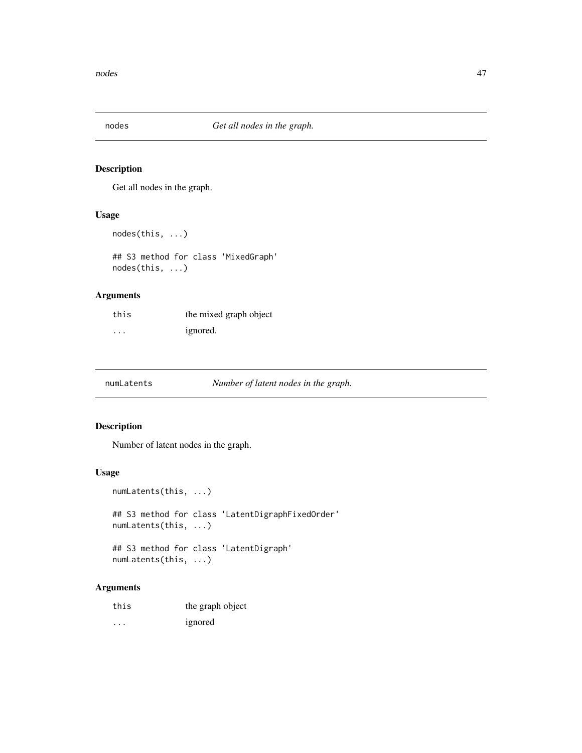## nodes *Get all nodes in the graph.*

### Description

Get all nodes in the graph.

### Usage

```
nodes(this, ...)

## S3 method for class 'MixedGraph'
nodes(this, ...)
```

### Arguments

| | |
|---|---|
| this | the mixed graph object |
| ... | ignored. |

## numLatents *Number of latent nodes in the graph.*

### Description

Number of latent nodes in the graph.

### Usage

```
numLatents(this, ...)

## S3 method for class 'LatentDigraphFixedOrder'
numLatents(this, ...)

## S3 method for class 'LatentDigraph'
numLatents(this, ...)
```

### Arguments

| | |
|---|---|
| this | the graph object |
| ... | ignored |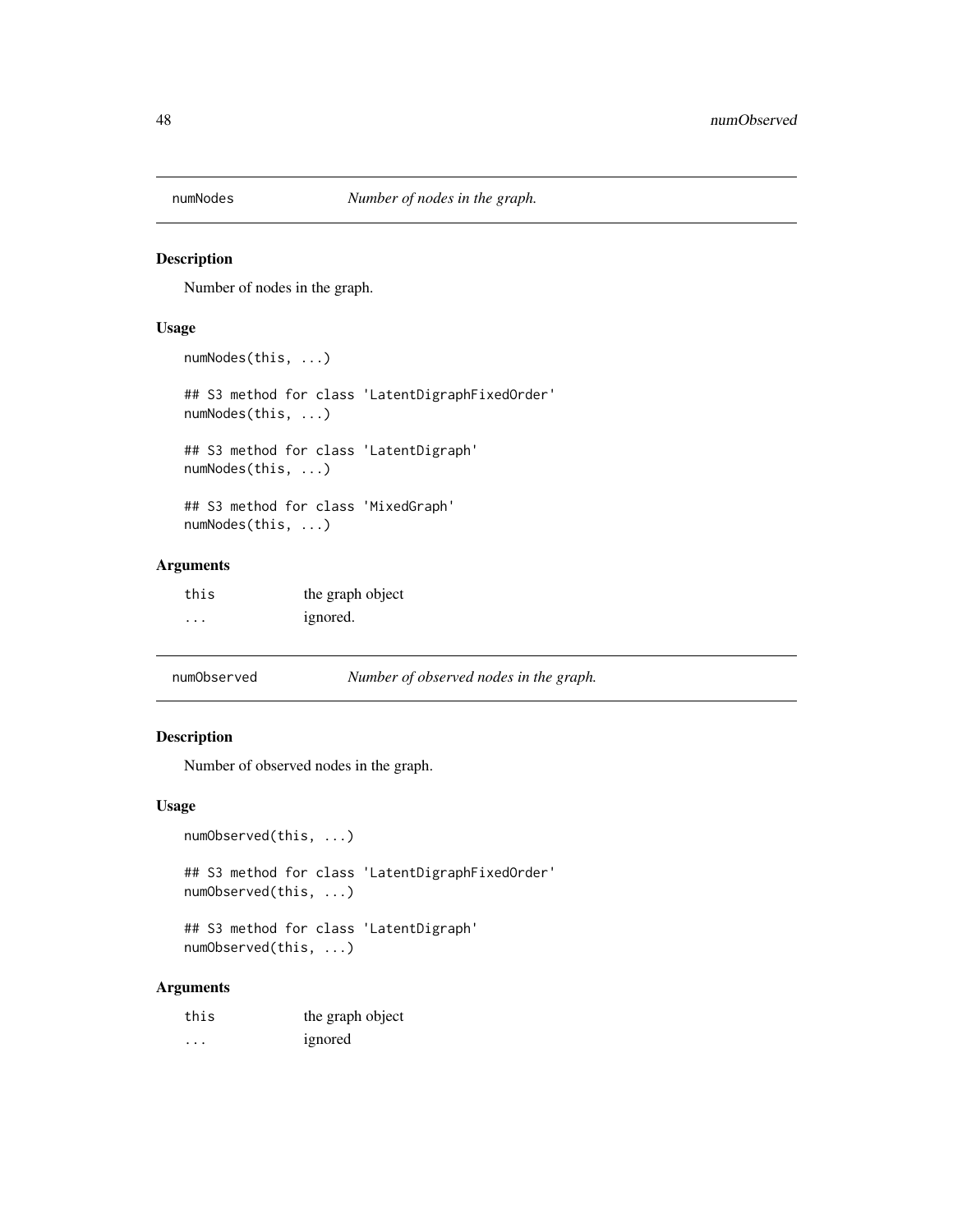## numNodes *Number of nodes in the graph.*

### Description

Number of nodes in the graph.

### Usage

```
numNodes(this, ...)

## S3 method for class 'LatentDigraphFixedOrder'
numNodes(this, ...)

## S3 method for class 'LatentDigraph'
numNodes(this, ...)

## S3 method for class 'MixedGraph'
numNodes(this, ...)
```

### Arguments

| | |
|---|---|
| this | the graph object |
| ... | ignored. |

## numObserved *Number of observed nodes in the graph.*

### Description

Number of observed nodes in the graph.

### Usage

```
numObserved(this, ...)

## S3 method for class 'LatentDigraphFixedOrder'
numObserved(this, ...)

## S3 method for class 'LatentDigraph'
numObserved(this, ...)
```

### Arguments

| | |
|---|---|
| this | the graph object |
| ... | ignored |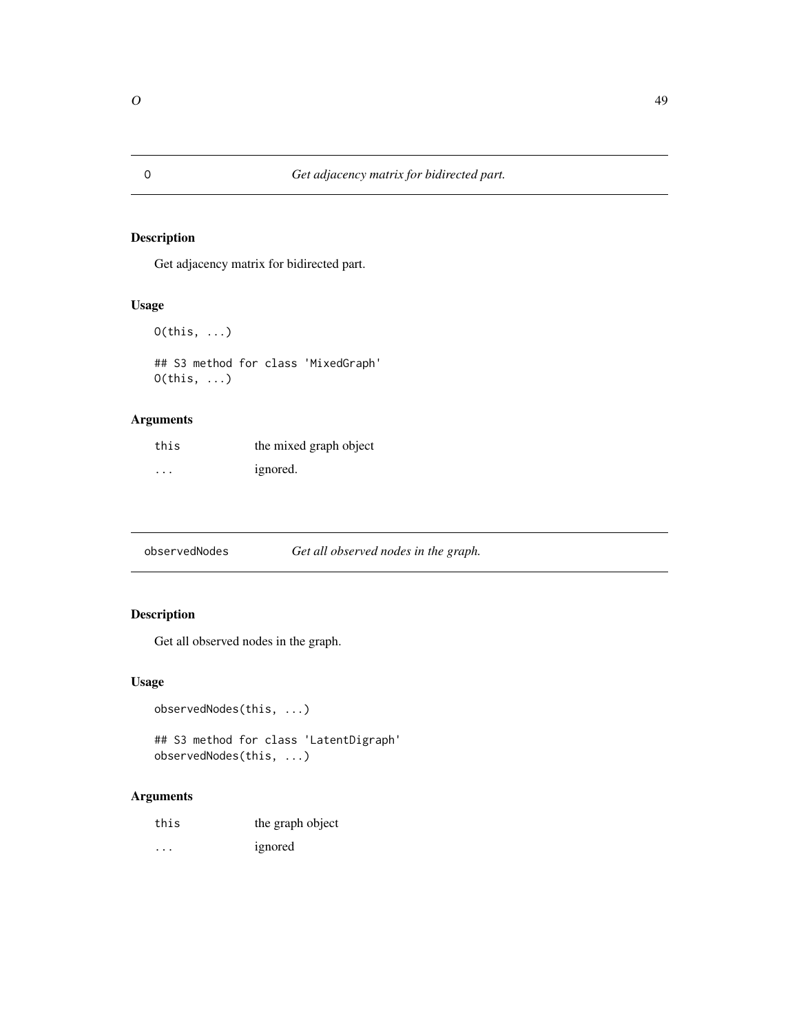## O — *Get adjacency matrix for bidirected part.*

### Description

Get adjacency matrix for bidirected part.

### Usage

```
O(this, ...)

## S3 method for class 'MixedGraph'
O(this, ...)
```

### Arguments

| | |
|---|---|
| this | the mixed graph object |
| ... | ignored. |

## observedNodes — *Get all observed nodes in the graph.*

### Description

Get all observed nodes in the graph.

### Usage

```
observedNodes(this, ...)

## S3 method for class 'LatentDigraph'
observedNodes(this, ...)
```

### Arguments

| | |
|---|---|
| this | the graph object |
| ... | ignored |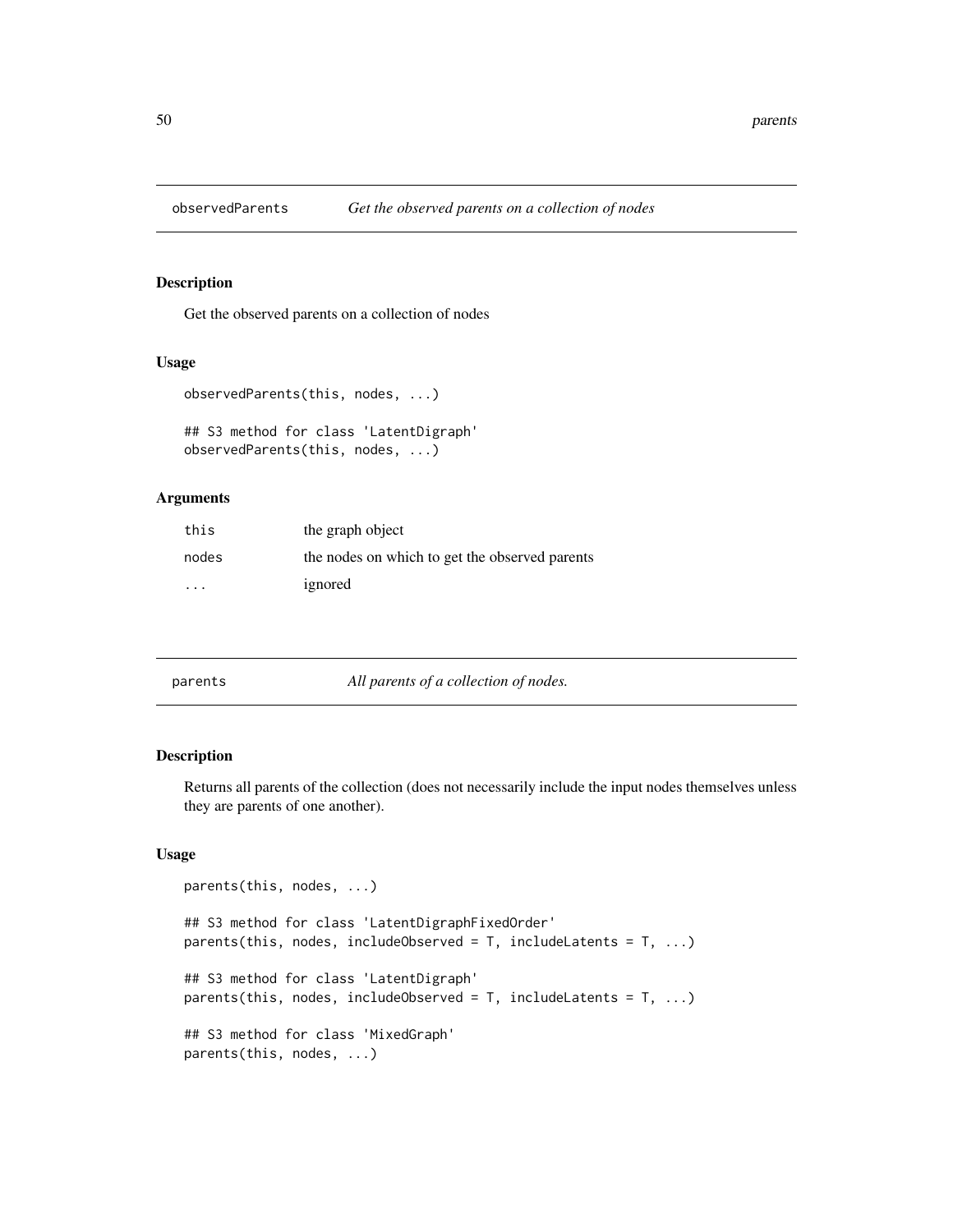## observedParents *Get the observed parents on a collection of nodes*

### Description

Get the observed parents on a collection of nodes

### Usage

```
observedParents(this, nodes, ...)

## S3 method for class 'LatentDigraph'
observedParents(this, nodes, ...)
```

### Arguments

| | |
|---|---|
| this | the graph object |
| nodes | the nodes on which to get the observed parents |
| ... | ignored |

## parents *All parents of a collection of nodes.*

### Description

Returns all parents of the collection (does not necessarily include the input nodes themselves unless they are parents of one another).

### Usage

```
parents(this, nodes, ...)

## S3 method for class 'LatentDigraphFixedOrder'
parents(this, nodes, includeObserved = T, includeLatents = T, ...)

## S3 method for class 'LatentDigraph'
parents(this, nodes, includeObserved = T, includeLatents = T, ...)

## S3 method for class 'MixedGraph'
parents(this, nodes, ...)
```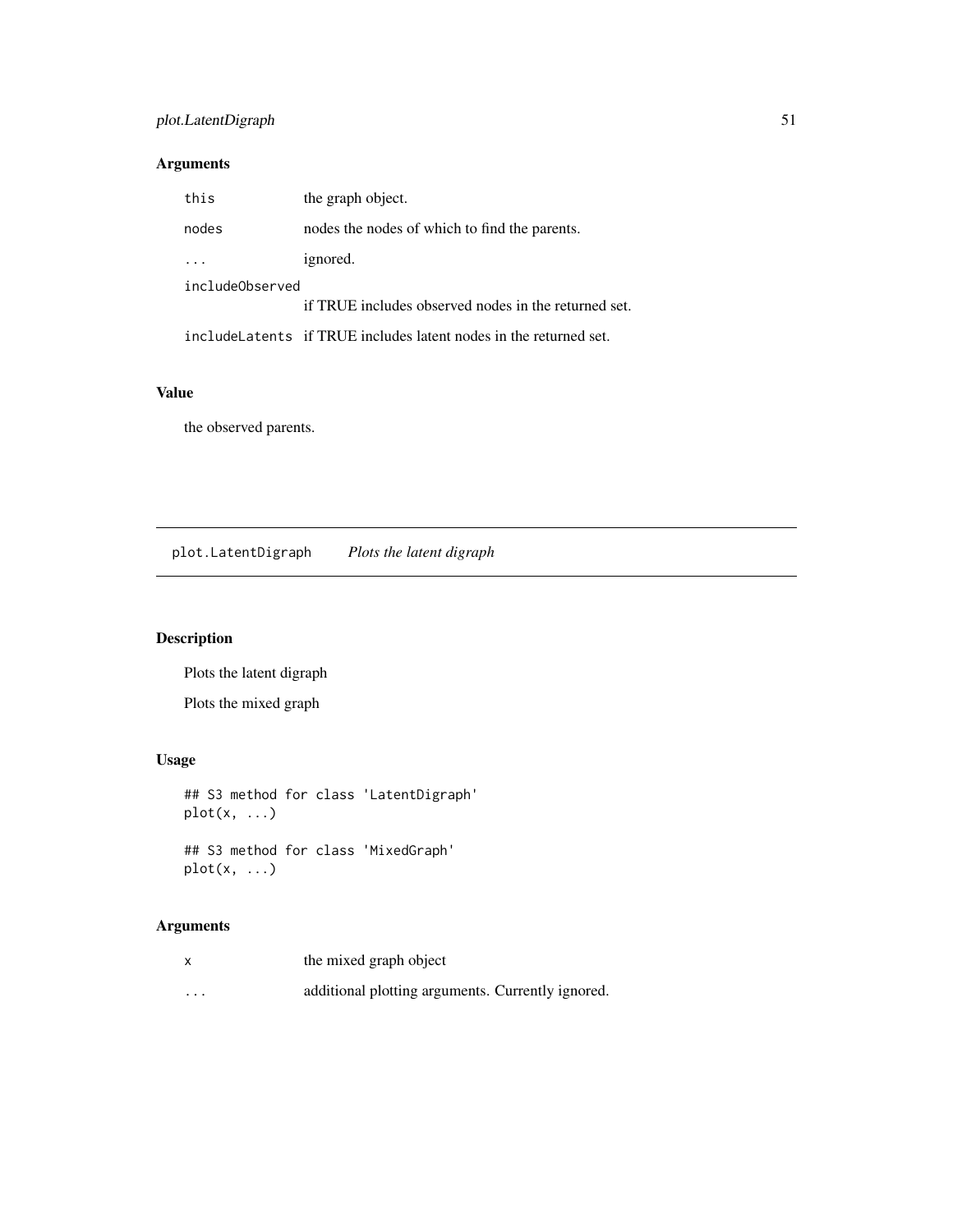### Arguments

| | |
|---|---|
| `this` | the graph object. |
| `nodes` | nodes the nodes of which to find the parents. |
| `...` | ignored. |
| `includeObserved` | if TRUE includes observed nodes in the returned set. |
| `includeLatents` | if TRUE includes latent nodes in the returned set. |

### Value

the observed parents.

---

## `plot.LatentDigraph` *Plots the latent digraph*

---

### Description

Plots the latent digraph

Plots the mixed graph

### Usage

```
## S3 method for class 'LatentDigraph'
plot(x, ...)

## S3 method for class 'MixedGraph'
plot(x, ...)
```

### Arguments

| | |
|---|---|
| `x` | the mixed graph object |
| `...` | additional plotting arguments. Currently ignored. |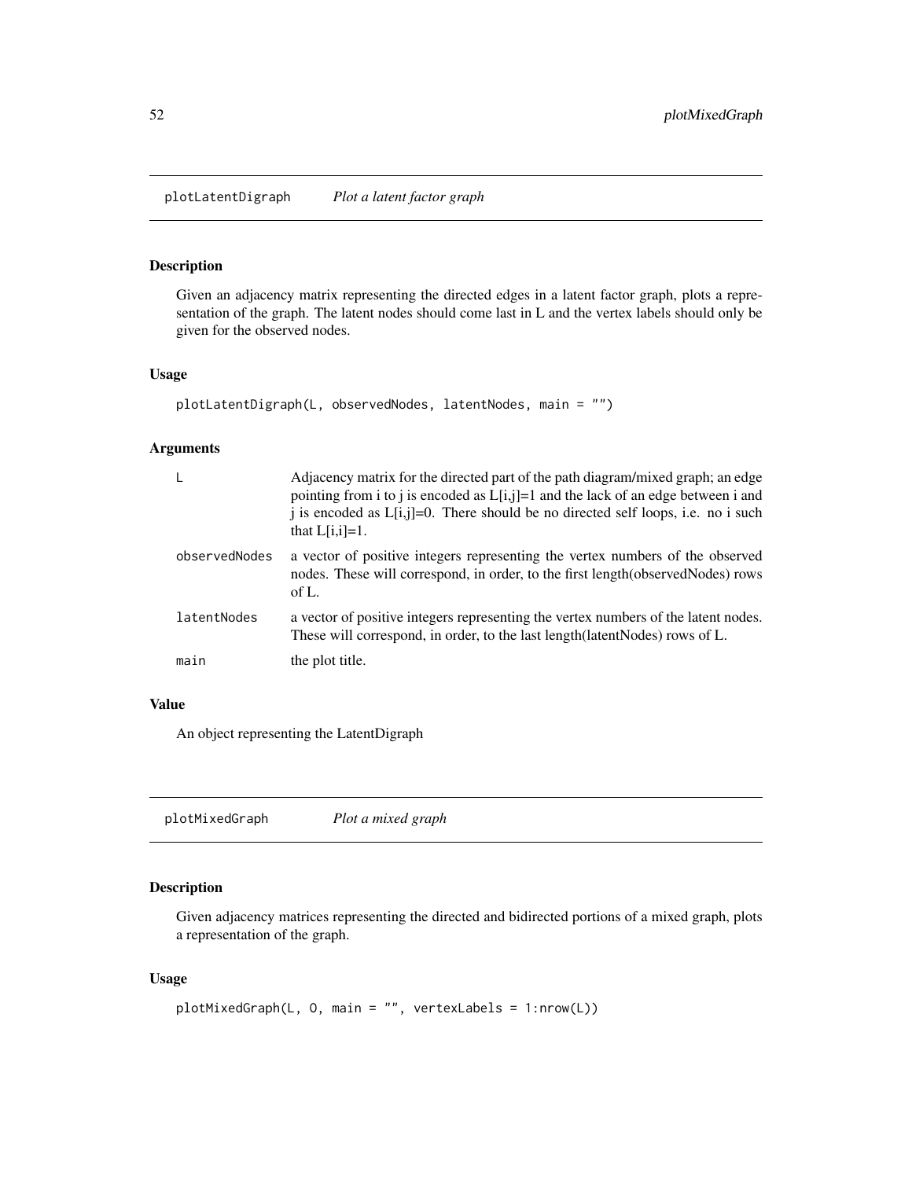## plotLatentDigraph *Plot a latent factor graph*

### Description

Given an adjacency matrix representing the directed edges in a latent factor graph, plots a representation of the graph. The latent nodes should come last in L and the vertex labels should only be given for the observed nodes.

### Usage

```
plotLatentDigraph(L, observedNodes, latentNodes, main = "")
```

### Arguments

| | |
|---|---|
| L | Adjacency matrix for the directed part of the path diagram/mixed graph; an edge pointing from i to j is encoded as L[i,j]=1 and the lack of an edge between i and j is encoded as L[i,j]=0. There should be no directed self loops, i.e. no i such that L[i,i]=1. |
| observedNodes | a vector of positive integers representing the vertex numbers of the observed nodes. These will correspond, in order, to the first length(observedNodes) rows of L. |
| latentNodes | a vector of positive integers representing the vertex numbers of the latent nodes. These will correspond, in order, to the last length(latentNodes) rows of L. |
| main | the plot title. |

### Value

An object representing the LatentDigraph

## plotMixedGraph *Plot a mixed graph*

### Description

Given adjacency matrices representing the directed and bidirected portions of a mixed graph, plots a representation of the graph.

### Usage

```
plotMixedGraph(L, O, main = "", vertexLabels = 1:nrow(L))
```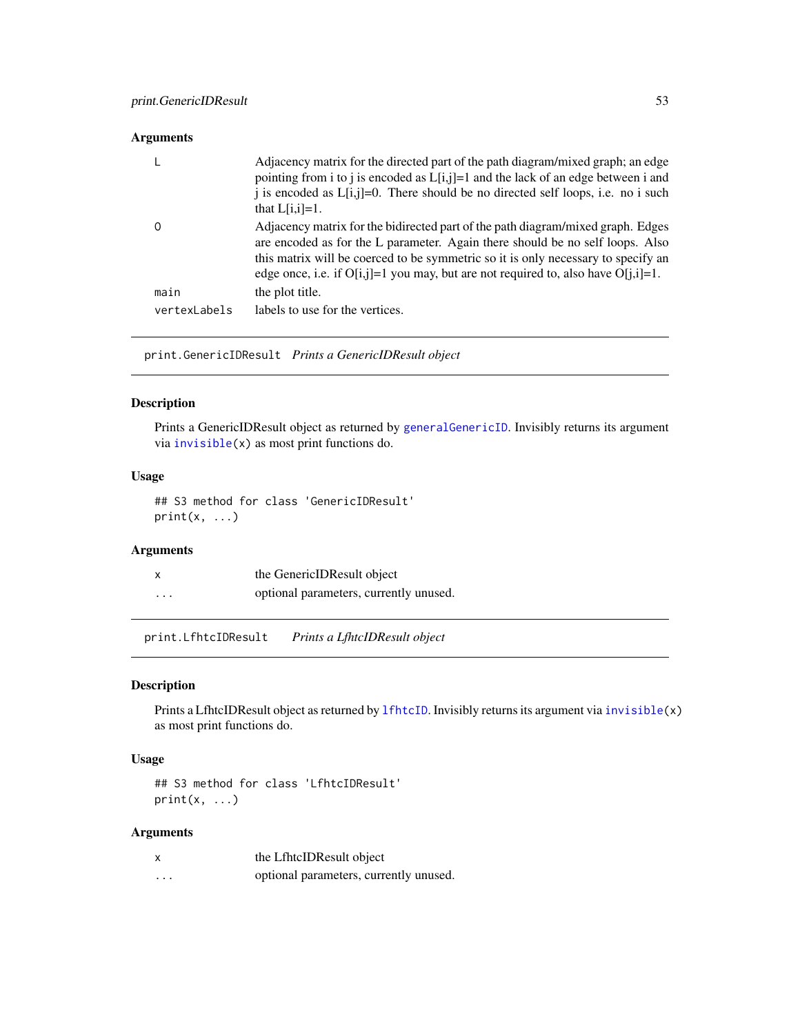### Arguments

| | |
|---|---|
| `L` | Adjacency matrix for the directed part of the path diagram/mixed graph; an edge pointing from i to j is encoded as L[i,j]=1 and the lack of an edge between i and j is encoded as L[i,j]=0. There should be no directed self loops, i.e. no i such that L[i,i]=1. |
| `O` | Adjacency matrix for the bidirected part of the path diagram/mixed graph. Edges are encoded as for the L parameter. Again there should be no self loops. Also this matrix will be coerced to be symmetric so it is only necessary to specify an edge once, i.e. if O[i,j]=1 you may, but are not required to, also have O[j,i]=1. |
| `main` | the plot title. |
| `vertexLabels` | labels to use for the vertices. |

---

## `print.GenericIDResult` *Prints a GenericIDResult object*

### Description

Prints a GenericIDResult object as returned by `generalGenericID`. Invisibly returns its argument via `invisible(x)` as most print functions do.

### Usage

```
## S3 method for class 'GenericIDResult'
print(x, ...)
```

### Arguments

| | |
|---|---|
| `x` | the GenericIDResult object |
| `...` | optional parameters, currently unused. |

---

## `print.LfhtcIDResult` *Prints a LfhtcIDResult object*

### Description

Prints a LfhtcIDResult object as returned by `lfhtcID`. Invisibly returns its argument via `invisible(x)` as most print functions do.

### Usage

```
## S3 method for class 'LfhtcIDResult'
print(x, ...)
```

### Arguments

| | |
|---|---|
| `x` | the LfhtcIDResult object |
| `...` | optional parameters, currently unused. |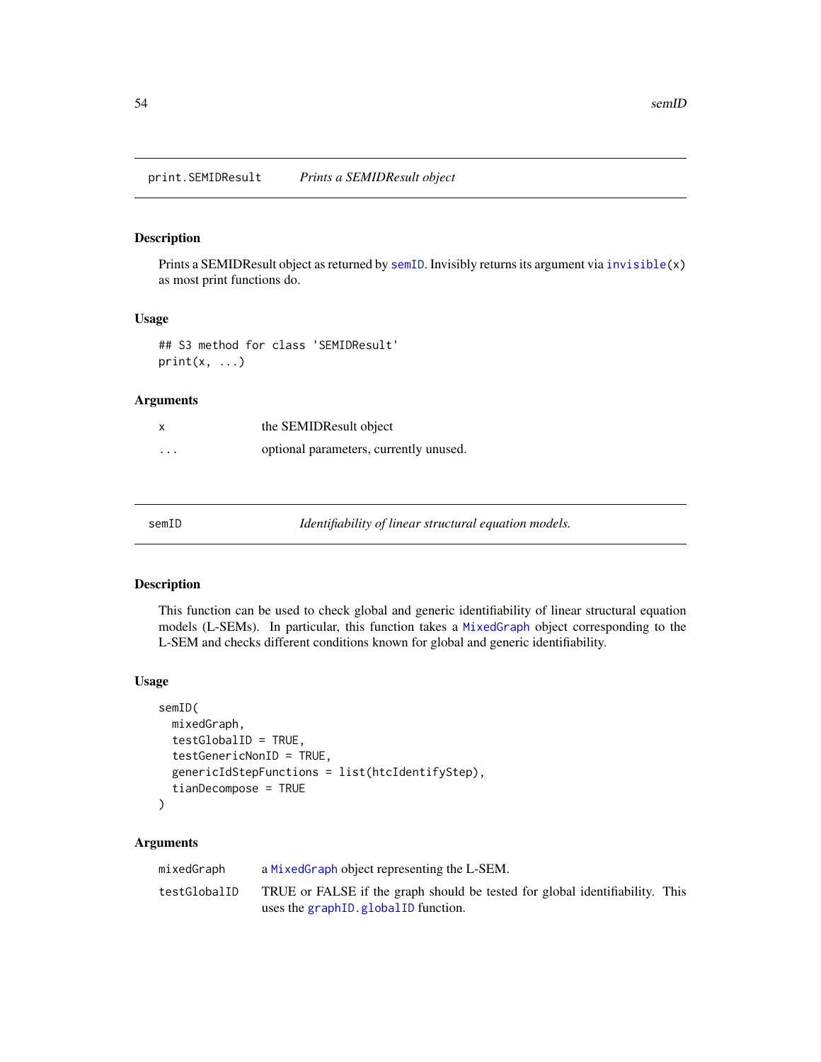## print.SEMIDResult *Prints a SEMIDResult object*

### Description

Prints a SEMIDResult object as returned by semID. Invisibly returns its argument via invisible(x) as most print functions do.

### Usage

```
## S3 method for class 'SEMIDResult'
print(x, ...)
```

### Arguments

| | |
|---|---|
| x | the SEMIDResult object |
| ... | optional parameters, currently unused. |

## semID *Identifiability of linear structural equation models.*

### Description

This function can be used to check global and generic identifiability of linear structural equation models (L-SEMs). In particular, this function takes a MixedGraph object corresponding to the L-SEM and checks different conditions known for global and generic identifiability.

### Usage

```
semID(
  mixedGraph,
  testGlobalID = TRUE,
  testGenericNonID = TRUE,
  genericIdStepFunctions = list(htcIdentifyStep),
  tianDecompose = TRUE
)
```

### Arguments

| | |
|---|---|
| mixedGraph | a MixedGraph object representing the L-SEM. |
| testGlobalID | TRUE or FALSE if the graph should be tested for global identifiability. This uses the graphID.globalID function. |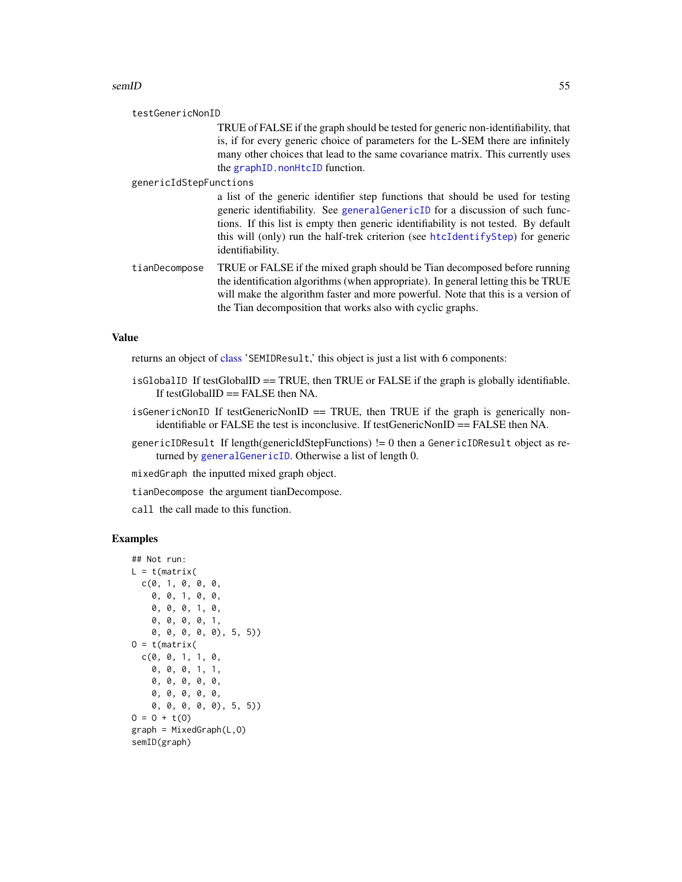testGenericNonID
: TRUE of FALSE if the graph should be tested for generic non-identifiability, that is, if for every generic choice of parameters for the L-SEM there are infinitely many other choices that lead to the same covariance matrix. This currently uses the graphID.nonHtcID function.

genericIdStepFunctions
: a list of the generic identifier step functions that should be used for testing generic identifiability. See generalGenericID for a discussion of such functions. If this list is empty then generic identifiability is not tested. By default this will (only) run the half-trek criterion (see htcIdentifyStep) for generic identifiability.

tianDecompose
: TRUE or FALSE if the mixed graph should be Tian decomposed before running the identification algorithms (when appropriate). In general letting this be TRUE will make the algorithm faster and more powerful. Note that this is a version of the Tian decomposition that works also with cyclic graphs.

## Value

returns an object of class 'SEMIDResult,' this object is just a list with 6 components:

- `isGlobalID` If testGlobalID == TRUE, then TRUE or FALSE if the graph is globally identifiable. If testGlobalID == FALSE then NA.
- `isGenericNonID` If testGenericNonID == TRUE, then TRUE if the graph is generically non-identifiable or FALSE the test is inconclusive. If testGenericNonID == FALSE then NA.
- `genericIDResult` If length(genericIdStepFunctions) != 0 then a `GenericIDResult` object as returned by generalGenericID. Otherwise a list of length 0.
- `mixedGraph` the inputted mixed graph object.
- `tianDecompose` the argument tianDecompose.
- `call` the call made to this function.

## Examples

```
## Not run:
L = t(matrix(
  c(0, 1, 0, 0, 0,
    0, 0, 1, 0, 0,
    0, 0, 0, 1, 0,
    0, 0, 0, 0, 1,
    0, 0, 0, 0, 0), 5, 5))
O = t(matrix(
  c(0, 0, 1, 1, 0,
    0, 0, 0, 1, 1,
    0, 0, 0, 0, 0,
    0, 0, 0, 0, 0,
    0, 0, 0, 0, 0), 5, 5))
O = O + t(O)
graph = MixedGraph(L,O)
semID(graph)
```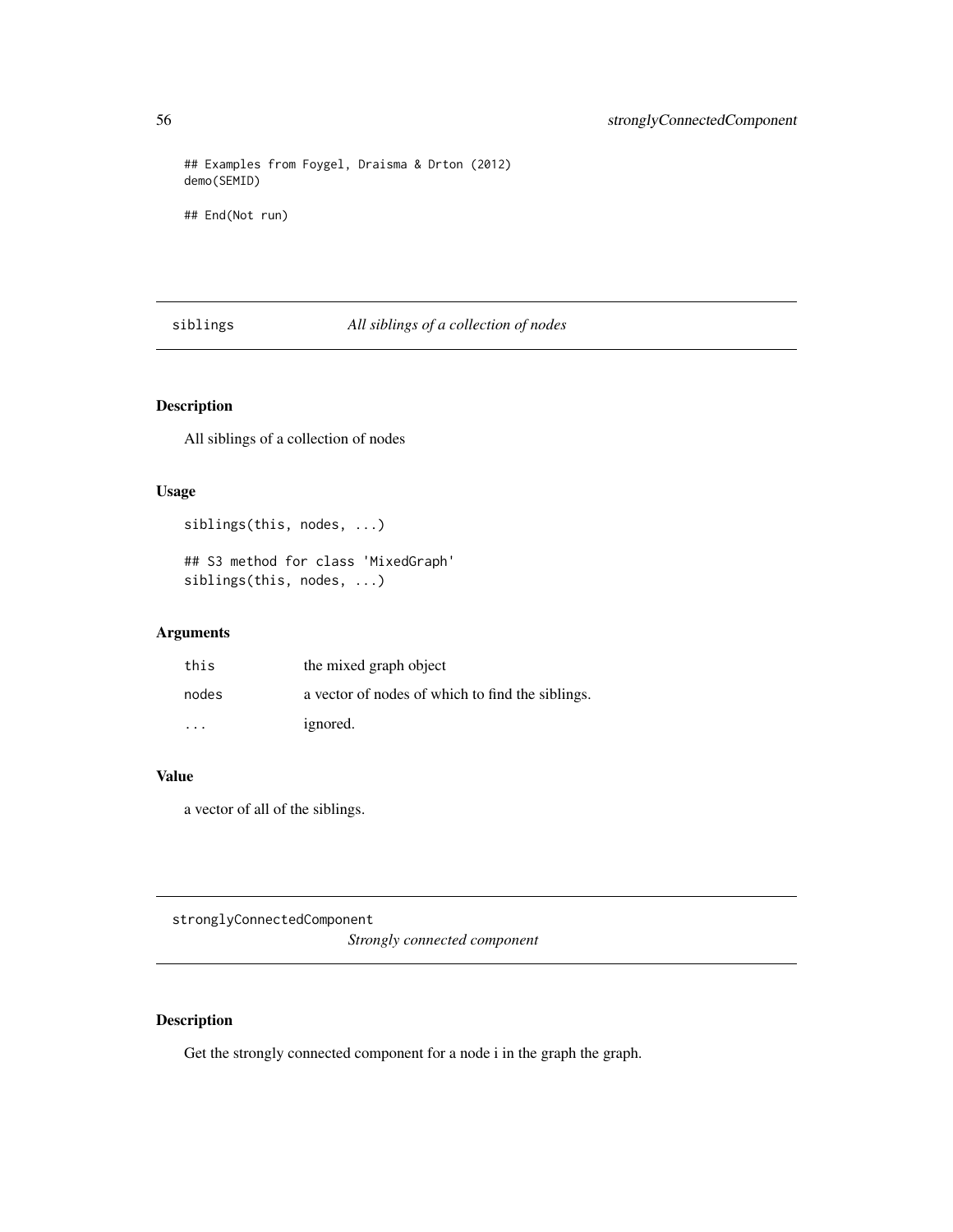```
## Examples from Foygel, Draisma & Drton (2012)
demo(SEMID)

## End(Not run)
```

## siblings — *All siblings of a collection of nodes*

### Description

All siblings of a collection of nodes

### Usage

```
siblings(this, nodes, ...)

## S3 method for class 'MixedGraph'
siblings(this, nodes, ...)
```

### Arguments

| | |
|---|---|
| this | the mixed graph object |
| nodes | a vector of nodes of which to find the siblings. |
| ... | ignored. |

### Value

a vector of all of the siblings.

## stronglyConnectedComponent — *Strongly connected component*

### Description

Get the strongly connected component for a node i in the graph the graph.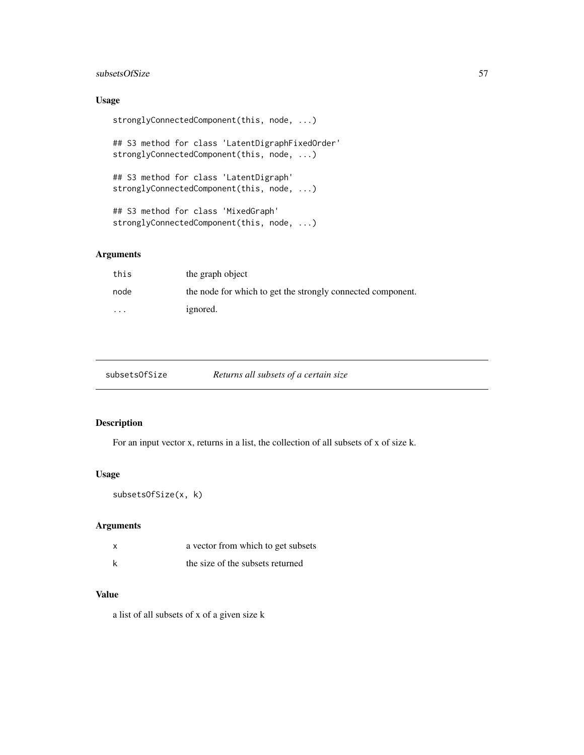## Usage

```
stronglyConnectedComponent(this, node, ...)

## S3 method for class 'LatentDigraphFixedOrder'
stronglyConnectedComponent(this, node, ...)

## S3 method for class 'LatentDigraph'
stronglyConnectedComponent(this, node, ...)

## S3 method for class 'MixedGraph'
stronglyConnectedComponent(this, node, ...)
```

## Arguments

| | |
|---|---|
| `this` | the graph object |
| `node` | the node for which to get the strongly connected component. |
| `...` | ignored. |

---

# subsetsOfSize — *Returns all subsets of a certain size*

## Description

For an input vector x, returns in a list, the collection of all subsets of x of size k.

## Usage

```
subsetsOfSize(x, k)
```

## Arguments

| | |
|---|---|
| `x` | a vector from which to get subsets |
| `k` | the size of the subsets returned |

## Value

a list of all subsets of x of a given size k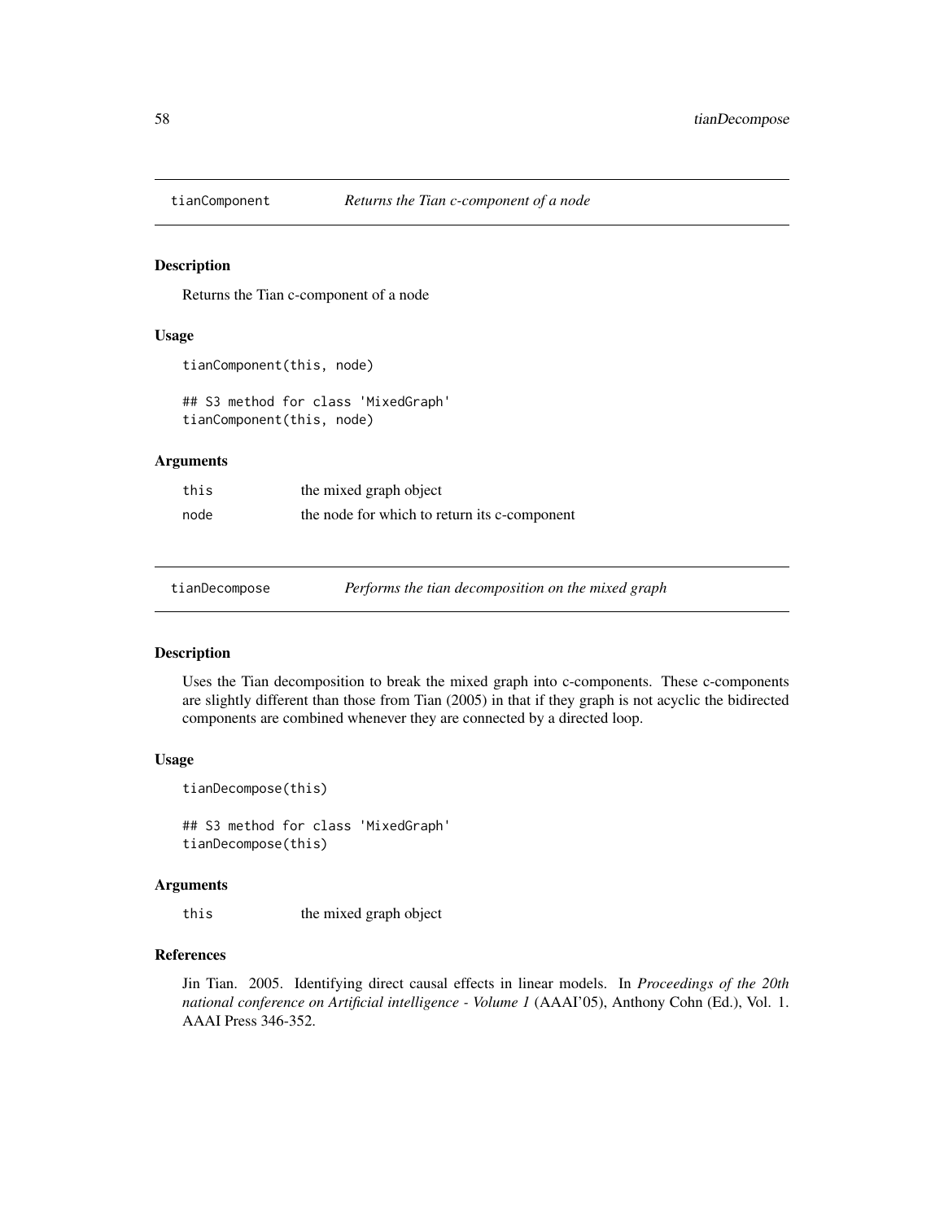## tianComponent — *Returns the Tian c-component of a node*

### Description

Returns the Tian c-component of a node

### Usage

```
tianComponent(this, node)

## S3 method for class 'MixedGraph'
tianComponent(this, node)
```

### Arguments

| | |
|---|---|
| `this` | the mixed graph object |
| `node` | the node for which to return its c-component |

## tianDecompose — *Performs the tian decomposition on the mixed graph*

### Description

Uses the Tian decomposition to break the mixed graph into c-components. These c-components are slightly different than those from Tian (2005) in that if they graph is not acyclic the bidirected components are combined whenever they are connected by a directed loop.

### Usage

```
tianDecompose(this)

## S3 method for class 'MixedGraph'
tianDecompose(this)
```

### Arguments

| | |
|---|---|
| `this` | the mixed graph object |

### References

Jin Tian. 2005. Identifying direct causal effects in linear models. In *Proceedings of the 20th national conference on Artificial intelligence - Volume 1* (AAAI'05), Anthony Cohn (Ed.), Vol. 1. AAAI Press 346-352.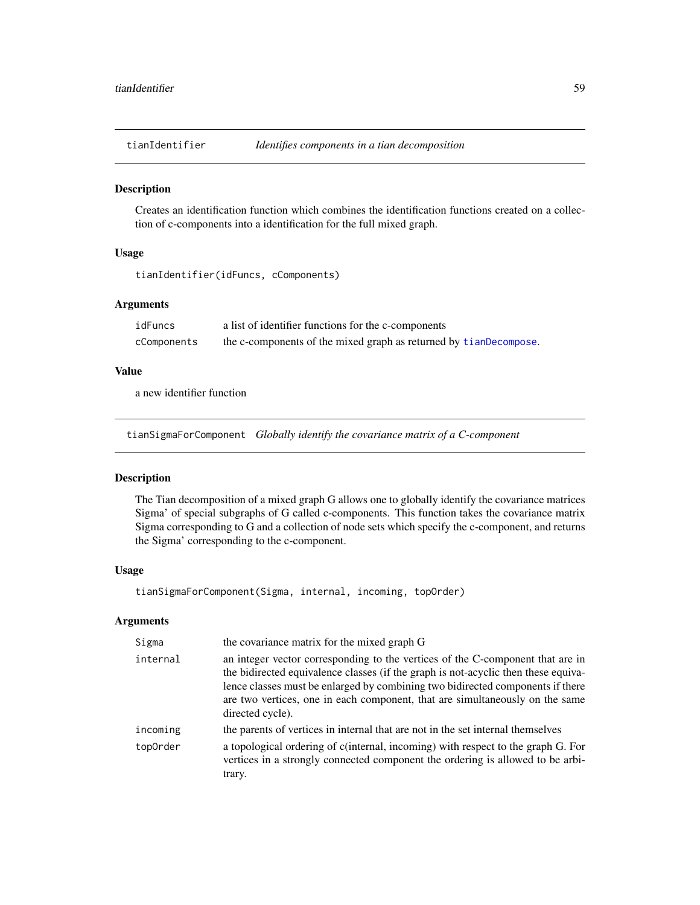## tianIdentifier — *Identifies components in a tian decomposition*

### Description

Creates an identification function which combines the identification functions created on a collection of c-components into a identification for the full mixed graph.

### Usage

```
tianIdentifier(idFuncs, cComponents)
```

### Arguments

| | |
|---|---|
| idFuncs | a list of identifier functions for the c-components |
| cComponents | the c-components of the mixed graph as returned by tianDecompose. |

### Value

a new identifier function

## tianSigmaForComponent — *Globally identify the covariance matrix of a C-component*

### Description

The Tian decomposition of a mixed graph G allows one to globally identify the covariance matrices Sigma' of special subgraphs of G called c-components. This function takes the covariance matrix Sigma corresponding to G and a collection of node sets which specify the c-component, and returns the Sigma' corresponding to the c-component.

### Usage

```
tianSigmaForComponent(Sigma, internal, incoming, topOrder)
```

### Arguments

| | |
|---|---|
| Sigma | the covariance matrix for the mixed graph G |
| internal | an integer vector corresponding to the vertices of the C-component that are in the bidirected equivalence classes (if the graph is not-acyclic then these equivalence classes must be enlarged by combining two bidirected components if there are two vertices, one in each component, that are simultaneously on the same directed cycle). |
| incoming | the parents of vertices in internal that are not in the set internal themselves |
| topOrder | a topological ordering of c(internal, incoming) with respect to the graph G. For vertices in a strongly connected component the ordering is allowed to be arbitrary. |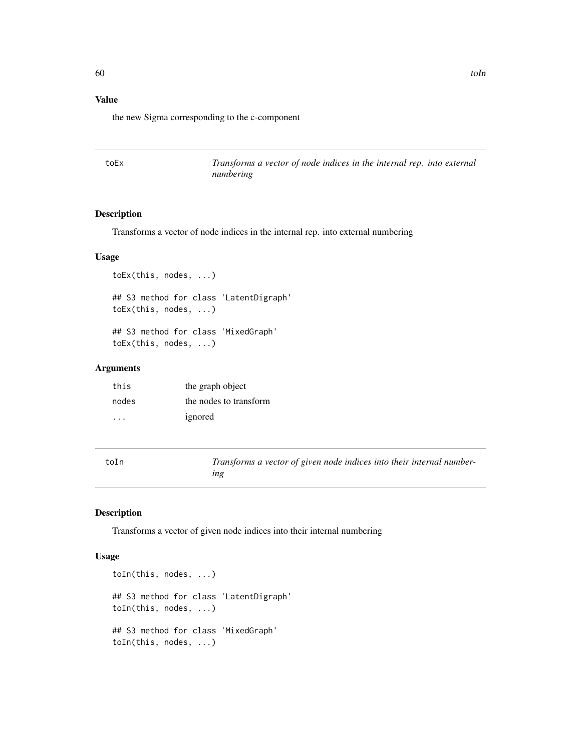## Value

the new Sigma corresponding to the c-component

---

## toEx — *Transforms a vector of node indices in the internal rep. into external numbering*

### Description

Transforms a vector of node indices in the internal rep. into external numbering

### Usage

```
toEx(this, nodes, ...)

## S3 method for class 'LatentDigraph'
toEx(this, nodes, ...)

## S3 method for class 'MixedGraph'
toEx(this, nodes, ...)
```

### Arguments

| | |
|---|---|
| this | the graph object |
| nodes | the nodes to transform |
| ... | ignored |

---

## toIn — *Transforms a vector of given node indices into their internal numbering*

### Description

Transforms a vector of given node indices into their internal numbering

### Usage

```
toIn(this, nodes, ...)

## S3 method for class 'LatentDigraph'
toIn(this, nodes, ...)

## S3 method for class 'MixedGraph'
toIn(this, nodes, ...)
```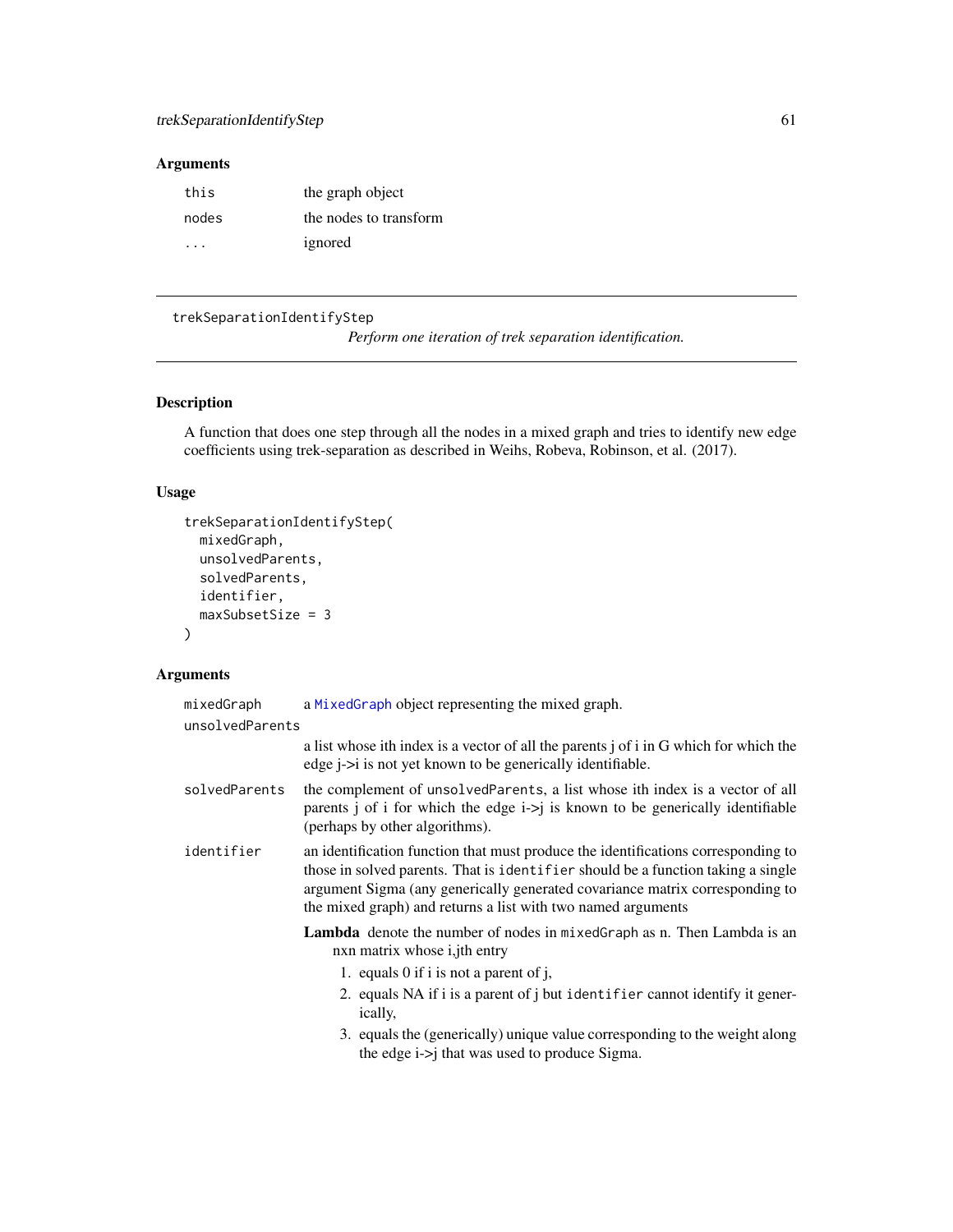### Arguments

| | |
|---|---|
| this | the graph object |
| nodes | the nodes to transform |
| ... | ignored |

---

## trekSeparationIdentifyStep

*Perform one iteration of trek separation identification.*

---

### Description

A function that does one step through all the nodes in a mixed graph and tries to identify new edge coefficients using trek-separation as described in Weihs, Robeva, Robinson, et al. (2017).

### Usage

```
trekSeparationIdentifyStep(
  mixedGraph,
  unsolvedParents,
  solvedParents,
  identifier,
  maxSubsetSize = 3
)
```

### Arguments

**mixedGraph** a MixedGraph object representing the mixed graph.

**unsolvedParents** a list whose ith index is a vector of all the parents j of i in G which for which the edge j->i is not yet known to be generically identifiable.

**solvedParents** the complement of unsolvedParents, a list whose ith index is a vector of all parents j of i for which the edge i->j is known to be generically identifiable (perhaps by other algorithms).

**identifier** an identification function that must produce the identifications corresponding to those in solved parents. That is identifier should be a function taking a single argument Sigma (any generically generated covariance matrix corresponding to the mixed graph) and returns a list with two named arguments

**Lambda** denote the number of nodes in mixedGraph as n. Then Lambda is an nxn matrix whose i,jth entry

1. equals 0 if i is not a parent of j,
2. equals NA if i is a parent of j but identifier cannot identify it generically,
3. equals the (generically) unique value corresponding to the weight along the edge i->j that was used to produce Sigma.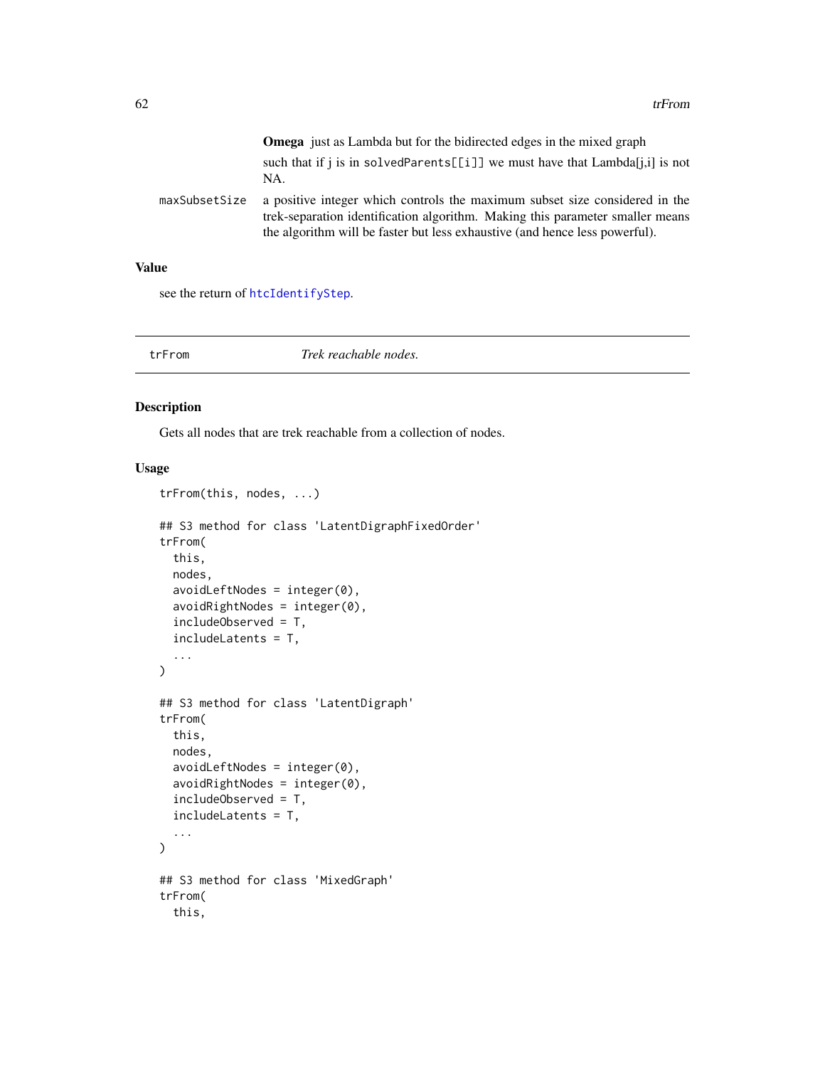**Omega** just as Lambda but for the bidirected edges in the mixed graph

such that if j is in `solvedParents[[i]]` we must have that Lambda[j,i] is not NA.

`maxSubsetSize` a positive integer which controls the maximum subset size considered in the trek-separation identification algorithm. Making this parameter smaller means the algorithm will be faster but less exhaustive (and hence less powerful).

### Value

see the return of `htcIdentifyStep`.

---

## trFrom *Trek reachable nodes.*

### Description

Gets all nodes that are trek reachable from a collection of nodes.

### Usage

```
trFrom(this, nodes, ...)

## S3 method for class 'LatentDigraphFixedOrder'
trFrom(
  this,
  nodes,
  avoidLeftNodes = integer(0),
  avoidRightNodes = integer(0),
  includeObserved = T,
  includeLatents = T,
  ...
)

## S3 method for class 'LatentDigraph'
trFrom(
  this,
  nodes,
  avoidLeftNodes = integer(0),
  avoidRightNodes = integer(0),
  includeObserved = T,
  includeLatents = T,
  ...
)

## S3 method for class 'MixedGraph'
trFrom(
  this,
```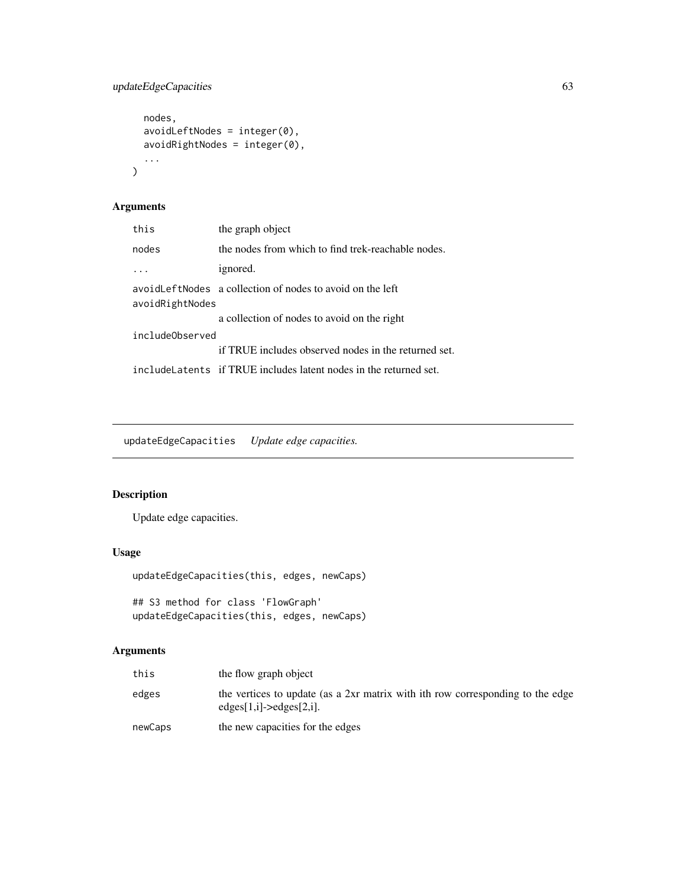```
  nodes,
  avoidLeftNodes = integer(0),
  avoidRightNodes = integer(0),
  ...
)
```

### Arguments

| | |
|---|---|
| this | the graph object |
| nodes | the nodes from which to find trek-reachable nodes. |
| ... | ignored. |
| avoidLeftNodes | a collection of nodes to avoid on the left |
| avoidRightNodes | a collection of nodes to avoid on the right |
| includeObserved | if TRUE includes observed nodes in the returned set. |
| includeLatents | if TRUE includes latent nodes in the returned set. |

---

## updateEdgeCapacities *Update edge capacities.*

### Description

Update edge capacities.

### Usage

```
updateEdgeCapacities(this, edges, newCaps)

## S3 method for class 'FlowGraph'
updateEdgeCapacities(this, edges, newCaps)
```

### Arguments

| | |
|---|---|
| this | the flow graph object |
| edges | the vertices to update (as a 2xr matrix with ith row corresponding to the edge edges[1,i]->edges[2,i]. |
| newCaps | the new capacities for the edges |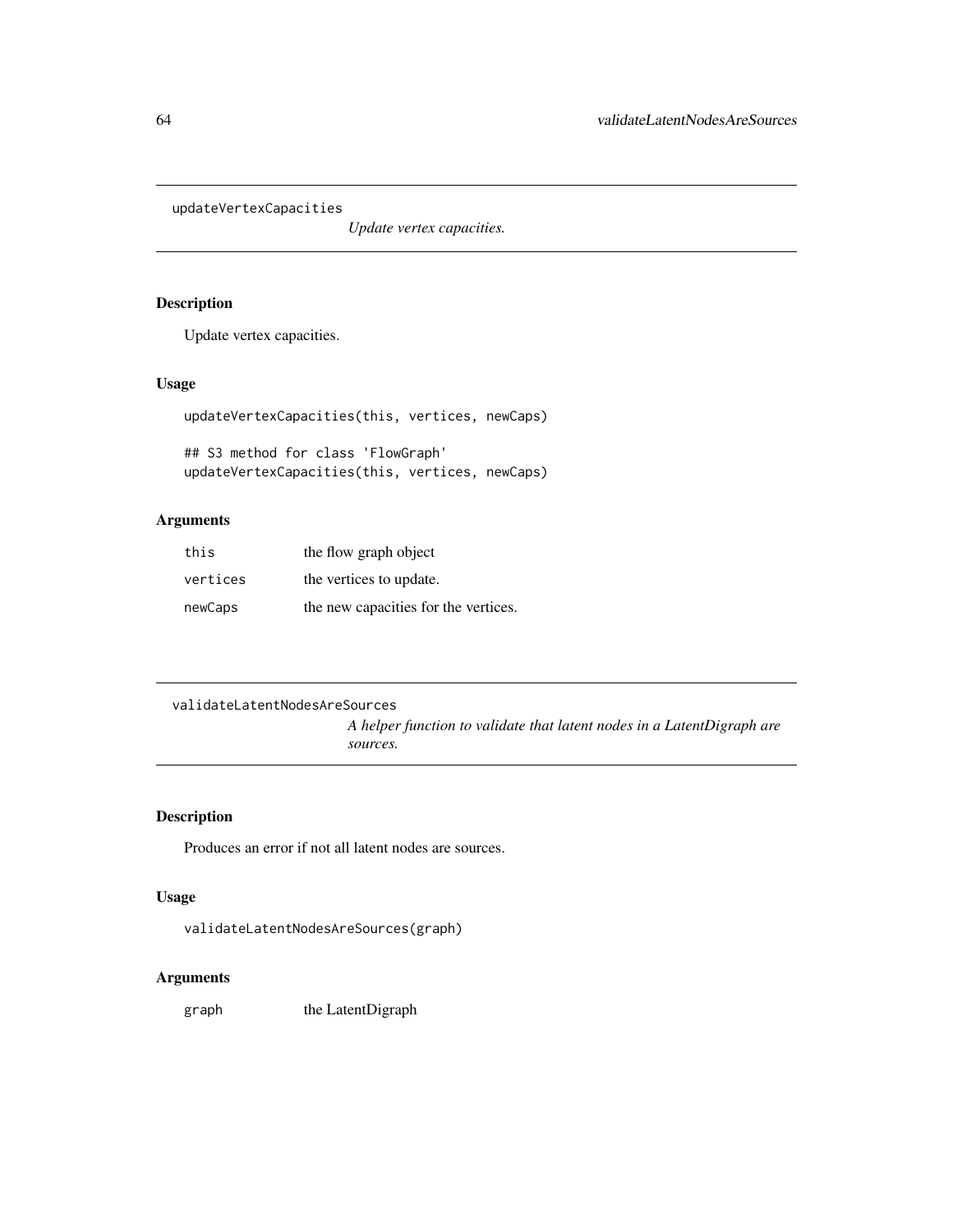## updateVertexCapacities

*Update vertex capacities.*

### Description

Update vertex capacities.

### Usage

```
updateVertexCapacities(this, vertices, newCaps)

## S3 method for class 'FlowGraph'
updateVertexCapacities(this, vertices, newCaps)
```

### Arguments

| | |
|---|---|
| `this` | the flow graph object |
| `vertices` | the vertices to update. |
| `newCaps` | the new capacities for the vertices. |

## validateLatentNodesAreSources

*A helper function to validate that latent nodes in a LatentDigraph are sources.*

### Description

Produces an error if not all latent nodes are sources.

### Usage

```
validateLatentNodesAreSources(graph)
```

### Arguments

| | |
|---|---|
| `graph` | the LatentDigraph |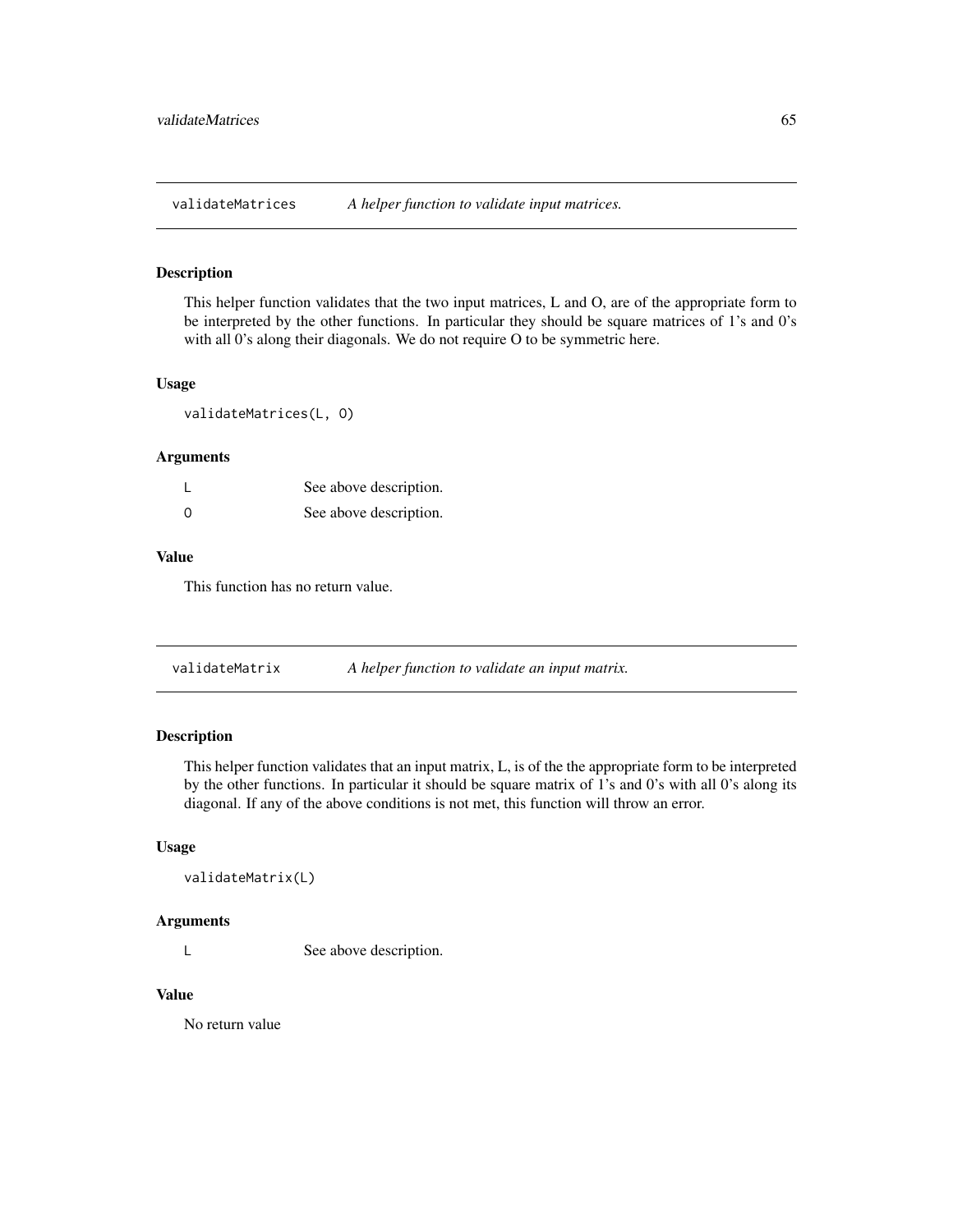## validateMatrices *A helper function to validate input matrices.*

### Description

This helper function validates that the two input matrices, L and O, are of the appropriate form to be interpreted by the other functions. In particular they should be square matrices of 1's and 0's with all 0's along their diagonals. We do not require O to be symmetric here.

### Usage

```
validateMatrices(L, O)
```

### Arguments

| | |
|---|---|
| L | See above description. |
| O | See above description. |

### Value

This function has no return value.

## validateMatrix *A helper function to validate an input matrix.*

### Description

This helper function validates that an input matrix, L, is of the the appropriate form to be interpreted by the other functions. In particular it should be square matrix of 1's and 0's with all 0's along its diagonal. If any of the above conditions is not met, this function will throw an error.

### Usage

```
validateMatrix(L)
```

### Arguments

| | |
|---|---|
| L | See above description. |

### Value

No return value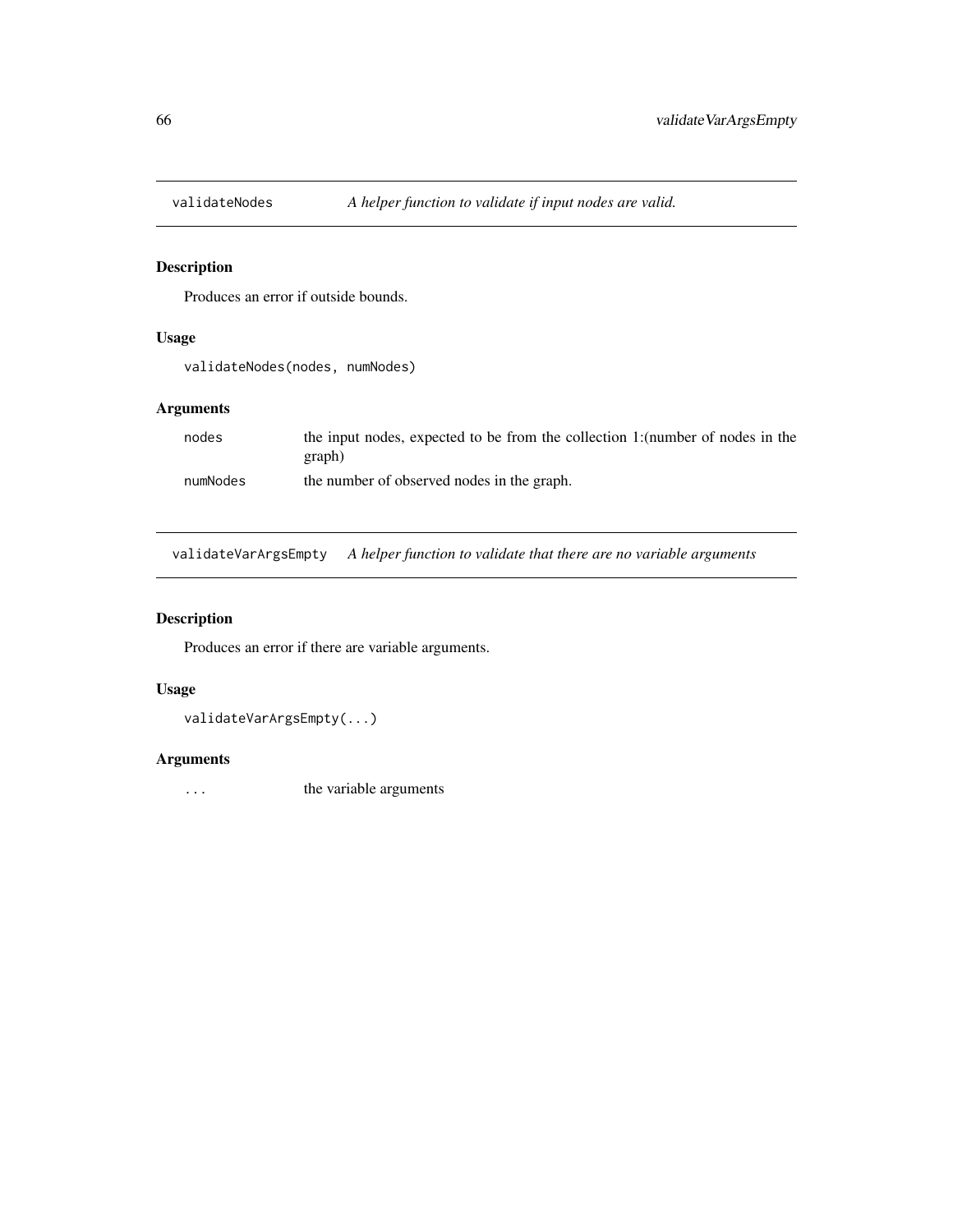## validateNodes — *A helper function to validate if input nodes are valid.*

### Description

Produces an error if outside bounds.

### Usage

```
validateNodes(nodes, numNodes)
```

### Arguments

| | |
|---|---|
| `nodes` | the input nodes, expected to be from the collection 1:(number of nodes in the graph) |
| `numNodes` | the number of observed nodes in the graph. |

## validateVarArgsEmpty — *A helper function to validate that there are no variable arguments*

### Description

Produces an error if there are variable arguments.

### Usage

```
validateVarArgsEmpty(...)
```

### Arguments

| | |
|---|---|
| `...` | the variable arguments |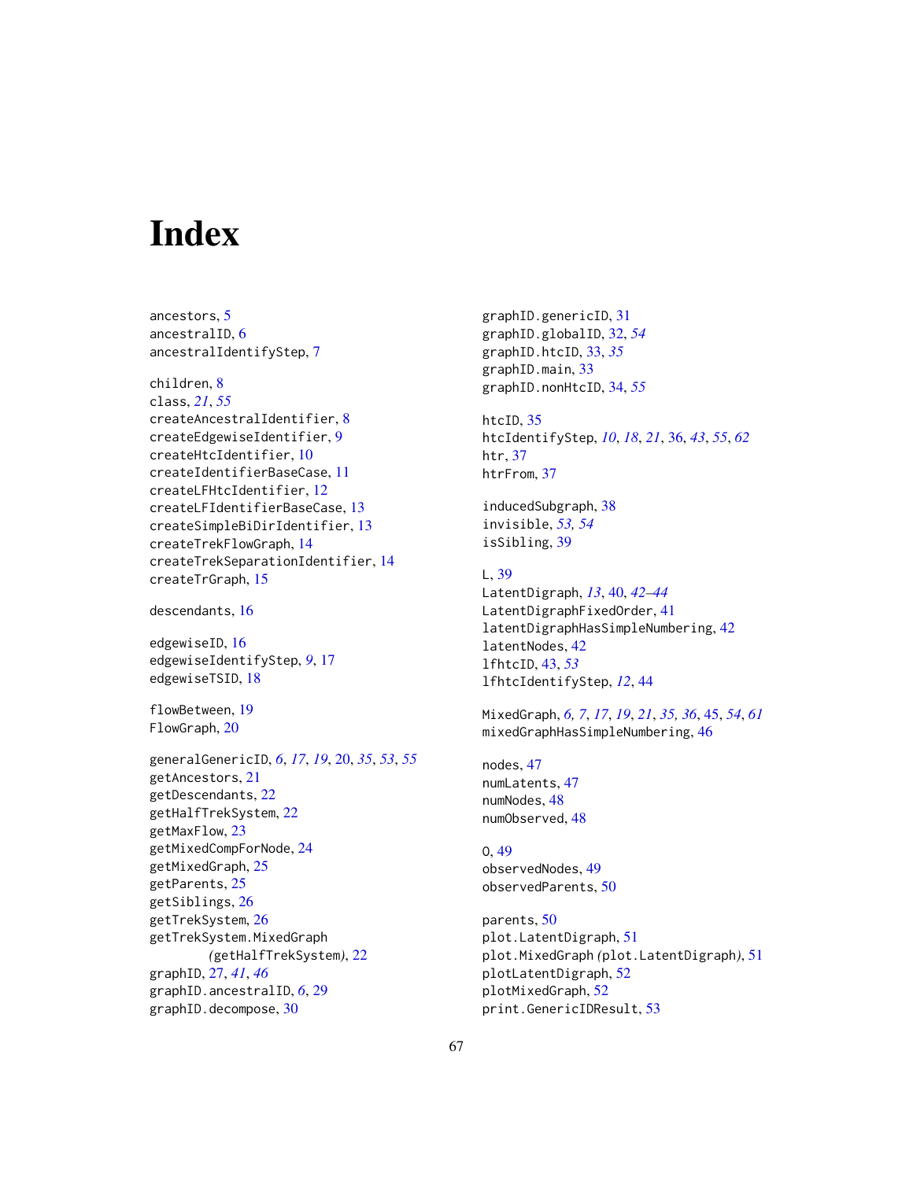# Index

ancestors, 5
ancestralID, 6
ancestralIdentifyStep, 7

children, 8
class, *21*, *55*
createAncestralIdentifier, 8
createEdgewiseIdentifier, 9
createHtcIdentifier, 10
createIdentifierBaseCase, 11
createLFHtcIdentifier, 12
createLFIdentifierBaseCase, 13
createSimpleBiDirIdentifier, 13
createTrekFlowGraph, 14
createTrekSeparationIdentifier, 14
createTrGraph, 15

descendants, 16

edgewiseID, 16
edgewiseIdentifyStep, *9*, 17
edgewiseTSID, 18

flowBetween, 19
FlowGraph, 20

generalGenericID, *6*, *17*, *19*, 20, *35*, *53*, *55*
getAncestors, 21
getDescendants, 22
getHalfTrekSystem, 22
getMaxFlow, 23
getMixedCompForNode, 24
getMixedGraph, 25
getParents, 25
getSiblings, 26
getTrekSystem, 26
getTrekSystem.MixedGraph
  *(getHalfTrekSystem)*, 22
graphID, 27, *41*, *46*
graphID.ancestralID, *6*, 29
graphID.decompose, 30
graphID.genericID, 31
graphID.globalID, 32, *54*
graphID.htcID, 33, *35*
graphID.main, 33
graphID.nonHtcID, 34, *55*

htcID, 35
htcIdentifyStep, *10*, *18*, *21*, 36, *43*, *55*, *62*
htr, 37
htrFrom, 37

inducedSubgraph, 38
invisible, *53*, *54*
isSibling, 39

L, 39
LatentDigraph, *13*, 40, *42–44*
LatentDigraphFixedOrder, 41
latentDigraphHasSimpleNumbering, 42
latentNodes, 42
lfhtcID, 43, *53*
lfhtcIdentifyStep, *12*, 44

MixedGraph, *6*, *7*, *17*, *19*, *21*, *35*, *36*, 45, *54*, *61*
mixedGraphHasSimpleNumbering, 46

nodes, 47
numLatents, 47
numNodes, 48
numObserved, 48

O, 49
observedNodes, 49
observedParents, 50

parents, 50
plot.LatentDigraph, 51
plot.MixedGraph *(plot.LatentDigraph)*, 51
plotLatentDigraph, 52
plotMixedGraph, 52
print.GenericIDResult, 53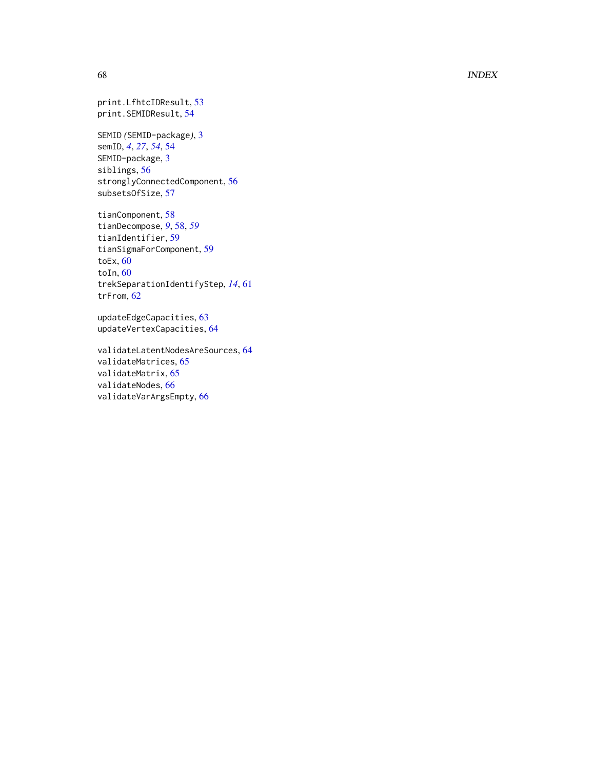print.LfhtcIDResult, 53
print.SEMIDResult, 54

SEMID (SEMID-package), 3
semID, *4*, *27*, *54*, 54
SEMID-package, 3
siblings, 56
stronglyConnectedComponent, 56
subsetsOfSize, 57

tianComponent, 58
tianDecompose, *9*, 58, *59*
tianIdentifier, 59
tianSigmaForComponent, 59
toEx, 60
toIn, 60
trekSeparationIdentifyStep, *14*, 61
trFrom, 62

updateEdgeCapacities, 63
updateVertexCapacities, 64

validateLatentNodesAreSources, 64
validateMatrices, 65
validateMatrix, 65
validateNodes, 66
validateVarArgsEmpty, 66